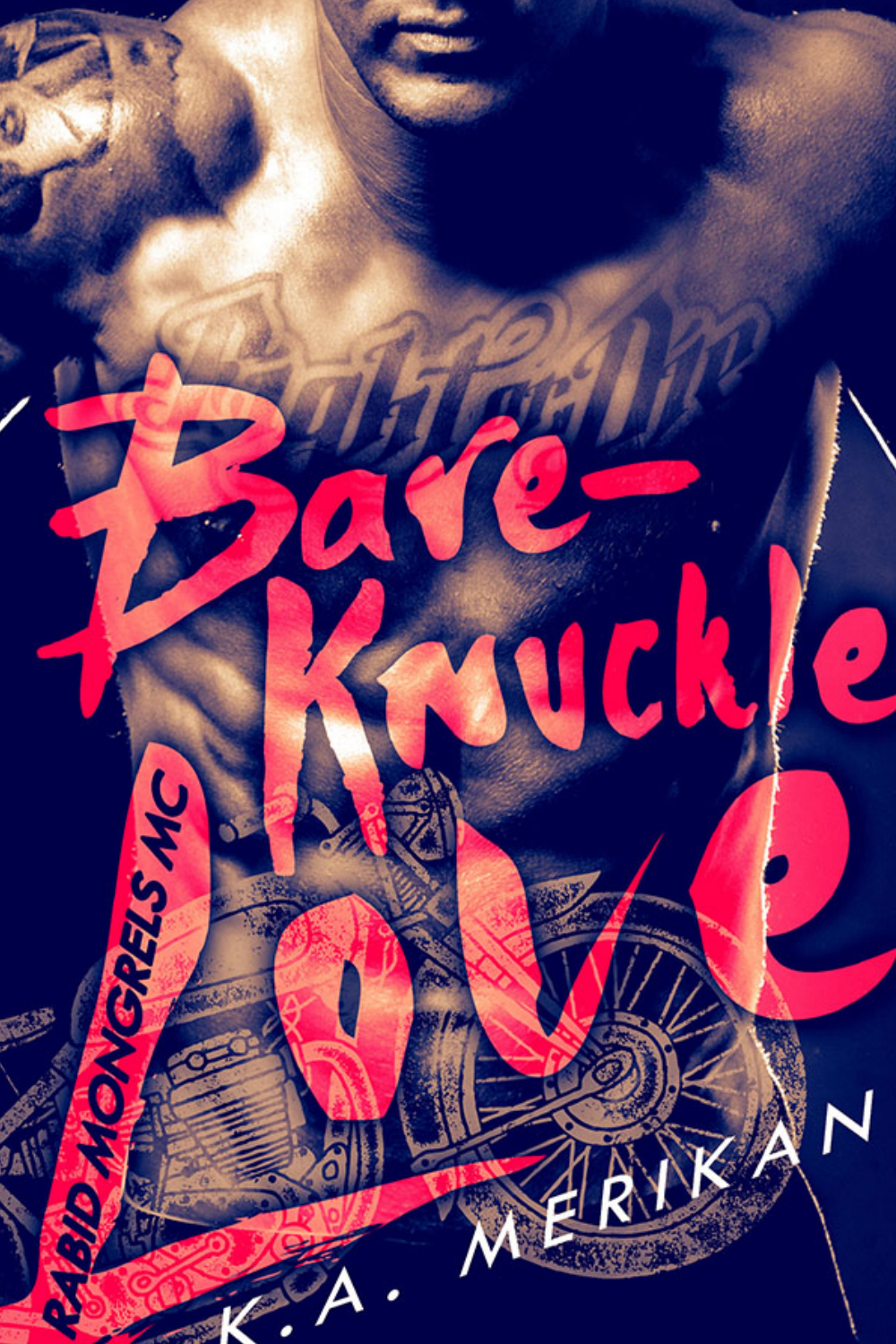# Bare-Knuckle Love

RABID MONGRELS MC

K.A. MERIKAN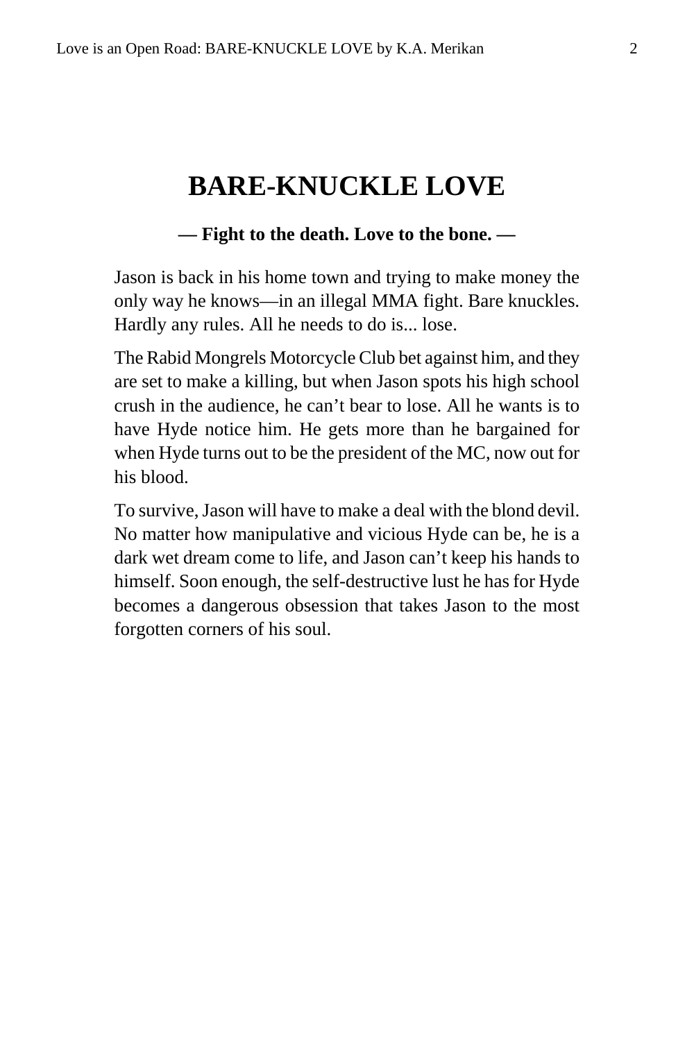# BARE-KNUCKLE LOVE

**— Fight to the death. Love to the bone. —**

Jason is back in his home town and trying to make money the only way he knows—in an illegal MMA fight. Bare knuckles. Hardly any rules. All he needs to do is... lose.

The Rabid Mongrels Motorcycle Club bet against him, and they are set to make a killing, but when Jason spots his high school crush in the audience, he can't bear to lose. All he wants is to have Hyde notice him. He gets more than he bargained for when Hyde turns out to be the president of the MC, now out for his blood.

To survive, Jason will have to make a deal with the blond devil. No matter how manipulative and vicious Hyde can be, he is a dark wet dream come to life, and Jason can't keep his hands to himself. Soon enough, the self-destructive lust he has for Hyde becomes a dangerous obsession that takes Jason to the most forgotten corners of his soul.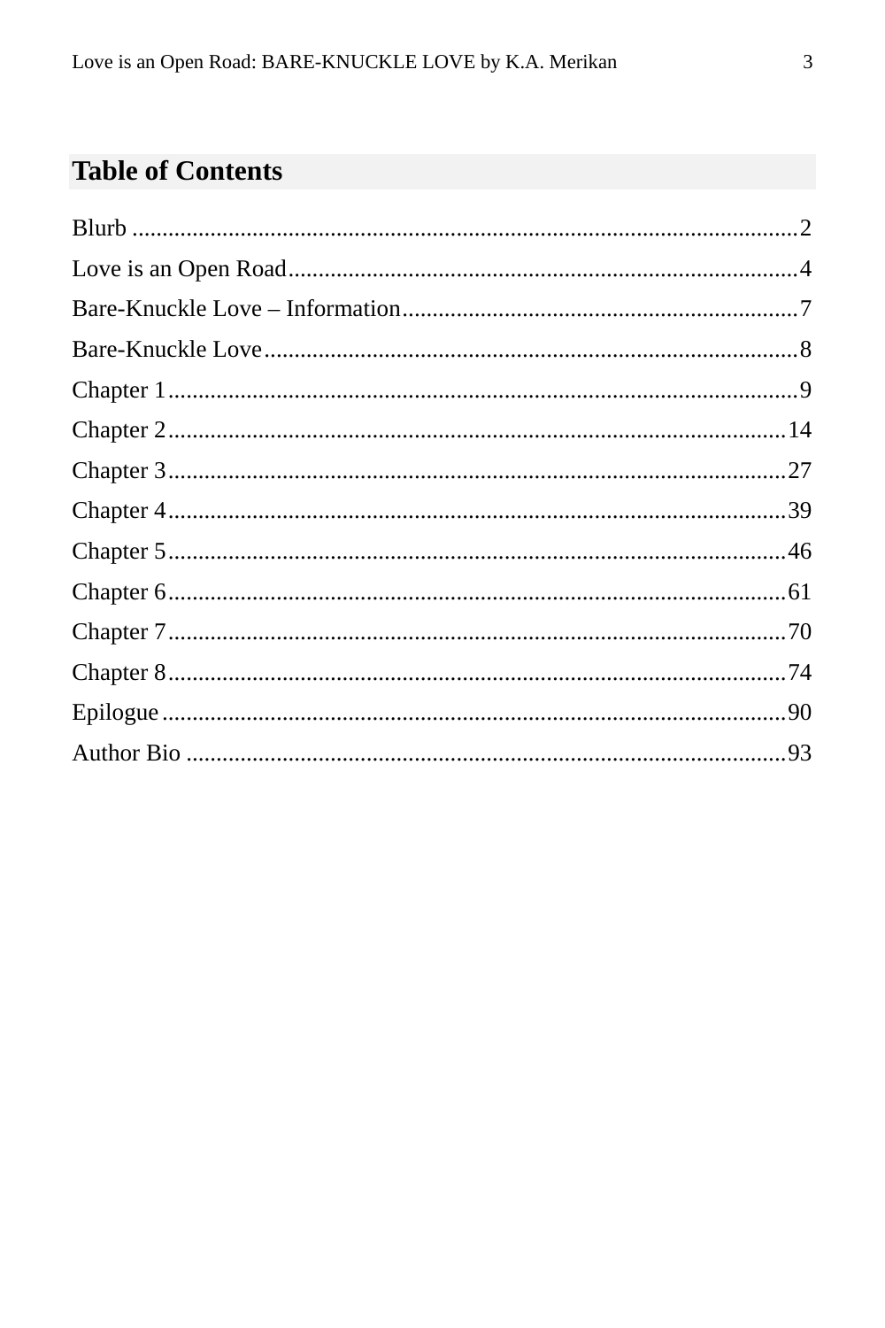## Table of Contents

Blurb ... 2
Love is an Open Road ... 4
Bare-Knuckle Love – Information ... 7
Bare-Knuckle Love ... 8
Chapter 1 ... 9
Chapter 2 ... 14
Chapter 3 ... 27
Chapter 4 ... 39
Chapter 5 ... 46
Chapter 6 ... 61
Chapter 7 ... 70
Chapter 8 ... 74
Epilogue ... 90
Author Bio ... 93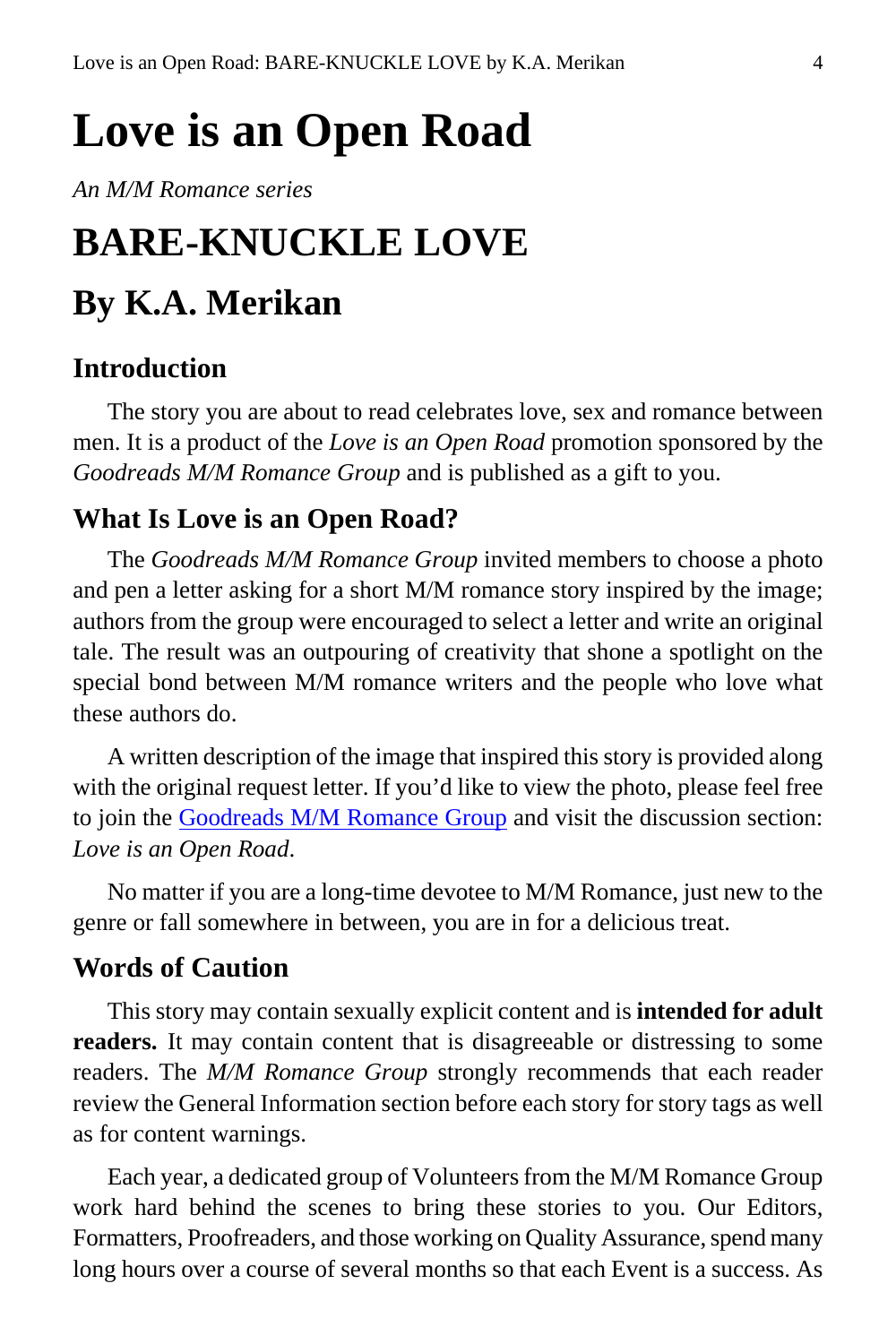# Love is an Open Road

*An M/M Romance series*

# BARE-KNUCKLE LOVE

## By K.A. Merikan

### Introduction

The story you are about to read celebrates love, sex and romance between men. It is a product of the *Love is an Open Road* promotion sponsored by the *Goodreads M/M Romance Group* and is published as a gift to you.

### What Is Love is an Open Road?

The *Goodreads M/M Romance Group* invited members to choose a photo and pen a letter asking for a short M/M romance story inspired by the image; authors from the group were encouraged to select a letter and write an original tale. The result was an outpouring of creativity that shone a spotlight on the special bond between M/M romance writers and the people who love what these authors do.

A written description of the image that inspired this story is provided along with the original request letter. If you'd like to view the photo, please feel free to join the Goodreads M/M Romance Group and visit the discussion section: *Love is an Open Road*.

No matter if you are a long-time devotee to M/M Romance, just new to the genre or fall somewhere in between, you are in for a delicious treat.

### Words of Caution

This story may contain sexually explicit content and is **intended for adult readers.** It may contain content that is disagreeable or distressing to some readers. The *M/M Romance Group* strongly recommends that each reader review the General Information section before each story for story tags as well as for content warnings.

Each year, a dedicated group of Volunteers from the M/M Romance Group work hard behind the scenes to bring these stories to you. Our Editors, Formatters, Proofreaders, and those working on Quality Assurance, spend many long hours over a course of several months so that each Event is a success. As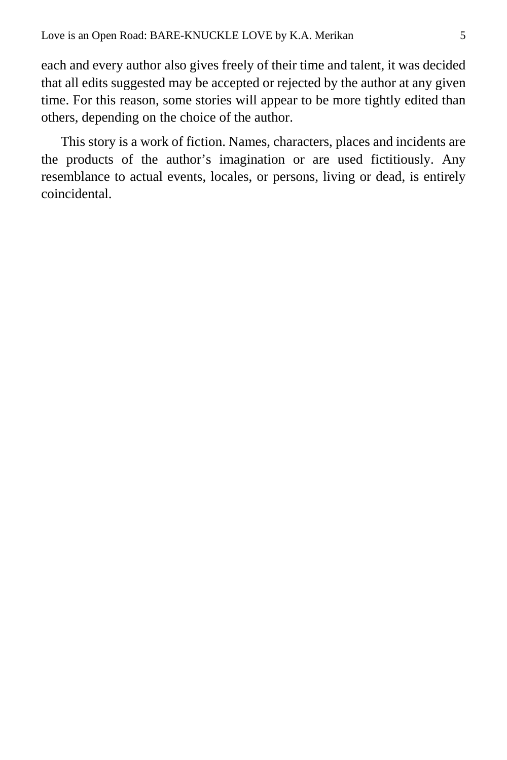each and every author also gives freely of their time and talent, it was decided that all edits suggested may be accepted or rejected by the author at any given time. For this reason, some stories will appear to be more tightly edited than others, depending on the choice of the author.

This story is a work of fiction. Names, characters, places and incidents are the products of the author's imagination or are used fictitiously. Any resemblance to actual events, locales, or persons, living or dead, is entirely coincidental.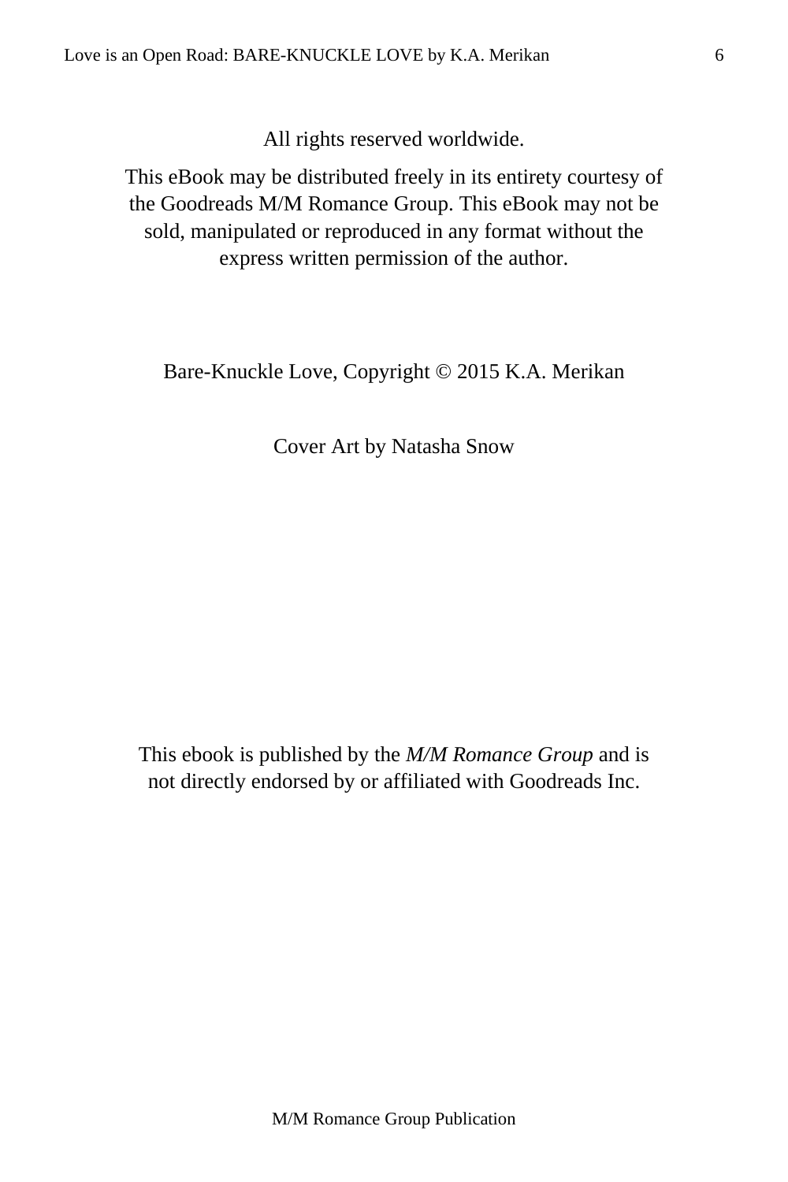All rights reserved worldwide.

This eBook may be distributed freely in its entirety courtesy of the Goodreads M/M Romance Group. This eBook may not be sold, manipulated or reproduced in any format without the express written permission of the author.

Bare-Knuckle Love, Copyright © 2015 K.A. Merikan

Cover Art by Natasha Snow

This ebook is published by the *M/M Romance Group* and is not directly endorsed by or affiliated with Goodreads Inc.

M/M Romance Group Publication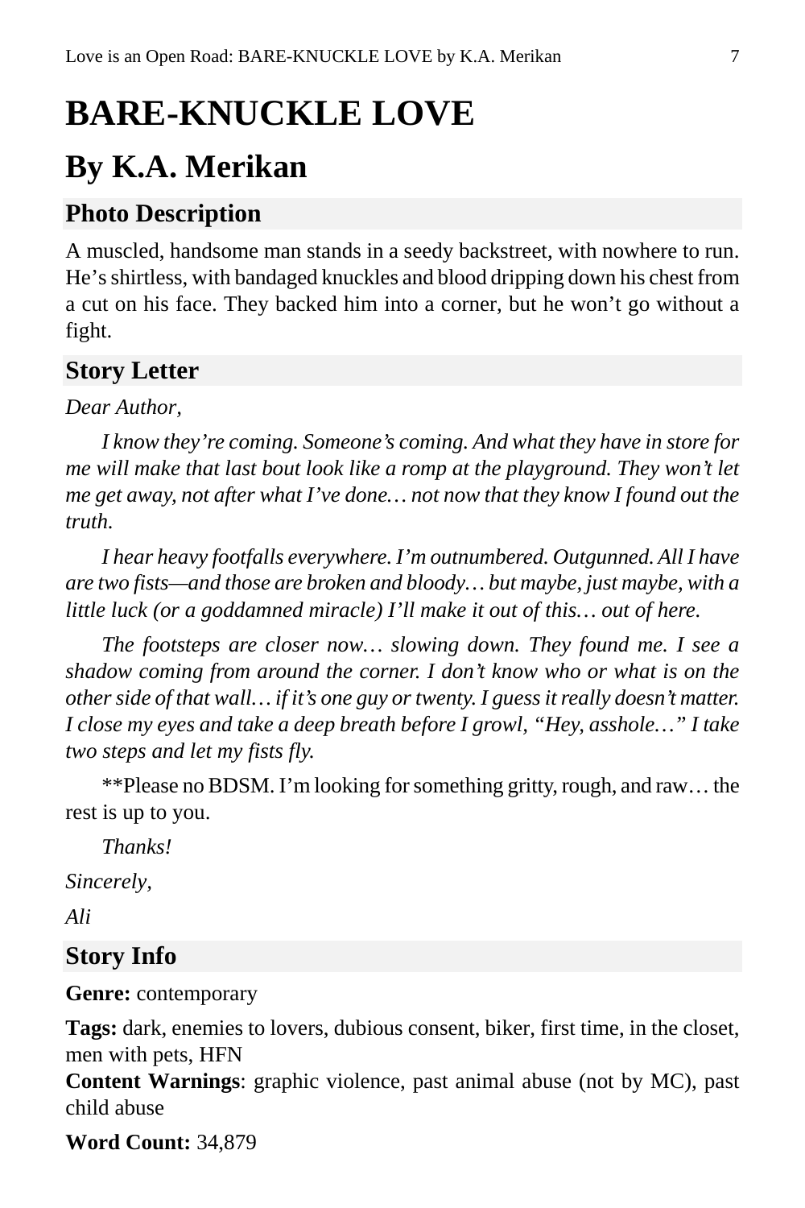# BARE-KNUCKLE LOVE

## By K.A. Merikan

### Photo Description

A muscled, handsome man stands in a seedy backstreet, with nowhere to run. He's shirtless, with bandaged knuckles and blood dripping down his chest from a cut on his face. They backed him into a corner, but he won't go without a fight.

### Story Letter

*Dear Author,*

*I know they're coming. Someone's coming. And what they have in store for me will make that last bout look like a romp at the playground. They won't let me get away, not after what I've done… not now that they know I found out the truth.*

*I hear heavy footfalls everywhere. I'm outnumbered. Outgunned. All I have are two fists—and those are broken and bloody… but maybe, just maybe, with a little luck (or a goddamned miracle) I'll make it out of this… out of here.*

*The footsteps are closer now… slowing down. They found me. I see a shadow coming from around the corner. I don't know who or what is on the other side of that wall… if it's one guy or twenty. I guess it really doesn't matter. I close my eyes and take a deep breath before I growl, "Hey, asshole…" I take two steps and let my fists fly.*

**Please no BDSM. I'm looking for something gritty, rough, and raw… the rest is up to you.

*Thanks!*

*Sincerely,*

*Ali*

### Story Info

**Genre:** contemporary

**Tags:** dark, enemies to lovers, dubious consent, biker, first time, in the closet, men with pets, HFN

**Content Warnings**: graphic violence, past animal abuse (not by MC), past child abuse

**Word Count:** 34,879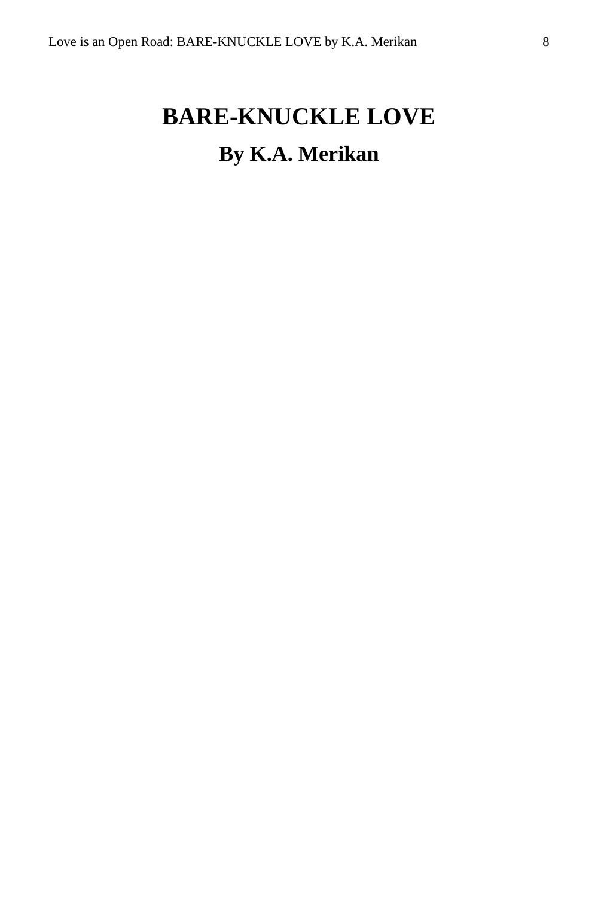# BARE-KNUCKLE LOVE

## By K.A. Merikan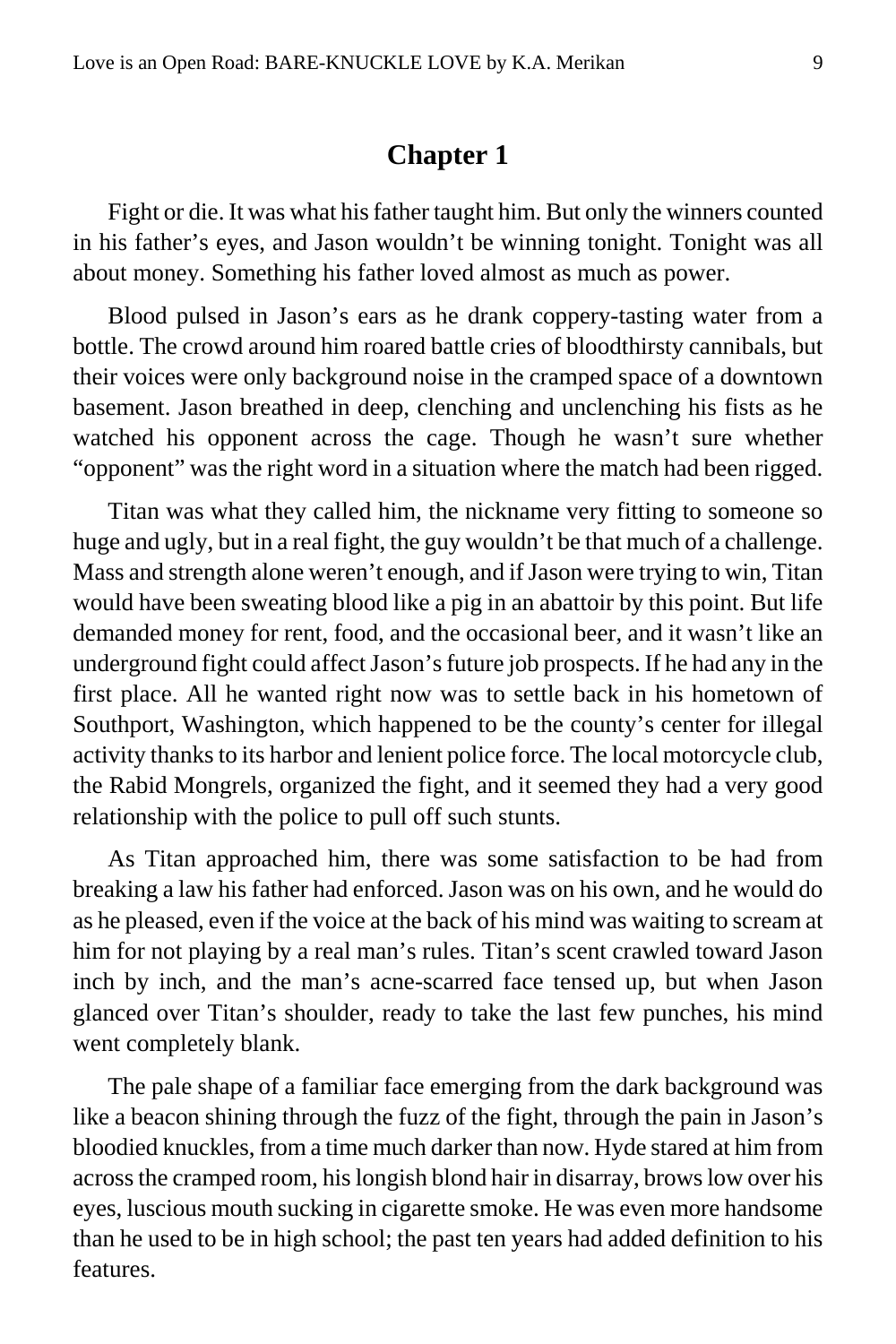# Chapter 1

Fight or die. It was what his father taught him. But only the winners counted in his father's eyes, and Jason wouldn't be winning tonight. Tonight was all about money. Something his father loved almost as much as power.

Blood pulsed in Jason's ears as he drank coppery-tasting water from a bottle. The crowd around him roared battle cries of bloodthirsty cannibals, but their voices were only background noise in the cramped space of a downtown basement. Jason breathed in deep, clenching and unclenching his fists as he watched his opponent across the cage. Though he wasn't sure whether "opponent" was the right word in a situation where the match had been rigged.

Titan was what they called him, the nickname very fitting to someone so huge and ugly, but in a real fight, the guy wouldn't be that much of a challenge. Mass and strength alone weren't enough, and if Jason were trying to win, Titan would have been sweating blood like a pig in an abattoir by this point. But life demanded money for rent, food, and the occasional beer, and it wasn't like an underground fight could affect Jason's future job prospects. If he had any in the first place. All he wanted right now was to settle back in his hometown of Southport, Washington, which happened to be the county's center for illegal activity thanks to its harbor and lenient police force. The local motorcycle club, the Rabid Mongrels, organized the fight, and it seemed they had a very good relationship with the police to pull off such stunts.

As Titan approached him, there was some satisfaction to be had from breaking a law his father had enforced. Jason was on his own, and he would do as he pleased, even if the voice at the back of his mind was waiting to scream at him for not playing by a real man's rules. Titan's scent crawled toward Jason inch by inch, and the man's acne-scarred face tensed up, but when Jason glanced over Titan's shoulder, ready to take the last few punches, his mind went completely blank.

The pale shape of a familiar face emerging from the dark background was like a beacon shining through the fuzz of the fight, through the pain in Jason's bloodied knuckles, from a time much darker than now. Hyde stared at him from across the cramped room, his longish blond hair in disarray, brows low over his eyes, luscious mouth sucking in cigarette smoke. He was even more handsome than he used to be in high school; the past ten years had added definition to his features.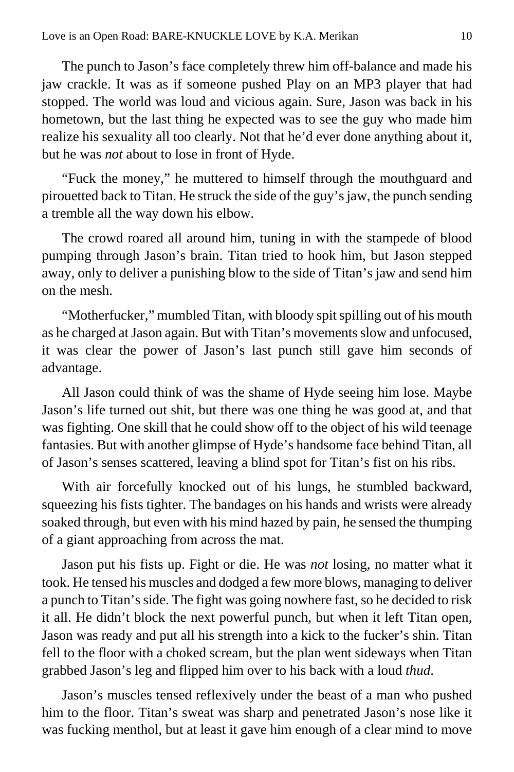The punch to Jason's face completely threw him off-balance and made his jaw crackle. It was as if someone pushed Play on an MP3 player that had stopped. The world was loud and vicious again. Sure, Jason was back in his hometown, but the last thing he expected was to see the guy who made him realize his sexuality all too clearly. Not that he'd ever done anything about it, but he was *not* about to lose in front of Hyde.

"Fuck the money," he muttered to himself through the mouthguard and pirouetted back to Titan. He struck the side of the guy's jaw, the punch sending a tremble all the way down his elbow.

The crowd roared all around him, tuning in with the stampede of blood pumping through Jason's brain. Titan tried to hook him, but Jason stepped away, only to deliver a punishing blow to the side of Titan's jaw and send him on the mesh.

"Motherfucker," mumbled Titan, with bloody spit spilling out of his mouth as he charged at Jason again. But with Titan's movements slow and unfocused, it was clear the power of Jason's last punch still gave him seconds of advantage.

All Jason could think of was the shame of Hyde seeing him lose. Maybe Jason's life turned out shit, but there was one thing he was good at, and that was fighting. One skill that he could show off to the object of his wild teenage fantasies. But with another glimpse of Hyde's handsome face behind Titan, all of Jason's senses scattered, leaving a blind spot for Titan's fist on his ribs.

With air forcefully knocked out of his lungs, he stumbled backward, squeezing his fists tighter. The bandages on his hands and wrists were already soaked through, but even with his mind hazed by pain, he sensed the thumping of a giant approaching from across the mat.

Jason put his fists up. Fight or die. He was *not* losing, no matter what it took. He tensed his muscles and dodged a few more blows, managing to deliver a punch to Titan's side. The fight was going nowhere fast, so he decided to risk it all. He didn't block the next powerful punch, but when it left Titan open, Jason was ready and put all his strength into a kick to the fucker's shin. Titan fell to the floor with a choked scream, but the plan went sideways when Titan grabbed Jason's leg and flipped him over to his back with a loud *thud*.

Jason's muscles tensed reflexively under the beast of a man who pushed him to the floor. Titan's sweat was sharp and penetrated Jason's nose like it was fucking menthol, but at least it gave him enough of a clear mind to move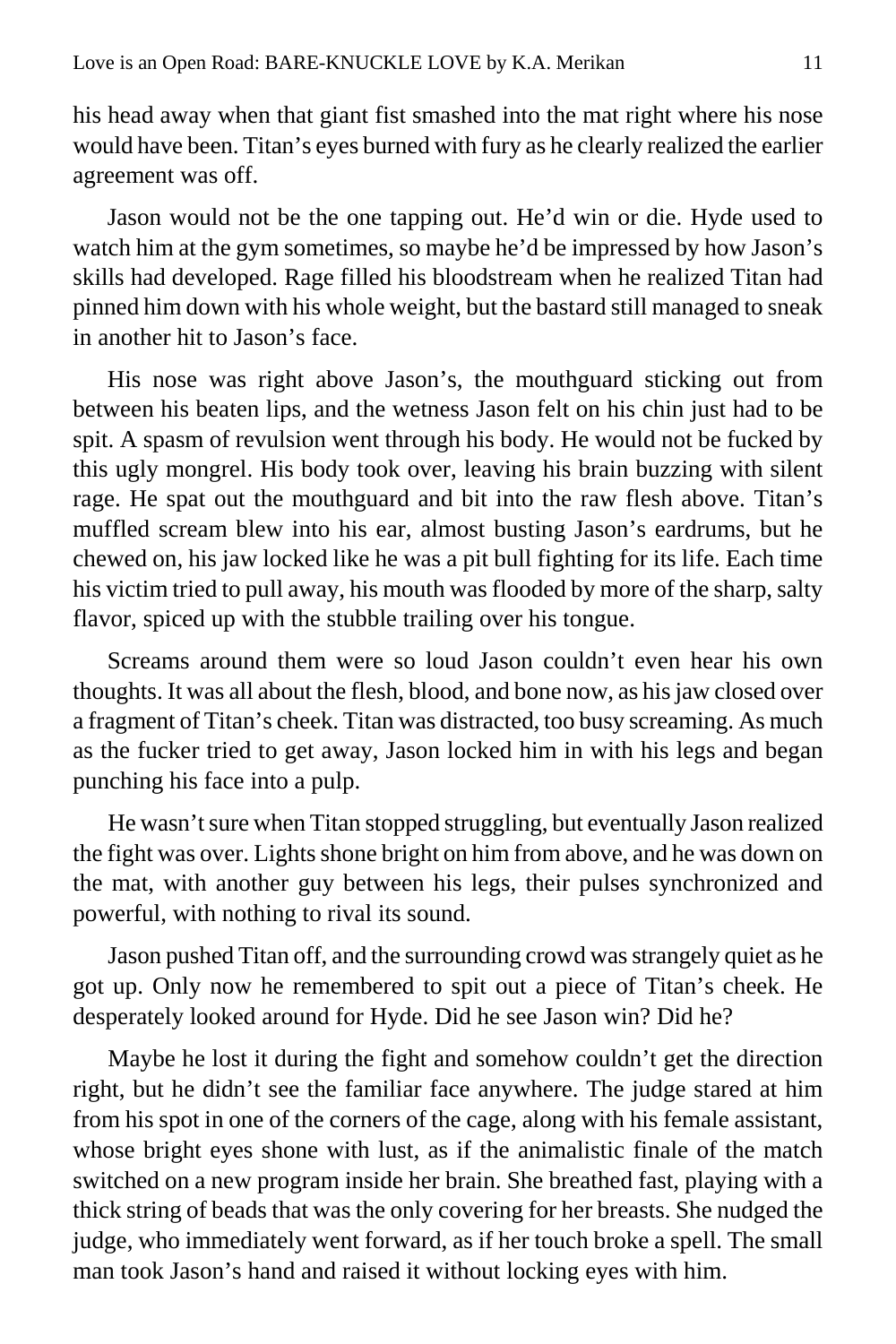his head away when that giant fist smashed into the mat right where his nose would have been. Titan's eyes burned with fury as he clearly realized the earlier agreement was off.

Jason would not be the one tapping out. He'd win or die. Hyde used to watch him at the gym sometimes, so maybe he'd be impressed by how Jason's skills had developed. Rage filled his bloodstream when he realized Titan had pinned him down with his whole weight, but the bastard still managed to sneak in another hit to Jason's face.

His nose was right above Jason's, the mouthguard sticking out from between his beaten lips, and the wetness Jason felt on his chin just had to be spit. A spasm of revulsion went through his body. He would not be fucked by this ugly mongrel. His body took over, leaving his brain buzzing with silent rage. He spat out the mouthguard and bit into the raw flesh above. Titan's muffled scream blew into his ear, almost busting Jason's eardrums, but he chewed on, his jaw locked like he was a pit bull fighting for its life. Each time his victim tried to pull away, his mouth was flooded by more of the sharp, salty flavor, spiced up with the stubble trailing over his tongue.

Screams around them were so loud Jason couldn't even hear his own thoughts. It was all about the flesh, blood, and bone now, as his jaw closed over a fragment of Titan's cheek. Titan was distracted, too busy screaming. As much as the fucker tried to get away, Jason locked him in with his legs and began punching his face into a pulp.

He wasn't sure when Titan stopped struggling, but eventually Jason realized the fight was over. Lights shone bright on him from above, and he was down on the mat, with another guy between his legs, their pulses synchronized and powerful, with nothing to rival its sound.

Jason pushed Titan off, and the surrounding crowd was strangely quiet as he got up. Only now he remembered to spit out a piece of Titan's cheek. He desperately looked around for Hyde. Did he see Jason win? Did he?

Maybe he lost it during the fight and somehow couldn't get the direction right, but he didn't see the familiar face anywhere. The judge stared at him from his spot in one of the corners of the cage, along with his female assistant, whose bright eyes shone with lust, as if the animalistic finale of the match switched on a new program inside her brain. She breathed fast, playing with a thick string of beads that was the only covering for her breasts. She nudged the judge, who immediately went forward, as if her touch broke a spell. The small man took Jason's hand and raised it without locking eyes with him.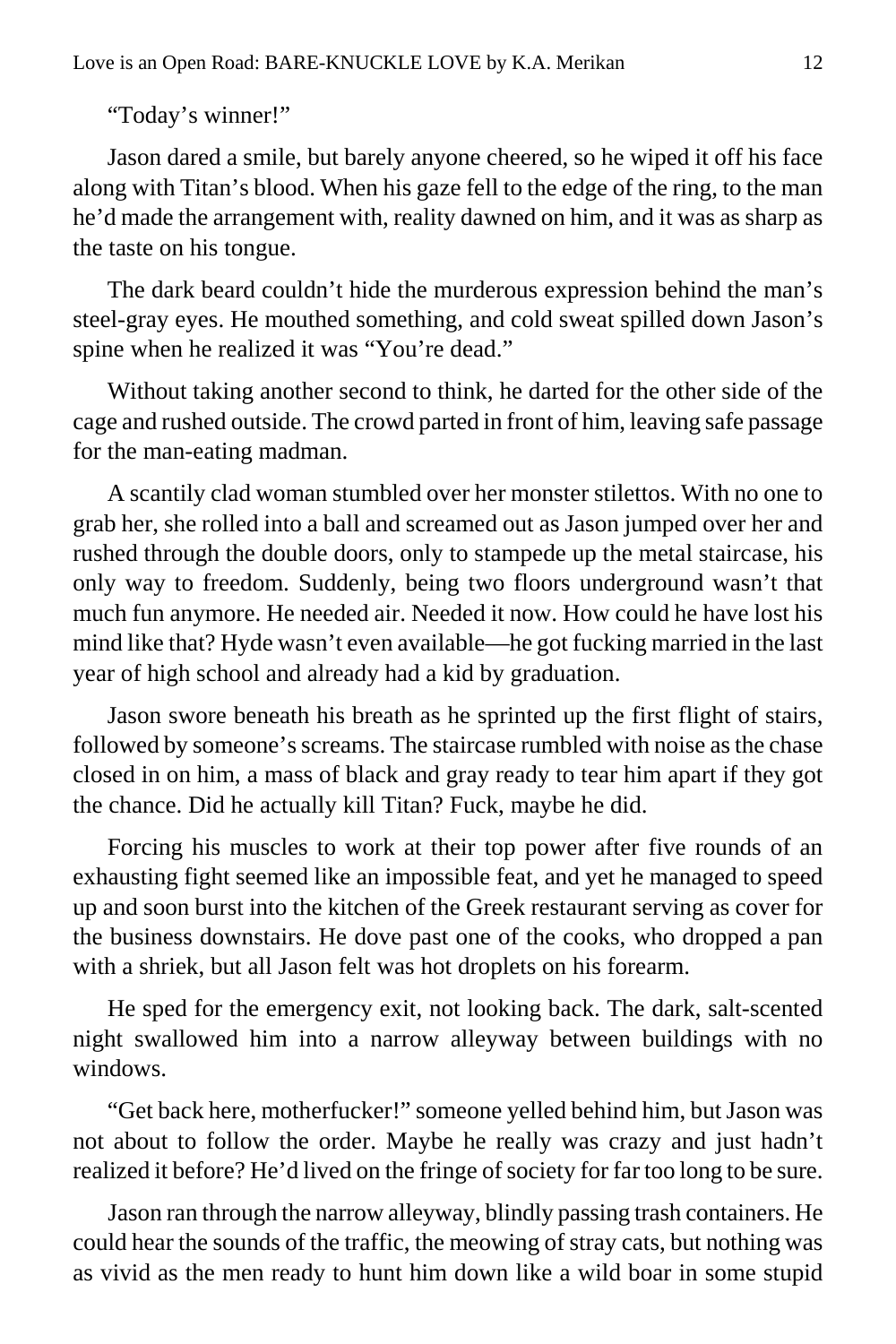"Today's winner!"

Jason dared a smile, but barely anyone cheered, so he wiped it off his face along with Titan's blood. When his gaze fell to the edge of the ring, to the man he'd made the arrangement with, reality dawned on him, and it was as sharp as the taste on his tongue.

The dark beard couldn't hide the murderous expression behind the man's steel-gray eyes. He mouthed something, and cold sweat spilled down Jason's spine when he realized it was "You're dead."

Without taking another second to think, he darted for the other side of the cage and rushed outside. The crowd parted in front of him, leaving safe passage for the man-eating madman.

A scantily clad woman stumbled over her monster stilettos. With no one to grab her, she rolled into a ball and screamed out as Jason jumped over her and rushed through the double doors, only to stampede up the metal staircase, his only way to freedom. Suddenly, being two floors underground wasn't that much fun anymore. He needed air. Needed it now. How could he have lost his mind like that? Hyde wasn't even available—he got fucking married in the last year of high school and already had a kid by graduation.

Jason swore beneath his breath as he sprinted up the first flight of stairs, followed by someone's screams. The staircase rumbled with noise as the chase closed in on him, a mass of black and gray ready to tear him apart if they got the chance. Did he actually kill Titan? Fuck, maybe he did.

Forcing his muscles to work at their top power after five rounds of an exhausting fight seemed like an impossible feat, and yet he managed to speed up and soon burst into the kitchen of the Greek restaurant serving as cover for the business downstairs. He dove past one of the cooks, who dropped a pan with a shriek, but all Jason felt was hot droplets on his forearm.

He sped for the emergency exit, not looking back. The dark, salt-scented night swallowed him into a narrow alleyway between buildings with no windows.

"Get back here, motherfucker!" someone yelled behind him, but Jason was not about to follow the order. Maybe he really was crazy and just hadn't realized it before? He'd lived on the fringe of society for far too long to be sure.

Jason ran through the narrow alleyway, blindly passing trash containers. He could hear the sounds of the traffic, the meowing of stray cats, but nothing was as vivid as the men ready to hunt him down like a wild boar in some stupid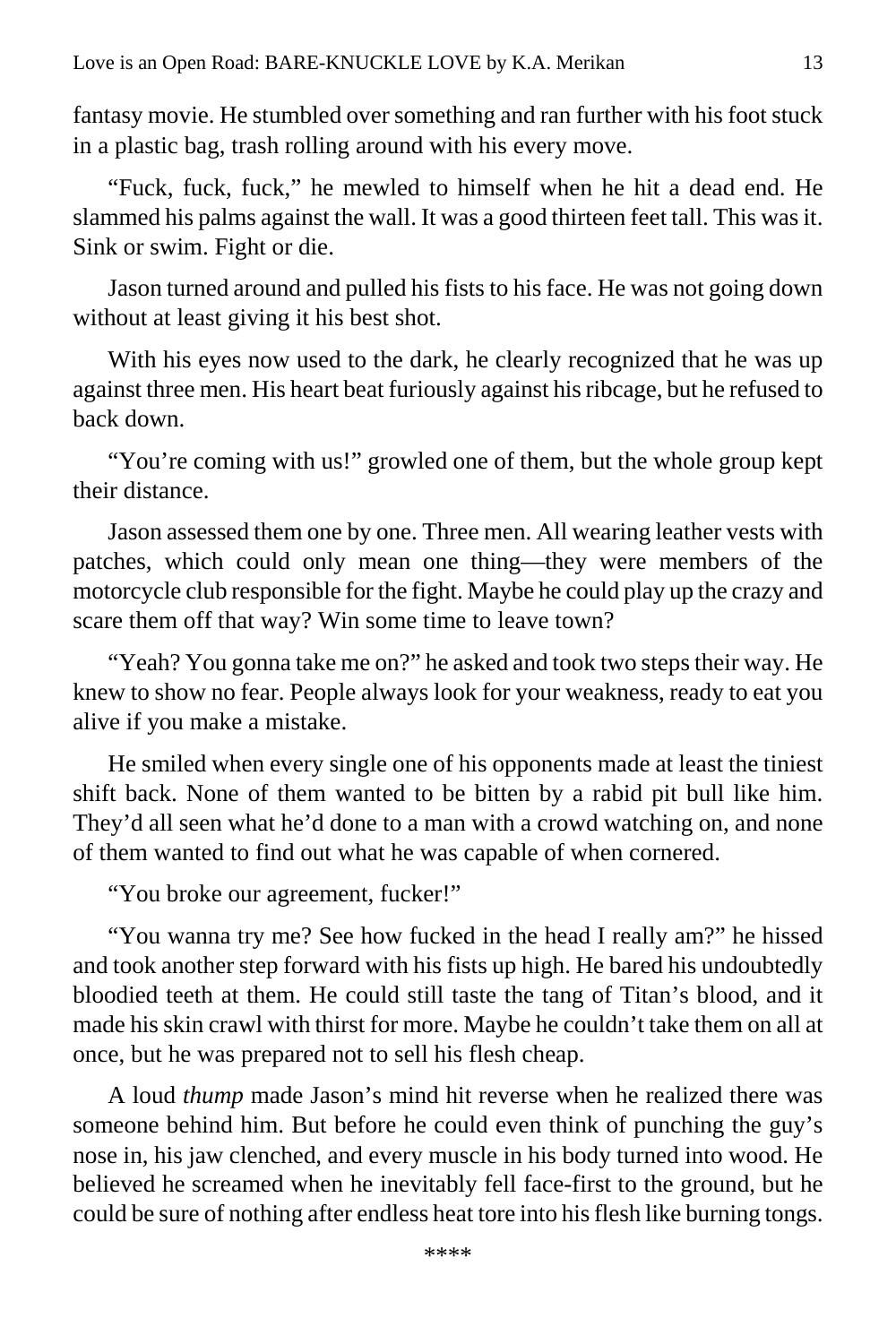fantasy movie. He stumbled over something and ran further with his foot stuck in a plastic bag, trash rolling around with his every move.

"Fuck, fuck, fuck," he mewled to himself when he hit a dead end. He slammed his palms against the wall. It was a good thirteen feet tall. This was it. Sink or swim. Fight or die.

Jason turned around and pulled his fists to his face. He was not going down without at least giving it his best shot.

With his eyes now used to the dark, he clearly recognized that he was up against three men. His heart beat furiously against his ribcage, but he refused to back down.

"You're coming with us!" growled one of them, but the whole group kept their distance.

Jason assessed them one by one. Three men. All wearing leather vests with patches, which could only mean one thing—they were members of the motorcycle club responsible for the fight. Maybe he could play up the crazy and scare them off that way? Win some time to leave town?

"Yeah? You gonna take me on?" he asked and took two steps their way. He knew to show no fear. People always look for your weakness, ready to eat you alive if you make a mistake.

He smiled when every single one of his opponents made at least the tiniest shift back. None of them wanted to be bitten by a rabid pit bull like him. They'd all seen what he'd done to a man with a crowd watching on, and none of them wanted to find out what he was capable of when cornered.

"You broke our agreement, fucker!"

"You wanna try me? See how fucked in the head I really am?" he hissed and took another step forward with his fists up high. He bared his undoubtedly bloodied teeth at them. He could still taste the tang of Titan's blood, and it made his skin crawl with thirst for more. Maybe he couldn't take them on all at once, but he was prepared not to sell his flesh cheap.

A loud *thump* made Jason's mind hit reverse when he realized there was someone behind him. But before he could even think of punching the guy's nose in, his jaw clenched, and every muscle in his body turned into wood. He believed he screamed when he inevitably fell face-first to the ground, but he could be sure of nothing after endless heat tore into his flesh like burning tongs.

\*\*\*\*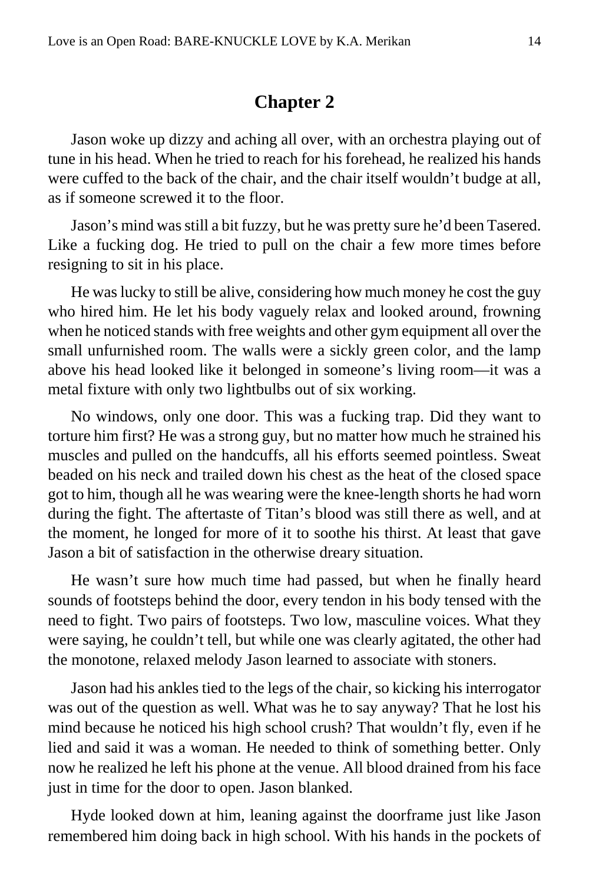## Chapter 2

Jason woke up dizzy and aching all over, with an orchestra playing out of tune in his head. When he tried to reach for his forehead, he realized his hands were cuffed to the back of the chair, and the chair itself wouldn't budge at all, as if someone screwed it to the floor.

Jason's mind was still a bit fuzzy, but he was pretty sure he'd been Tasered. Like a fucking dog. He tried to pull on the chair a few more times before resigning to sit in his place.

He was lucky to still be alive, considering how much money he cost the guy who hired him. He let his body vaguely relax and looked around, frowning when he noticed stands with free weights and other gym equipment all over the small unfurnished room. The walls were a sickly green color, and the lamp above his head looked like it belonged in someone's living room—it was a metal fixture with only two lightbulbs out of six working.

No windows, only one door. This was a fucking trap. Did they want to torture him first? He was a strong guy, but no matter how much he strained his muscles and pulled on the handcuffs, all his efforts seemed pointless. Sweat beaded on his neck and trailed down his chest as the heat of the closed space got to him, though all he was wearing were the knee-length shorts he had worn during the fight. The aftertaste of Titan's blood was still there as well, and at the moment, he longed for more of it to soothe his thirst. At least that gave Jason a bit of satisfaction in the otherwise dreary situation.

He wasn't sure how much time had passed, but when he finally heard sounds of footsteps behind the door, every tendon in his body tensed with the need to fight. Two pairs of footsteps. Two low, masculine voices. What they were saying, he couldn't tell, but while one was clearly agitated, the other had the monotone, relaxed melody Jason learned to associate with stoners.

Jason had his ankles tied to the legs of the chair, so kicking his interrogator was out of the question as well. What was he to say anyway? That he lost his mind because he noticed his high school crush? That wouldn't fly, even if he lied and said it was a woman. He needed to think of something better. Only now he realized he left his phone at the venue. All blood drained from his face just in time for the door to open. Jason blanked.

Hyde looked down at him, leaning against the doorframe just like Jason remembered him doing back in high school. With his hands in the pockets of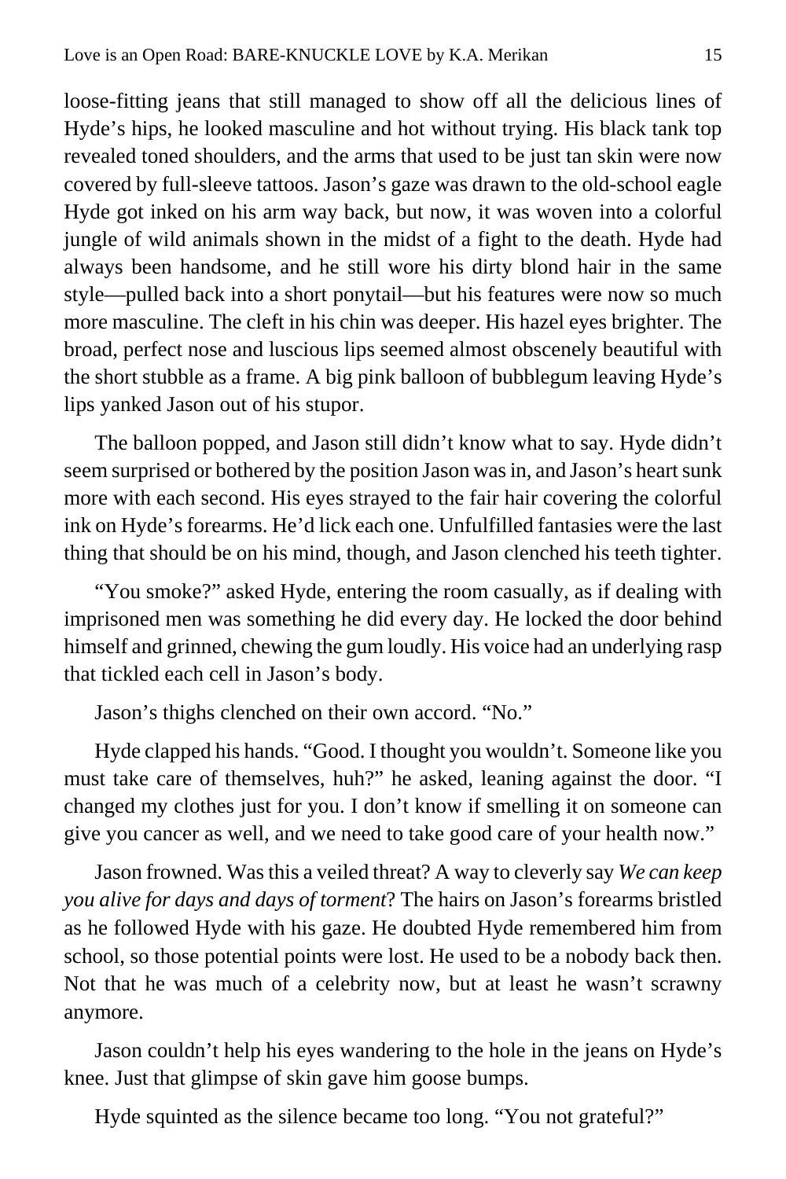loose-fitting jeans that still managed to show off all the delicious lines of Hyde's hips, he looked masculine and hot without trying. His black tank top revealed toned shoulders, and the arms that used to be just tan skin were now covered by full-sleeve tattoos. Jason's gaze was drawn to the old-school eagle Hyde got inked on his arm way back, but now, it was woven into a colorful jungle of wild animals shown in the midst of a fight to the death. Hyde had always been handsome, and he still wore his dirty blond hair in the same style—pulled back into a short ponytail—but his features were now so much more masculine. The cleft in his chin was deeper. His hazel eyes brighter. The broad, perfect nose and luscious lips seemed almost obscenely beautiful with the short stubble as a frame. A big pink balloon of bubblegum leaving Hyde's lips yanked Jason out of his stupor.

The balloon popped, and Jason still didn't know what to say. Hyde didn't seem surprised or bothered by the position Jason was in, and Jason's heart sunk more with each second. His eyes strayed to the fair hair covering the colorful ink on Hyde's forearms. He'd lick each one. Unfulfilled fantasies were the last thing that should be on his mind, though, and Jason clenched his teeth tighter.

"You smoke?" asked Hyde, entering the room casually, as if dealing with imprisoned men was something he did every day. He locked the door behind himself and grinned, chewing the gum loudly. His voice had an underlying rasp that tickled each cell in Jason's body.

Jason's thighs clenched on their own accord. "No."

Hyde clapped his hands. "Good. I thought you wouldn't. Someone like you must take care of themselves, huh?" he asked, leaning against the door. "I changed my clothes just for you. I don't know if smelling it on someone can give you cancer as well, and we need to take good care of your health now."

Jason frowned. Was this a veiled threat? A way to cleverly say *We can keep you alive for days and days of torment*? The hairs on Jason's forearms bristled as he followed Hyde with his gaze. He doubted Hyde remembered him from school, so those potential points were lost. He used to be a nobody back then. Not that he was much of a celebrity now, but at least he wasn't scrawny anymore.

Jason couldn't help his eyes wandering to the hole in the jeans on Hyde's knee. Just that glimpse of skin gave him goose bumps.

Hyde squinted as the silence became too long. "You not grateful?"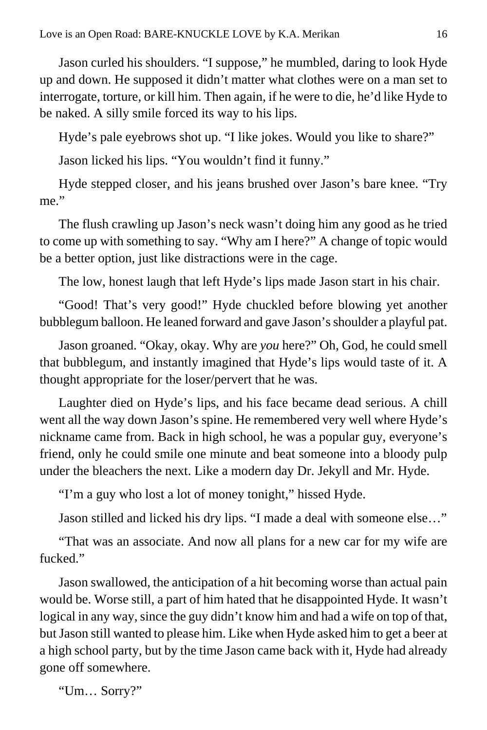Jason curled his shoulders. “I suppose,” he mumbled, daring to look Hyde up and down. He supposed it didn’t matter what clothes were on a man set to interrogate, torture, or kill him. Then again, if he were to die, he’d like Hyde to be naked. A silly smile forced its way to his lips.

Hyde’s pale eyebrows shot up. “I like jokes. Would you like to share?”

Jason licked his lips. “You wouldn’t find it funny.”

Hyde stepped closer, and his jeans brushed over Jason’s bare knee. “Try me.”

The flush crawling up Jason’s neck wasn’t doing him any good as he tried to come up with something to say. “Why am I here?” A change of topic would be a better option, just like distractions were in the cage.

The low, honest laugh that left Hyde’s lips made Jason start in his chair.

“Good! That’s very good!” Hyde chuckled before blowing yet another bubblegum balloon. He leaned forward and gave Jason’s shoulder a playful pat.

Jason groaned. “Okay, okay. Why are *you* here?” Oh, God, he could smell that bubblegum, and instantly imagined that Hyde’s lips would taste of it. A thought appropriate for the loser/pervert that he was.

Laughter died on Hyde’s lips, and his face became dead serious. A chill went all the way down Jason’s spine. He remembered very well where Hyde’s nickname came from. Back in high school, he was a popular guy, everyone’s friend, only he could smile one minute and beat someone into a bloody pulp under the bleachers the next. Like a modern day Dr. Jekyll and Mr. Hyde.

“I’m a guy who lost a lot of money tonight,” hissed Hyde.

Jason stilled and licked his dry lips. “I made a deal with someone else…”

“That was an associate. And now all plans for a new car for my wife are fucked.”

Jason swallowed, the anticipation of a hit becoming worse than actual pain would be. Worse still, a part of him hated that he disappointed Hyde. It wasn’t logical in any way, since the guy didn’t know him and had a wife on top of that, but Jason still wanted to please him. Like when Hyde asked him to get a beer at a high school party, but by the time Jason came back with it, Hyde had already gone off somewhere.

“Um… Sorry?”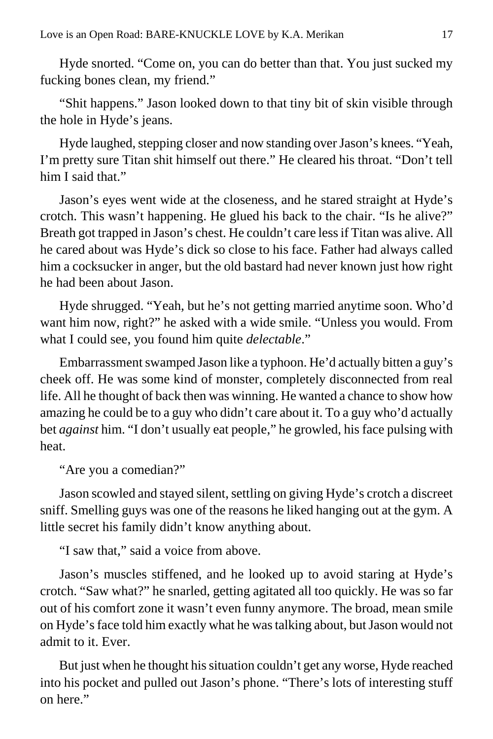Hyde snorted. "Come on, you can do better than that. You just sucked my fucking bones clean, my friend."

"Shit happens." Jason looked down to that tiny bit of skin visible through the hole in Hyde's jeans.

Hyde laughed, stepping closer and now standing over Jason's knees. "Yeah, I'm pretty sure Titan shit himself out there." He cleared his throat. "Don't tell him I said that."

Jason's eyes went wide at the closeness, and he stared straight at Hyde's crotch. This wasn't happening. He glued his back to the chair. "Is he alive?" Breath got trapped in Jason's chest. He couldn't care less if Titan was alive. All he cared about was Hyde's dick so close to his face. Father had always called him a cocksucker in anger, but the old bastard had never known just how right he had been about Jason.

Hyde shrugged. "Yeah, but he's not getting married anytime soon. Who'd want him now, right?" he asked with a wide smile. "Unless you would. From what I could see, you found him quite *delectable*."

Embarrassment swamped Jason like a typhoon. He'd actually bitten a guy's cheek off. He was some kind of monster, completely disconnected from real life. All he thought of back then was winning. He wanted a chance to show how amazing he could be to a guy who didn't care about it. To a guy who'd actually bet *against* him. "I don't usually eat people," he growled, his face pulsing with heat.

"Are you a comedian?"

Jason scowled and stayed silent, settling on giving Hyde's crotch a discreet sniff. Smelling guys was one of the reasons he liked hanging out at the gym. A little secret his family didn't know anything about.

"I saw that," said a voice from above.

Jason's muscles stiffened, and he looked up to avoid staring at Hyde's crotch. "Saw what?" he snarled, getting agitated all too quickly. He was so far out of his comfort zone it wasn't even funny anymore. The broad, mean smile on Hyde's face told him exactly what he was talking about, but Jason would not admit to it. Ever.

But just when he thought his situation couldn't get any worse, Hyde reached into his pocket and pulled out Jason's phone. "There's lots of interesting stuff on here."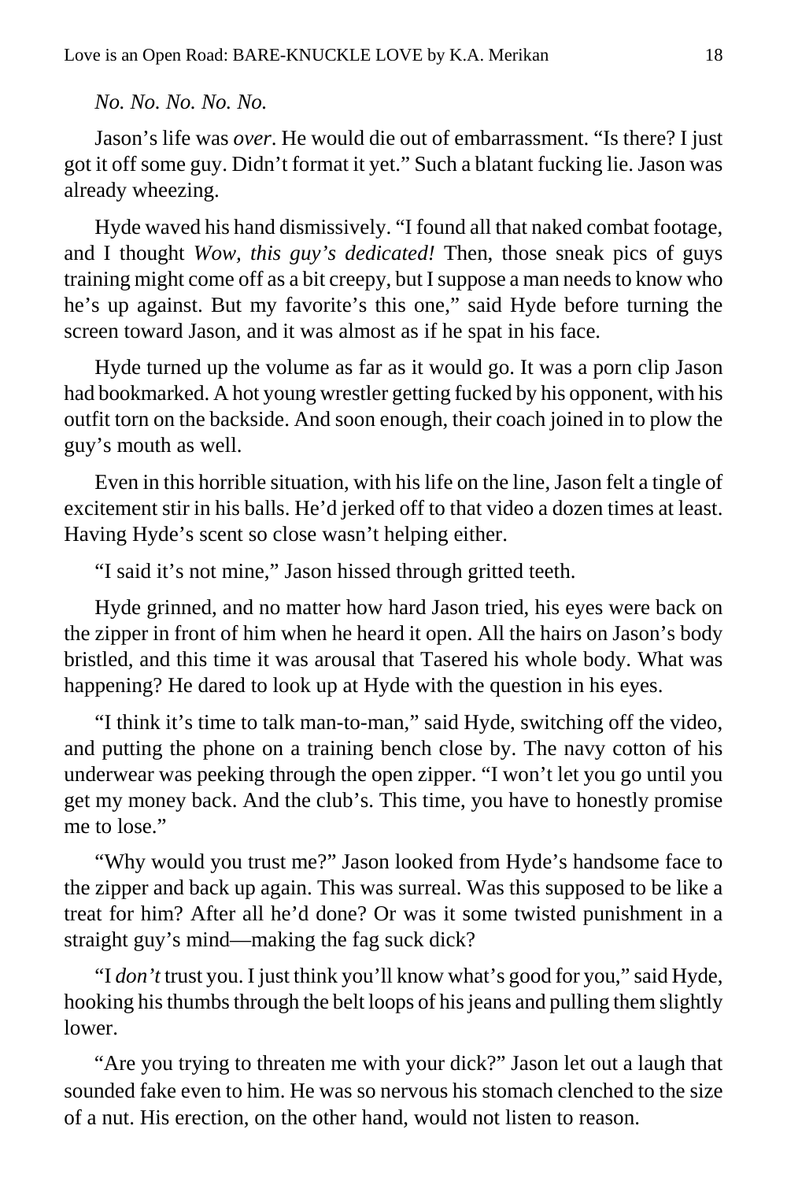*No. No. No. No. No.*

Jason's life was *over*. He would die out of embarrassment. "Is there? I just got it off some guy. Didn't format it yet." Such a blatant fucking lie. Jason was already wheezing.

Hyde waved his hand dismissively. "I found all that naked combat footage, and I thought *Wow, this guy's dedicated!* Then, those sneak pics of guys training might come off as a bit creepy, but I suppose a man needs to know who he's up against. But my favorite's this one," said Hyde before turning the screen toward Jason, and it was almost as if he spat in his face.

Hyde turned up the volume as far as it would go. It was a porn clip Jason had bookmarked. A hot young wrestler getting fucked by his opponent, with his outfit torn on the backside. And soon enough, their coach joined in to plow the guy's mouth as well.

Even in this horrible situation, with his life on the line, Jason felt a tingle of excitement stir in his balls. He'd jerked off to that video a dozen times at least. Having Hyde's scent so close wasn't helping either.

"I said it's not mine," Jason hissed through gritted teeth.

Hyde grinned, and no matter how hard Jason tried, his eyes were back on the zipper in front of him when he heard it open. All the hairs on Jason's body bristled, and this time it was arousal that Tasered his whole body. What was happening? He dared to look up at Hyde with the question in his eyes.

"I think it's time to talk man-to-man," said Hyde, switching off the video, and putting the phone on a training bench close by. The navy cotton of his underwear was peeking through the open zipper. "I won't let you go until you get my money back. And the club's. This time, you have to honestly promise me to lose."

"Why would you trust me?" Jason looked from Hyde's handsome face to the zipper and back up again. This was surreal. Was this supposed to be like a treat for him? After all he'd done? Or was it some twisted punishment in a straight guy's mind—making the fag suck dick?

"I *don't* trust you. I just think you'll know what's good for you," said Hyde, hooking his thumbs through the belt loops of his jeans and pulling them slightly lower.

"Are you trying to threaten me with your dick?" Jason let out a laugh that sounded fake even to him. He was so nervous his stomach clenched to the size of a nut. His erection, on the other hand, would not listen to reason.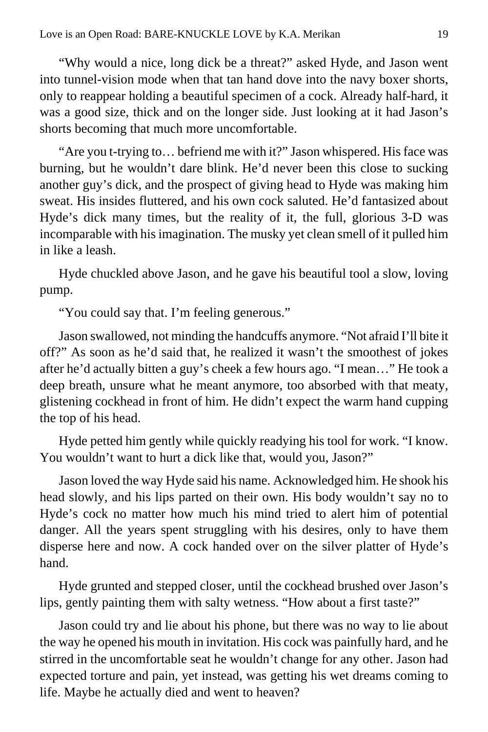"Why would a nice, long dick be a threat?" asked Hyde, and Jason went into tunnel-vision mode when that tan hand dove into the navy boxer shorts, only to reappear holding a beautiful specimen of a cock. Already half-hard, it was a good size, thick and on the longer side. Just looking at it had Jason's shorts becoming that much more uncomfortable.

"Are you t-trying to… befriend me with it?" Jason whispered. His face was burning, but he wouldn't dare blink. He'd never been this close to sucking another guy's dick, and the prospect of giving head to Hyde was making him sweat. His insides fluttered, and his own cock saluted. He'd fantasized about Hyde's dick many times, but the reality of it, the full, glorious 3-D was incomparable with his imagination. The musky yet clean smell of it pulled him in like a leash.

Hyde chuckled above Jason, and he gave his beautiful tool a slow, loving pump.

"You could say that. I'm feeling generous."

Jason swallowed, not minding the handcuffs anymore. "Not afraid I'll bite it off?" As soon as he'd said that, he realized it wasn't the smoothest of jokes after he'd actually bitten a guy's cheek a few hours ago. "I mean…" He took a deep breath, unsure what he meant anymore, too absorbed with that meaty, glistening cockhead in front of him. He didn't expect the warm hand cupping the top of his head.

Hyde petted him gently while quickly readying his tool for work. "I know. You wouldn't want to hurt a dick like that, would you, Jason?"

Jason loved the way Hyde said his name. Acknowledged him. He shook his head slowly, and his lips parted on their own. His body wouldn't say no to Hyde's cock no matter how much his mind tried to alert him of potential danger. All the years spent struggling with his desires, only to have them disperse here and now. A cock handed over on the silver platter of Hyde's hand.

Hyde grunted and stepped closer, until the cockhead brushed over Jason's lips, gently painting them with salty wetness. "How about a first taste?"

Jason could try and lie about his phone, but there was no way to lie about the way he opened his mouth in invitation. His cock was painfully hard, and he stirred in the uncomfortable seat he wouldn't change for any other. Jason had expected torture and pain, yet instead, was getting his wet dreams coming to life. Maybe he actually died and went to heaven?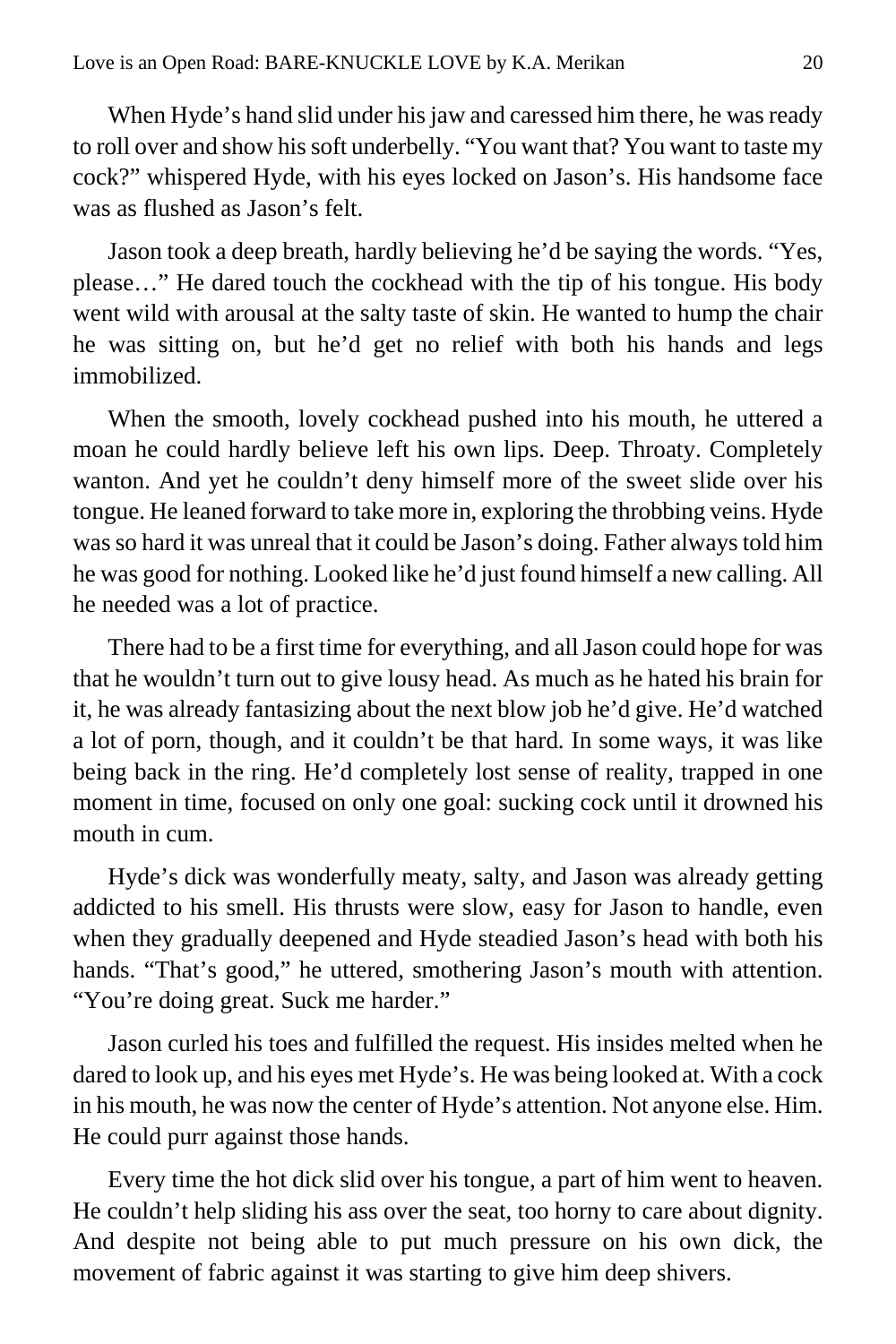When Hyde's hand slid under his jaw and caressed him there, he was ready to roll over and show his soft underbelly. "You want that? You want to taste my cock?" whispered Hyde, with his eyes locked on Jason's. His handsome face was as flushed as Jason's felt.

Jason took a deep breath, hardly believing he'd be saying the words. "Yes, please…" He dared touch the cockhead with the tip of his tongue. His body went wild with arousal at the salty taste of skin. He wanted to hump the chair he was sitting on, but he'd get no relief with both his hands and legs immobilized.

When the smooth, lovely cockhead pushed into his mouth, he uttered a moan he could hardly believe left his own lips. Deep. Throaty. Completely wanton. And yet he couldn't deny himself more of the sweet slide over his tongue. He leaned forward to take more in, exploring the throbbing veins. Hyde was so hard it was unreal that it could be Jason's doing. Father always told him he was good for nothing. Looked like he'd just found himself a new calling. All he needed was a lot of practice.

There had to be a first time for everything, and all Jason could hope for was that he wouldn't turn out to give lousy head. As much as he hated his brain for it, he was already fantasizing about the next blow job he'd give. He'd watched a lot of porn, though, and it couldn't be that hard. In some ways, it was like being back in the ring. He'd completely lost sense of reality, trapped in one moment in time, focused on only one goal: sucking cock until it drowned his mouth in cum.

Hyde's dick was wonderfully meaty, salty, and Jason was already getting addicted to his smell. His thrusts were slow, easy for Jason to handle, even when they gradually deepened and Hyde steadied Jason's head with both his hands. "That's good," he uttered, smothering Jason's mouth with attention. "You're doing great. Suck me harder."

Jason curled his toes and fulfilled the request. His insides melted when he dared to look up, and his eyes met Hyde's. He was being looked at. With a cock in his mouth, he was now the center of Hyde's attention. Not anyone else. Him. He could purr against those hands.

Every time the hot dick slid over his tongue, a part of him went to heaven. He couldn't help sliding his ass over the seat, too horny to care about dignity. And despite not being able to put much pressure on his own dick, the movement of fabric against it was starting to give him deep shivers.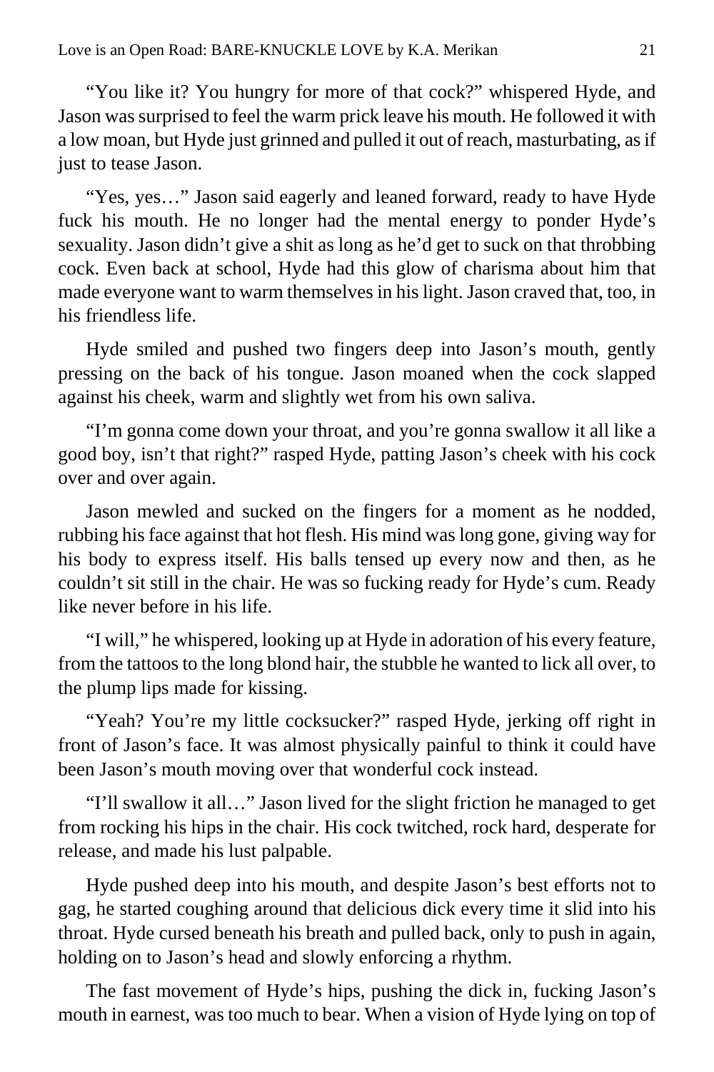"You like it? You hungry for more of that cock?" whispered Hyde, and Jason was surprised to feel the warm prick leave his mouth. He followed it with a low moan, but Hyde just grinned and pulled it out of reach, masturbating, as if just to tease Jason.

"Yes, yes…" Jason said eagerly and leaned forward, ready to have Hyde fuck his mouth. He no longer had the mental energy to ponder Hyde's sexuality. Jason didn't give a shit as long as he'd get to suck on that throbbing cock. Even back at school, Hyde had this glow of charisma about him that made everyone want to warm themselves in his light. Jason craved that, too, in his friendless life.

Hyde smiled and pushed two fingers deep into Jason's mouth, gently pressing on the back of his tongue. Jason moaned when the cock slapped against his cheek, warm and slightly wet from his own saliva.

"I'm gonna come down your throat, and you're gonna swallow it all like a good boy, isn't that right?" rasped Hyde, patting Jason's cheek with his cock over and over again.

Jason mewled and sucked on the fingers for a moment as he nodded, rubbing his face against that hot flesh. His mind was long gone, giving way for his body to express itself. His balls tensed up every now and then, as he couldn't sit still in the chair. He was so fucking ready for Hyde's cum. Ready like never before in his life.

"I will," he whispered, looking up at Hyde in adoration of his every feature, from the tattoos to the long blond hair, the stubble he wanted to lick all over, to the plump lips made for kissing.

"Yeah? You're my little cocksucker?" rasped Hyde, jerking off right in front of Jason's face. It was almost physically painful to think it could have been Jason's mouth moving over that wonderful cock instead.

"I'll swallow it all…" Jason lived for the slight friction he managed to get from rocking his hips in the chair. His cock twitched, rock hard, desperate for release, and made his lust palpable.

Hyde pushed deep into his mouth, and despite Jason's best efforts not to gag, he started coughing around that delicious dick every time it slid into his throat. Hyde cursed beneath his breath and pulled back, only to push in again, holding on to Jason's head and slowly enforcing a rhythm.

The fast movement of Hyde's hips, pushing the dick in, fucking Jason's mouth in earnest, was too much to bear. When a vision of Hyde lying on top of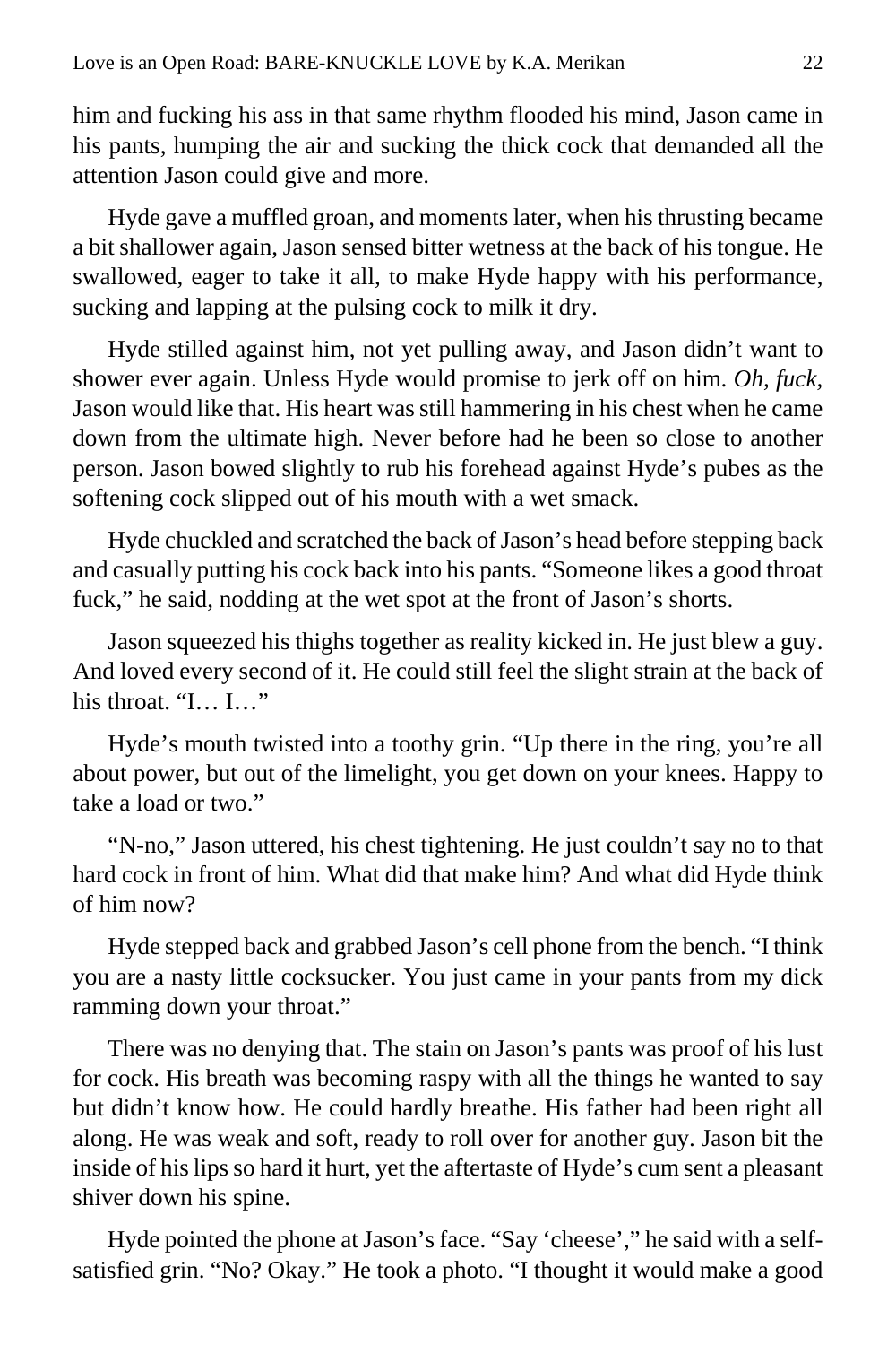him and fucking his ass in that same rhythm flooded his mind, Jason came in his pants, humping the air and sucking the thick cock that demanded all the attention Jason could give and more.

Hyde gave a muffled groan, and moments later, when his thrusting became a bit shallower again, Jason sensed bitter wetness at the back of his tongue. He swallowed, eager to take it all, to make Hyde happy with his performance, sucking and lapping at the pulsing cock to milk it dry.

Hyde stilled against him, not yet pulling away, and Jason didn't want to shower ever again. Unless Hyde would promise to jerk off on him. *Oh, fuck*, Jason would like that. His heart was still hammering in his chest when he came down from the ultimate high. Never before had he been so close to another person. Jason bowed slightly to rub his forehead against Hyde's pubes as the softening cock slipped out of his mouth with a wet smack.

Hyde chuckled and scratched the back of Jason's head before stepping back and casually putting his cock back into his pants. "Someone likes a good throat fuck," he said, nodding at the wet spot at the front of Jason's shorts.

Jason squeezed his thighs together as reality kicked in. He just blew a guy. And loved every second of it. He could still feel the slight strain at the back of his throat. "I… I…"

Hyde's mouth twisted into a toothy grin. "Up there in the ring, you're all about power, but out of the limelight, you get down on your knees. Happy to take a load or two."

"N-no," Jason uttered, his chest tightening. He just couldn't say no to that hard cock in front of him. What did that make him? And what did Hyde think of him now?

Hyde stepped back and grabbed Jason's cell phone from the bench. "I think you are a nasty little cocksucker. You just came in your pants from my dick ramming down your throat."

There was no denying that. The stain on Jason's pants was proof of his lust for cock. His breath was becoming raspy with all the things he wanted to say but didn't know how. He could hardly breathe. His father had been right all along. He was weak and soft, ready to roll over for another guy. Jason bit the inside of his lips so hard it hurt, yet the aftertaste of Hyde's cum sent a pleasant shiver down his spine.

Hyde pointed the phone at Jason's face. "Say 'cheese'," he said with a self-satisfied grin. "No? Okay." He took a photo. "I thought it would make a good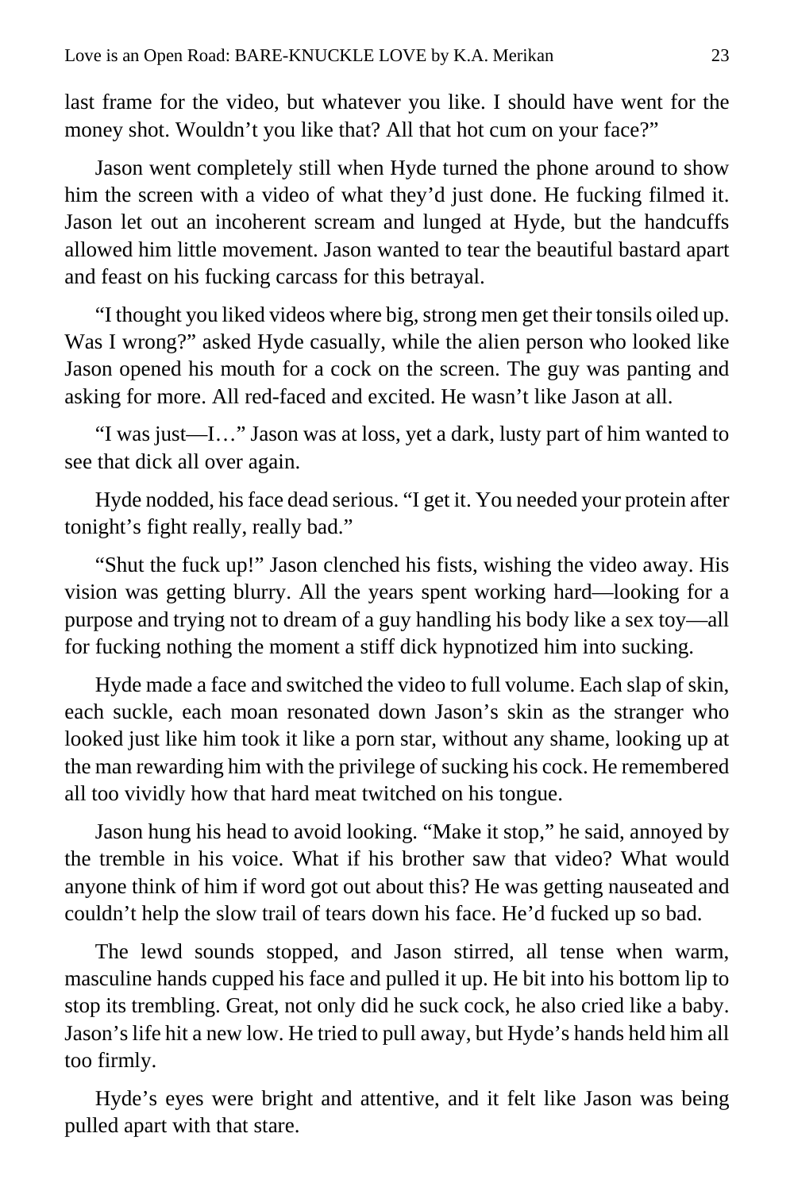last frame for the video, but whatever you like. I should have went for the money shot. Wouldn't you like that? All that hot cum on your face?"

Jason went completely still when Hyde turned the phone around to show him the screen with a video of what they'd just done. He fucking filmed it. Jason let out an incoherent scream and lunged at Hyde, but the handcuffs allowed him little movement. Jason wanted to tear the beautiful bastard apart and feast on his fucking carcass for this betrayal.

"I thought you liked videos where big, strong men get their tonsils oiled up. Was I wrong?" asked Hyde casually, while the alien person who looked like Jason opened his mouth for a cock on the screen. The guy was panting and asking for more. All red-faced and excited. He wasn't like Jason at all.

"I was just—I…" Jason was at loss, yet a dark, lusty part of him wanted to see that dick all over again.

Hyde nodded, his face dead serious. "I get it. You needed your protein after tonight's fight really, really bad."

"Shut the fuck up!" Jason clenched his fists, wishing the video away. His vision was getting blurry. All the years spent working hard—looking for a purpose and trying not to dream of a guy handling his body like a sex toy—all for fucking nothing the moment a stiff dick hypnotized him into sucking.

Hyde made a face and switched the video to full volume. Each slap of skin, each suckle, each moan resonated down Jason's skin as the stranger who looked just like him took it like a porn star, without any shame, looking up at the man rewarding him with the privilege of sucking his cock. He remembered all too vividly how that hard meat twitched on his tongue.

Jason hung his head to avoid looking. "Make it stop," he said, annoyed by the tremble in his voice. What if his brother saw that video? What would anyone think of him if word got out about this? He was getting nauseated and couldn't help the slow trail of tears down his face. He'd fucked up so bad.

The lewd sounds stopped, and Jason stirred, all tense when warm, masculine hands cupped his face and pulled it up. He bit into his bottom lip to stop its trembling. Great, not only did he suck cock, he also cried like a baby. Jason's life hit a new low. He tried to pull away, but Hyde's hands held him all too firmly.

Hyde's eyes were bright and attentive, and it felt like Jason was being pulled apart with that stare.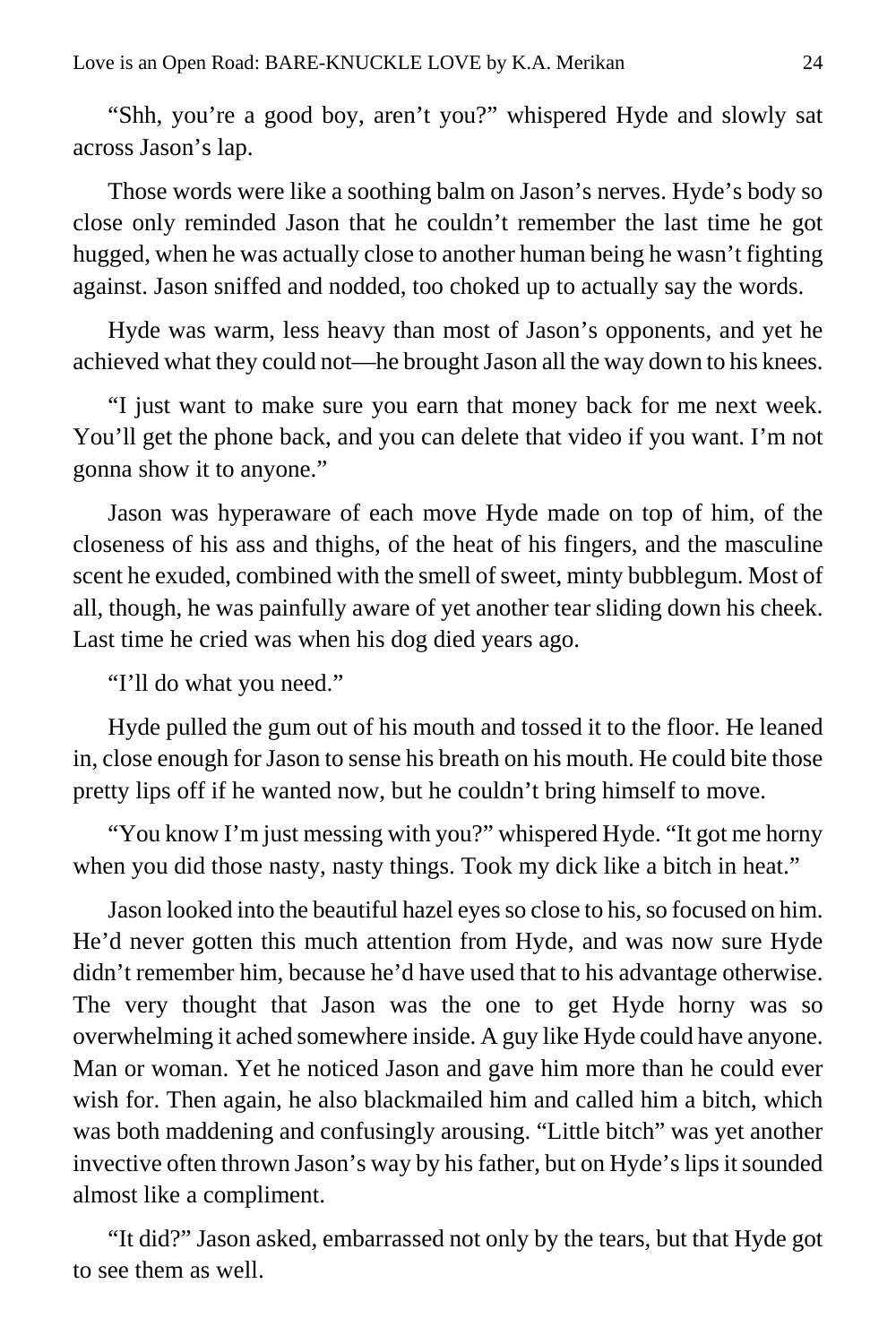“Shh, you’re a good boy, aren’t you?” whispered Hyde and slowly sat across Jason’s lap.

Those words were like a soothing balm on Jason’s nerves. Hyde’s body so close only reminded Jason that he couldn’t remember the last time he got hugged, when he was actually close to another human being he wasn’t fighting against. Jason sniffed and nodded, too choked up to actually say the words.

Hyde was warm, less heavy than most of Jason’s opponents, and yet he achieved what they could not—he brought Jason all the way down to his knees.

“I just want to make sure you earn that money back for me next week. You’ll get the phone back, and you can delete that video if you want. I’m not gonna show it to anyone.”

Jason was hyperaware of each move Hyde made on top of him, of the closeness of his ass and thighs, of the heat of his fingers, and the masculine scent he exuded, combined with the smell of sweet, minty bubblegum. Most of all, though, he was painfully aware of yet another tear sliding down his cheek. Last time he cried was when his dog died years ago.

“I’ll do what you need.”

Hyde pulled the gum out of his mouth and tossed it to the floor. He leaned in, close enough for Jason to sense his breath on his mouth. He could bite those pretty lips off if he wanted now, but he couldn’t bring himself to move.

“You know I’m just messing with you?” whispered Hyde. “It got me horny when you did those nasty, nasty things. Took my dick like a bitch in heat.”

Jason looked into the beautiful hazel eyes so close to his, so focused on him. He’d never gotten this much attention from Hyde, and was now sure Hyde didn’t remember him, because he’d have used that to his advantage otherwise. The very thought that Jason was the one to get Hyde horny was so overwhelming it ached somewhere inside. A guy like Hyde could have anyone. Man or woman. Yet he noticed Jason and gave him more than he could ever wish for. Then again, he also blackmailed him and called him a bitch, which was both maddening and confusingly arousing. “Little bitch” was yet another invective often thrown Jason’s way by his father, but on Hyde’s lips it sounded almost like a compliment.

“It did?” Jason asked, embarrassed not only by the tears, but that Hyde got to see them as well.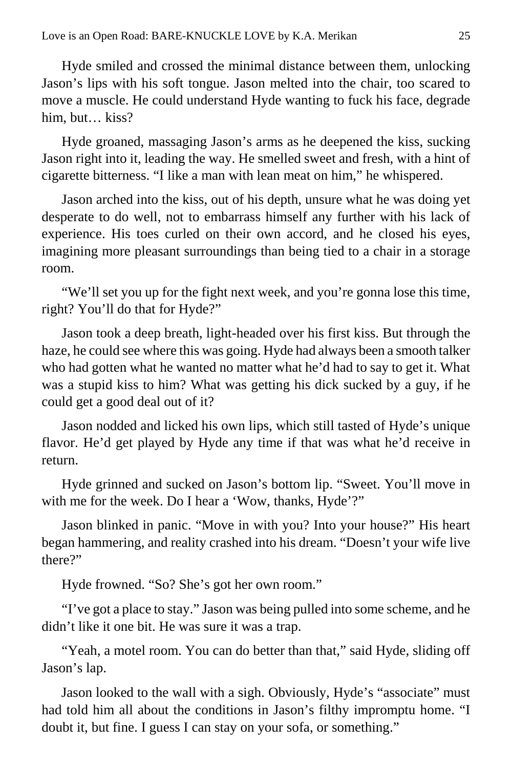Hyde smiled and crossed the minimal distance between them, unlocking Jason's lips with his soft tongue. Jason melted into the chair, too scared to move a muscle. He could understand Hyde wanting to fuck his face, degrade him, but… kiss?

Hyde groaned, massaging Jason's arms as he deepened the kiss, sucking Jason right into it, leading the way. He smelled sweet and fresh, with a hint of cigarette bitterness. "I like a man with lean meat on him," he whispered.

Jason arched into the kiss, out of his depth, unsure what he was doing yet desperate to do well, not to embarrass himself any further with his lack of experience. His toes curled on their own accord, and he closed his eyes, imagining more pleasant surroundings than being tied to a chair in a storage room.

"We'll set you up for the fight next week, and you're gonna lose this time, right? You'll do that for Hyde?"

Jason took a deep breath, light-headed over his first kiss. But through the haze, he could see where this was going. Hyde had always been a smooth talker who had gotten what he wanted no matter what he'd had to say to get it. What was a stupid kiss to him? What was getting his dick sucked by a guy, if he could get a good deal out of it?

Jason nodded and licked his own lips, which still tasted of Hyde's unique flavor. He'd get played by Hyde any time if that was what he'd receive in return.

Hyde grinned and sucked on Jason's bottom lip. "Sweet. You'll move in with me for the week. Do I hear a 'Wow, thanks, Hyde'?"

Jason blinked in panic. "Move in with you? Into your house?" His heart began hammering, and reality crashed into his dream. "Doesn't your wife live there?"

Hyde frowned. "So? She's got her own room."

"I've got a place to stay." Jason was being pulled into some scheme, and he didn't like it one bit. He was sure it was a trap.

"Yeah, a motel room. You can do better than that," said Hyde, sliding off Jason's lap.

Jason looked to the wall with a sigh. Obviously, Hyde's "associate" must had told him all about the conditions in Jason's filthy impromptu home. "I doubt it, but fine. I guess I can stay on your sofa, or something."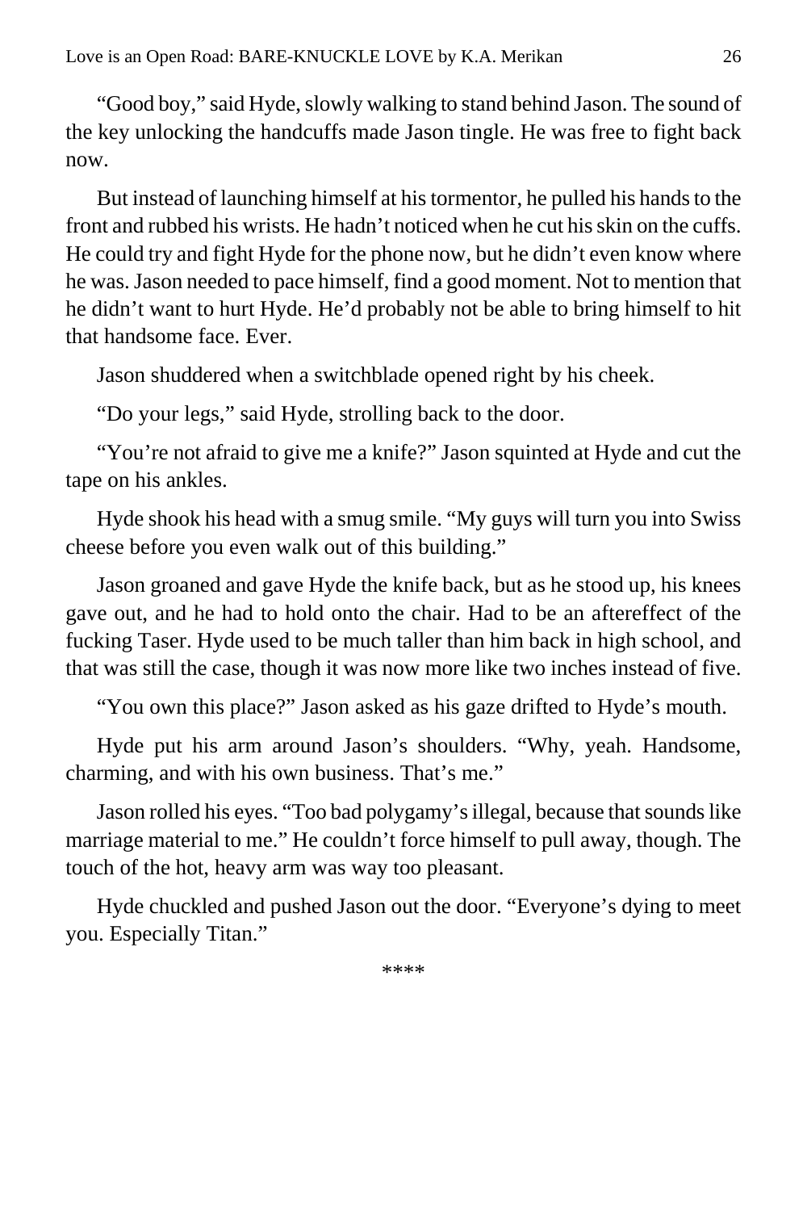“Good boy,” said Hyde, slowly walking to stand behind Jason. The sound of the key unlocking the handcuffs made Jason tingle. He was free to fight back now.

But instead of launching himself at his tormentor, he pulled his hands to the front and rubbed his wrists. He hadn’t noticed when he cut his skin on the cuffs. He could try and fight Hyde for the phone now, but he didn’t even know where he was. Jason needed to pace himself, find a good moment. Not to mention that he didn’t want to hurt Hyde. He’d probably not be able to bring himself to hit that handsome face. Ever.

Jason shuddered when a switchblade opened right by his cheek.

“Do your legs,” said Hyde, strolling back to the door.

“You’re not afraid to give me a knife?” Jason squinted at Hyde and cut the tape on his ankles.

Hyde shook his head with a smug smile. “My guys will turn you into Swiss cheese before you even walk out of this building.”

Jason groaned and gave Hyde the knife back, but as he stood up, his knees gave out, and he had to hold onto the chair. Had to be an aftereffect of the fucking Taser. Hyde used to be much taller than him back in high school, and that was still the case, though it was now more like two inches instead of five.

“You own this place?” Jason asked as his gaze drifted to Hyde’s mouth.

Hyde put his arm around Jason’s shoulders. “Why, yeah. Handsome, charming, and with his own business. That’s me.”

Jason rolled his eyes. “Too bad polygamy’s illegal, because that sounds like marriage material to me.” He couldn’t force himself to pull away, though. The touch of the hot, heavy arm was way too pleasant.

Hyde chuckled and pushed Jason out the door. “Everyone’s dying to meet you. Especially Titan.”

****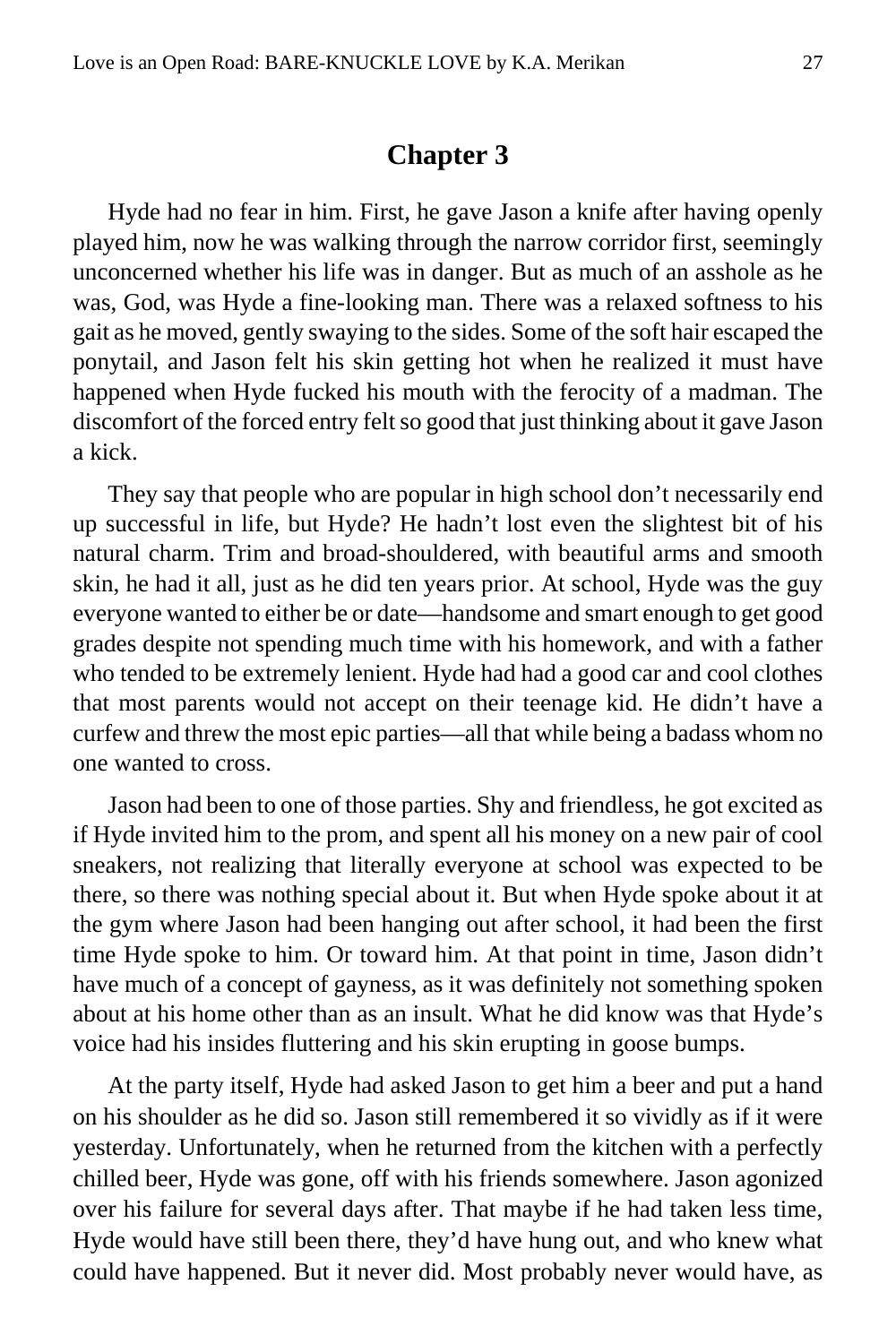## Chapter 3

Hyde had no fear in him. First, he gave Jason a knife after having openly played him, now he was walking through the narrow corridor first, seemingly unconcerned whether his life was in danger. But as much of an asshole as he was, God, was Hyde a fine-looking man. There was a relaxed softness to his gait as he moved, gently swaying to the sides. Some of the soft hair escaped the ponytail, and Jason felt his skin getting hot when he realized it must have happened when Hyde fucked his mouth with the ferocity of a madman. The discomfort of the forced entry felt so good that just thinking about it gave Jason a kick.

They say that people who are popular in high school don't necessarily end up successful in life, but Hyde? He hadn't lost even the slightest bit of his natural charm. Trim and broad-shouldered, with beautiful arms and smooth skin, he had it all, just as he did ten years prior. At school, Hyde was the guy everyone wanted to either be or date—handsome and smart enough to get good grades despite not spending much time with his homework, and with a father who tended to be extremely lenient. Hyde had had a good car and cool clothes that most parents would not accept on their teenage kid. He didn't have a curfew and threw the most epic parties—all that while being a badass whom no one wanted to cross.

Jason had been to one of those parties. Shy and friendless, he got excited as if Hyde invited him to the prom, and spent all his money on a new pair of cool sneakers, not realizing that literally everyone at school was expected to be there, so there was nothing special about it. But when Hyde spoke about it at the gym where Jason had been hanging out after school, it had been the first time Hyde spoke to him. Or toward him. At that point in time, Jason didn't have much of a concept of gayness, as it was definitely not something spoken about at his home other than as an insult. What he did know was that Hyde's voice had his insides fluttering and his skin erupting in goose bumps.

At the party itself, Hyde had asked Jason to get him a beer and put a hand on his shoulder as he did so. Jason still remembered it so vividly as if it were yesterday. Unfortunately, when he returned from the kitchen with a perfectly chilled beer, Hyde was gone, off with his friends somewhere. Jason agonized over his failure for several days after. That maybe if he had taken less time, Hyde would have still been there, they'd have hung out, and who knew what could have happened. But it never did. Most probably never would have, as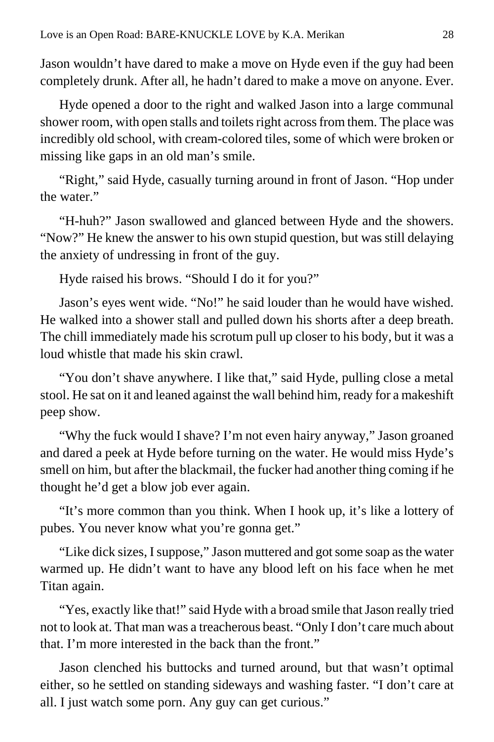Jason wouldn't have dared to make a move on Hyde even if the guy had been completely drunk. After all, he hadn't dared to make a move on anyone. Ever.

Hyde opened a door to the right and walked Jason into a large communal shower room, with open stalls and toilets right across from them. The place was incredibly old school, with cream-colored tiles, some of which were broken or missing like gaps in an old man's smile.

"Right," said Hyde, casually turning around in front of Jason. "Hop under the water."

"H-huh?" Jason swallowed and glanced between Hyde and the showers. "Now?" He knew the answer to his own stupid question, but was still delaying the anxiety of undressing in front of the guy.

Hyde raised his brows. "Should I do it for you?"

Jason's eyes went wide. "No!" he said louder than he would have wished. He walked into a shower stall and pulled down his shorts after a deep breath. The chill immediately made his scrotum pull up closer to his body, but it was a loud whistle that made his skin crawl.

"You don't shave anywhere. I like that," said Hyde, pulling close a metal stool. He sat on it and leaned against the wall behind him, ready for a makeshift peep show.

"Why the fuck would I shave? I'm not even hairy anyway," Jason groaned and dared a peek at Hyde before turning on the water. He would miss Hyde's smell on him, but after the blackmail, the fucker had another thing coming if he thought he'd get a blow job ever again.

"It's more common than you think. When I hook up, it's like a lottery of pubes. You never know what you're gonna get."

"Like dick sizes, I suppose," Jason muttered and got some soap as the water warmed up. He didn't want to have any blood left on his face when he met Titan again.

"Yes, exactly like that!" said Hyde with a broad smile that Jason really tried not to look at. That man was a treacherous beast. "Only I don't care much about that. I'm more interested in the back than the front."

Jason clenched his buttocks and turned around, but that wasn't optimal either, so he settled on standing sideways and washing faster. "I don't care at all. I just watch some porn. Any guy can get curious."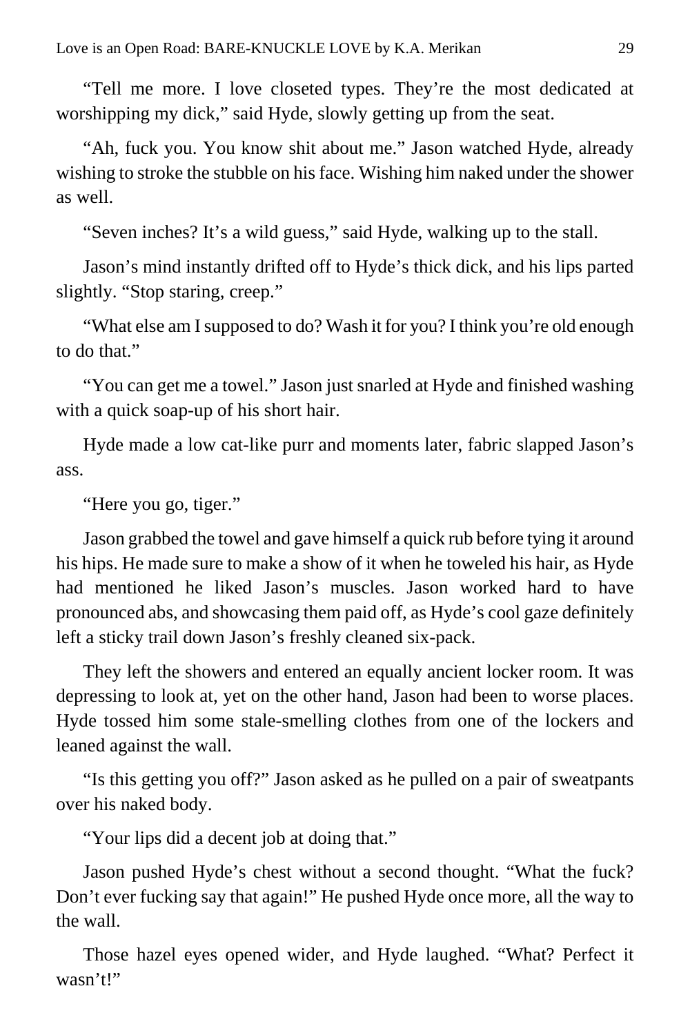"Tell me more. I love closeted types. They're the most dedicated at worshipping my dick," said Hyde, slowly getting up from the seat.

"Ah, fuck you. You know shit about me." Jason watched Hyde, already wishing to stroke the stubble on his face. Wishing him naked under the shower as well.

"Seven inches? It's a wild guess," said Hyde, walking up to the stall.

Jason's mind instantly drifted off to Hyde's thick dick, and his lips parted slightly. "Stop staring, creep."

"What else am I supposed to do? Wash it for you? I think you're old enough to do that."

"You can get me a towel." Jason just snarled at Hyde and finished washing with a quick soap-up of his short hair.

Hyde made a low cat-like purr and moments later, fabric slapped Jason's ass.

"Here you go, tiger."

Jason grabbed the towel and gave himself a quick rub before tying it around his hips. He made sure to make a show of it when he toweled his hair, as Hyde had mentioned he liked Jason's muscles. Jason worked hard to have pronounced abs, and showcasing them paid off, as Hyde's cool gaze definitely left a sticky trail down Jason's freshly cleaned six-pack.

They left the showers and entered an equally ancient locker room. It was depressing to look at, yet on the other hand, Jason had been to worse places. Hyde tossed him some stale-smelling clothes from one of the lockers and leaned against the wall.

"Is this getting you off?" Jason asked as he pulled on a pair of sweatpants over his naked body.

"Your lips did a decent job at doing that."

Jason pushed Hyde's chest without a second thought. "What the fuck? Don't ever fucking say that again!" He pushed Hyde once more, all the way to the wall.

Those hazel eyes opened wider, and Hyde laughed. "What? Perfect it wasn't!"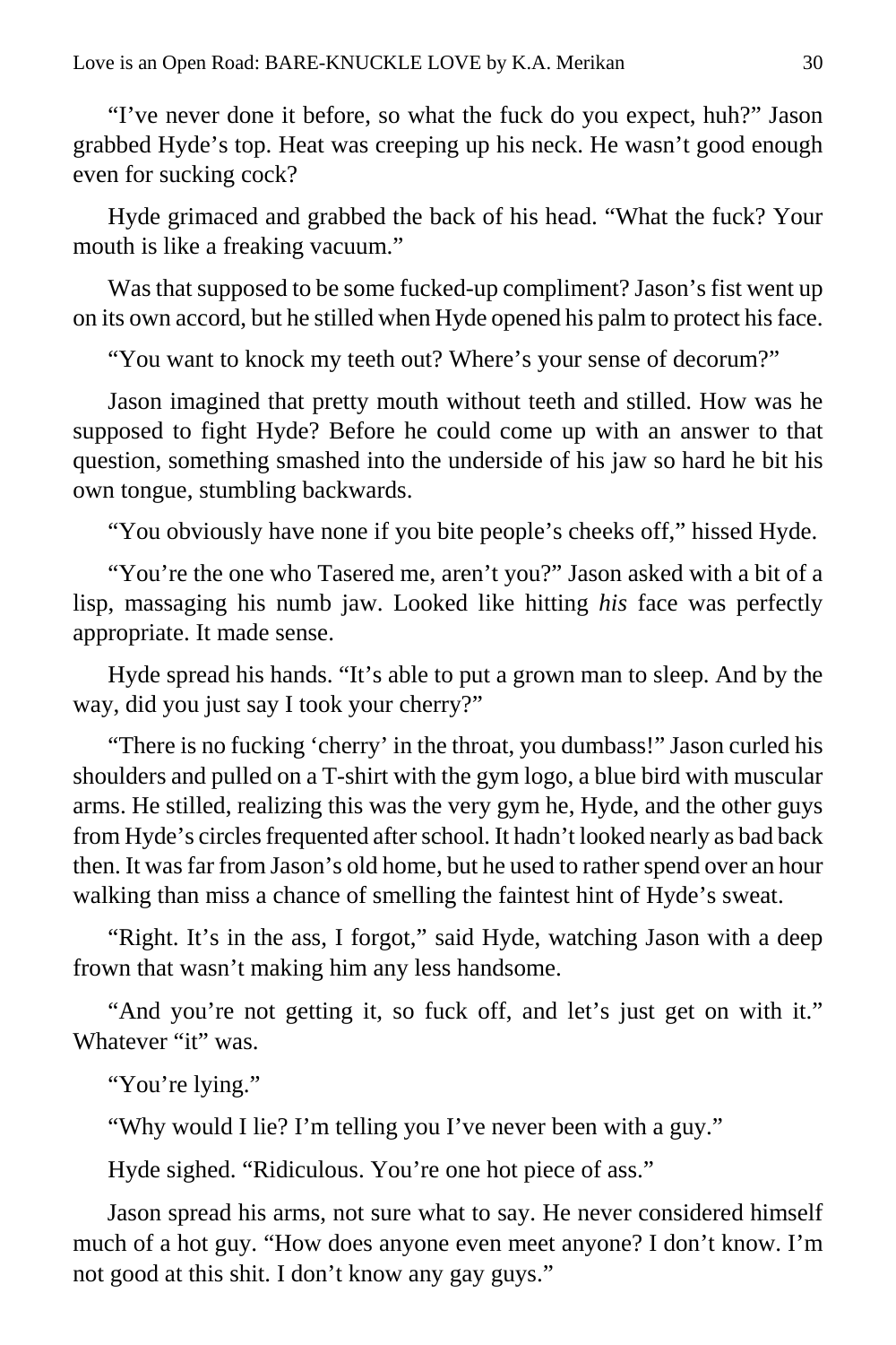"I've never done it before, so what the fuck do you expect, huh?" Jason grabbed Hyde's top. Heat was creeping up his neck. He wasn't good enough even for sucking cock?

Hyde grimaced and grabbed the back of his head. "What the fuck? Your mouth is like a freaking vacuum."

Was that supposed to be some fucked-up compliment? Jason's fist went up on its own accord, but he stilled when Hyde opened his palm to protect his face.

"You want to knock my teeth out? Where's your sense of decorum?"

Jason imagined that pretty mouth without teeth and stilled. How was he supposed to fight Hyde? Before he could come up with an answer to that question, something smashed into the underside of his jaw so hard he bit his own tongue, stumbling backwards.

"You obviously have none if you bite people's cheeks off," hissed Hyde.

"You're the one who Tasered me, aren't you?" Jason asked with a bit of a lisp, massaging his numb jaw. Looked like hitting *his* face was perfectly appropriate. It made sense.

Hyde spread his hands. "It's able to put a grown man to sleep. And by the way, did you just say I took your cherry?"

"There is no fucking 'cherry' in the throat, you dumbass!" Jason curled his shoulders and pulled on a T-shirt with the gym logo, a blue bird with muscular arms. He stilled, realizing this was the very gym he, Hyde, and the other guys from Hyde's circles frequented after school. It hadn't looked nearly as bad back then. It was far from Jason's old home, but he used to rather spend over an hour walking than miss a chance of smelling the faintest hint of Hyde's sweat.

"Right. It's in the ass, I forgot," said Hyde, watching Jason with a deep frown that wasn't making him any less handsome.

"And you're not getting it, so fuck off, and let's just get on with it." Whatever "it" was.

"You're lying."

"Why would I lie? I'm telling you I've never been with a guy."

Hyde sighed. "Ridiculous. You're one hot piece of ass."

Jason spread his arms, not sure what to say. He never considered himself much of a hot guy. "How does anyone even meet anyone? I don't know. I'm not good at this shit. I don't know any gay guys."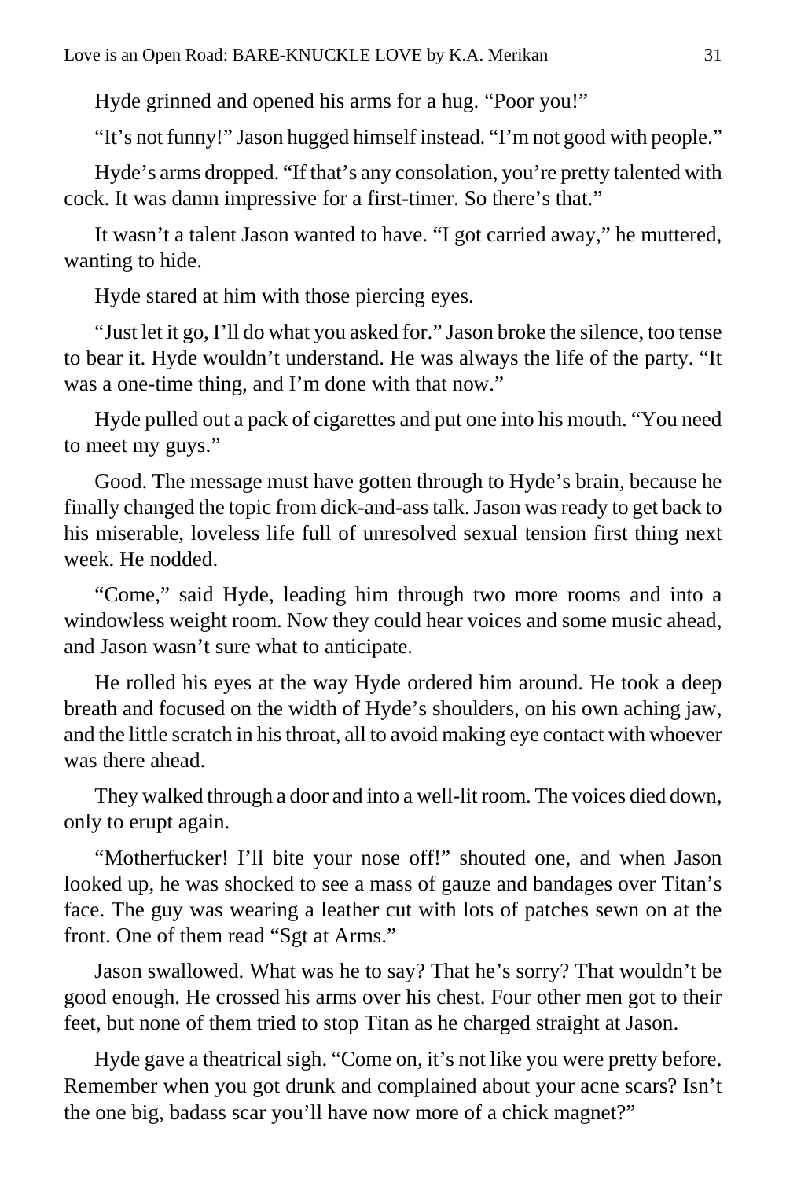Hyde grinned and opened his arms for a hug. "Poor you!"

"It's not funny!" Jason hugged himself instead. "I'm not good with people."

Hyde's arms dropped. "If that's any consolation, you're pretty talented with cock. It was damn impressive for a first-timer. So there's that."

It wasn't a talent Jason wanted to have. "I got carried away," he muttered, wanting to hide.

Hyde stared at him with those piercing eyes.

"Just let it go, I'll do what you asked for." Jason broke the silence, too tense to bear it. Hyde wouldn't understand. He was always the life of the party. "It was a one-time thing, and I'm done with that now."

Hyde pulled out a pack of cigarettes and put one into his mouth. "You need to meet my guys."

Good. The message must have gotten through to Hyde's brain, because he finally changed the topic from dick-and-ass talk. Jason was ready to get back to his miserable, loveless life full of unresolved sexual tension first thing next week. He nodded.

"Come," said Hyde, leading him through two more rooms and into a windowless weight room. Now they could hear voices and some music ahead, and Jason wasn't sure what to anticipate.

He rolled his eyes at the way Hyde ordered him around. He took a deep breath and focused on the width of Hyde's shoulders, on his own aching jaw, and the little scratch in his throat, all to avoid making eye contact with whoever was there ahead.

They walked through a door and into a well-lit room. The voices died down, only to erupt again.

"Motherfucker! I'll bite your nose off!" shouted one, and when Jason looked up, he was shocked to see a mass of gauze and bandages over Titan's face. The guy was wearing a leather cut with lots of patches sewn on at the front. One of them read "Sgt at Arms."

Jason swallowed. What was he to say? That he's sorry? That wouldn't be good enough. He crossed his arms over his chest. Four other men got to their feet, but none of them tried to stop Titan as he charged straight at Jason.

Hyde gave a theatrical sigh. "Come on, it's not like you were pretty before. Remember when you got drunk and complained about your acne scars? Isn't the one big, badass scar you'll have now more of a chick magnet?"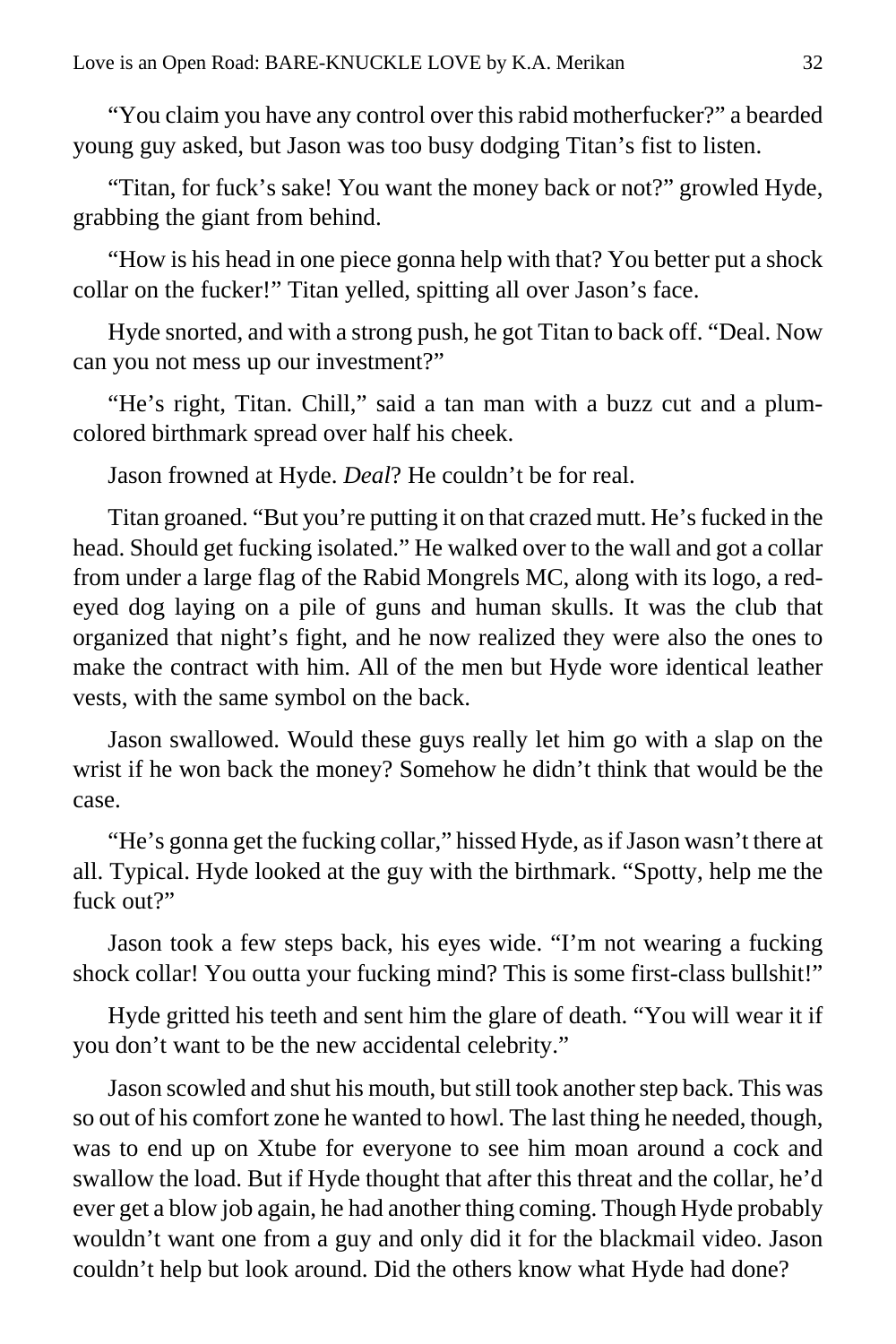"You claim you have any control over this rabid motherfucker?" a bearded young guy asked, but Jason was too busy dodging Titan's fist to listen.

"Titan, for fuck's sake! You want the money back or not?" growled Hyde, grabbing the giant from behind.

"How is his head in one piece gonna help with that? You better put a shock collar on the fucker!" Titan yelled, spitting all over Jason's face.

Hyde snorted, and with a strong push, he got Titan to back off. "Deal. Now can you not mess up our investment?"

"He's right, Titan. Chill," said a tan man with a buzz cut and a plum-colored birthmark spread over half his cheek.

Jason frowned at Hyde. *Deal*? He couldn't be for real.

Titan groaned. "But you're putting it on that crazed mutt. He's fucked in the head. Should get fucking isolated." He walked over to the wall and got a collar from under a large flag of the Rabid Mongrels MC, along with its logo, a red-eyed dog laying on a pile of guns and human skulls. It was the club that organized that night's fight, and he now realized they were also the ones to make the contract with him. All of the men but Hyde wore identical leather vests, with the same symbol on the back.

Jason swallowed. Would these guys really let him go with a slap on the wrist if he won back the money? Somehow he didn't think that would be the case.

"He's gonna get the fucking collar," hissed Hyde, as if Jason wasn't there at all. Typical. Hyde looked at the guy with the birthmark. "Spotty, help me the fuck out?"

Jason took a few steps back, his eyes wide. "I'm not wearing a fucking shock collar! You outta your fucking mind? This is some first-class bullshit!"

Hyde gritted his teeth and sent him the glare of death. "You will wear it if you don't want to be the new accidental celebrity."

Jason scowled and shut his mouth, but still took another step back. This was so out of his comfort zone he wanted to howl. The last thing he needed, though, was to end up on Xtube for everyone to see him moan around a cock and swallow the load. But if Hyde thought that after this threat and the collar, he'd ever get a blow job again, he had another thing coming. Though Hyde probably wouldn't want one from a guy and only did it for the blackmail video. Jason couldn't help but look around. Did the others know what Hyde had done?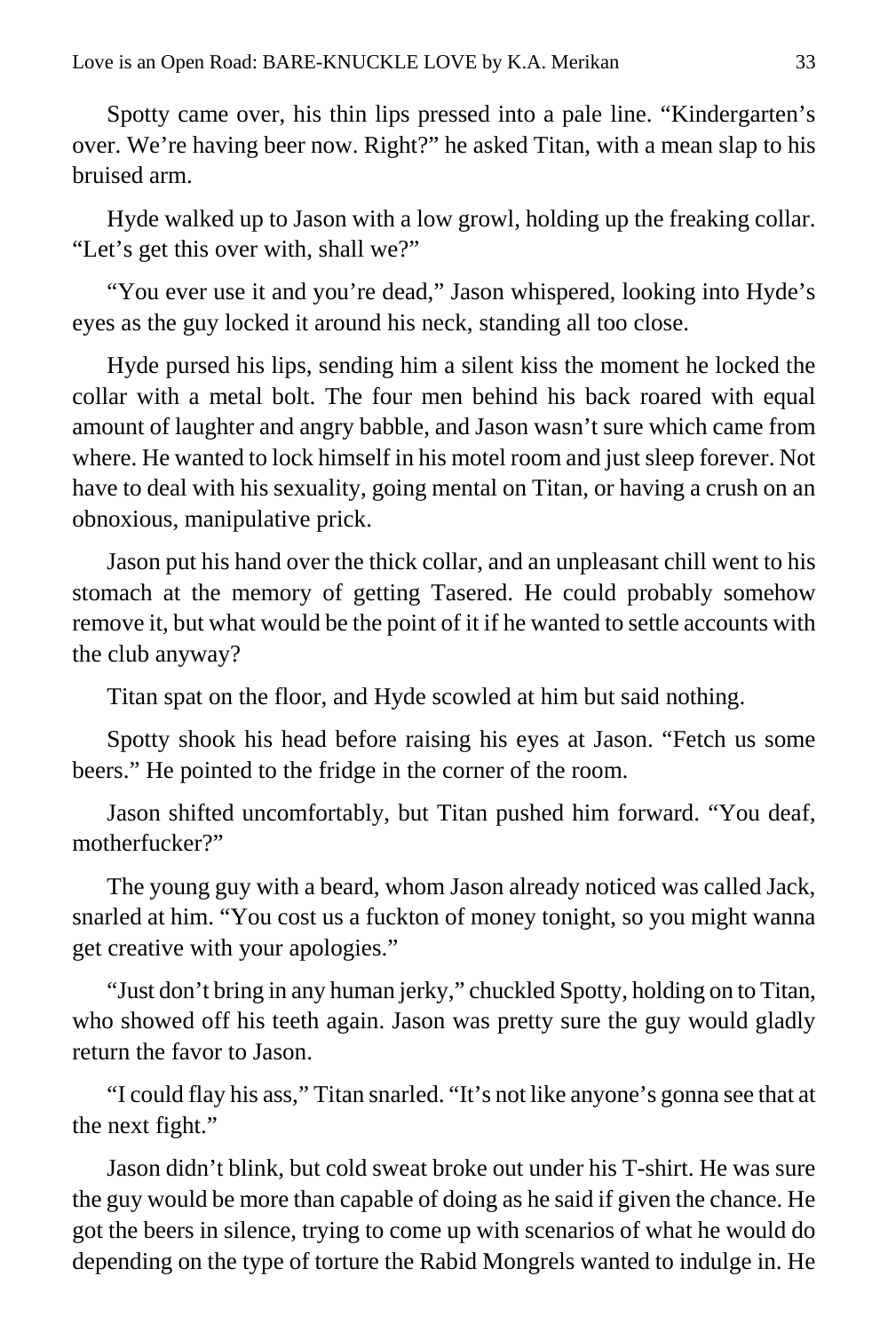Spotty came over, his thin lips pressed into a pale line. “Kindergarten’s over. We’re having beer now. Right?” he asked Titan, with a mean slap to his bruised arm.

Hyde walked up to Jason with a low growl, holding up the freaking collar. “Let’s get this over with, shall we?”

“You ever use it and you’re dead,” Jason whispered, looking into Hyde’s eyes as the guy locked it around his neck, standing all too close.

Hyde pursed his lips, sending him a silent kiss the moment he locked the collar with a metal bolt. The four men behind his back roared with equal amount of laughter and angry babble, and Jason wasn’t sure which came from where. He wanted to lock himself in his motel room and just sleep forever. Not have to deal with his sexuality, going mental on Titan, or having a crush on an obnoxious, manipulative prick.

Jason put his hand over the thick collar, and an unpleasant chill went to his stomach at the memory of getting Tasered. He could probably somehow remove it, but what would be the point of it if he wanted to settle accounts with the club anyway?

Titan spat on the floor, and Hyde scowled at him but said nothing.

Spotty shook his head before raising his eyes at Jason. “Fetch us some beers.” He pointed to the fridge in the corner of the room.

Jason shifted uncomfortably, but Titan pushed him forward. “You deaf, motherfucker?”

The young guy with a beard, whom Jason already noticed was called Jack, snarled at him. “You cost us a fuckton of money tonight, so you might wanna get creative with your apologies.”

“Just don’t bring in any human jerky,” chuckled Spotty, holding on to Titan, who showed off his teeth again. Jason was pretty sure the guy would gladly return the favor to Jason.

“I could flay his ass,” Titan snarled. “It’s not like anyone’s gonna see that at the next fight.”

Jason didn’t blink, but cold sweat broke out under his T-shirt. He was sure the guy would be more than capable of doing as he said if given the chance. He got the beers in silence, trying to come up with scenarios of what he would do depending on the type of torture the Rabid Mongrels wanted to indulge in. He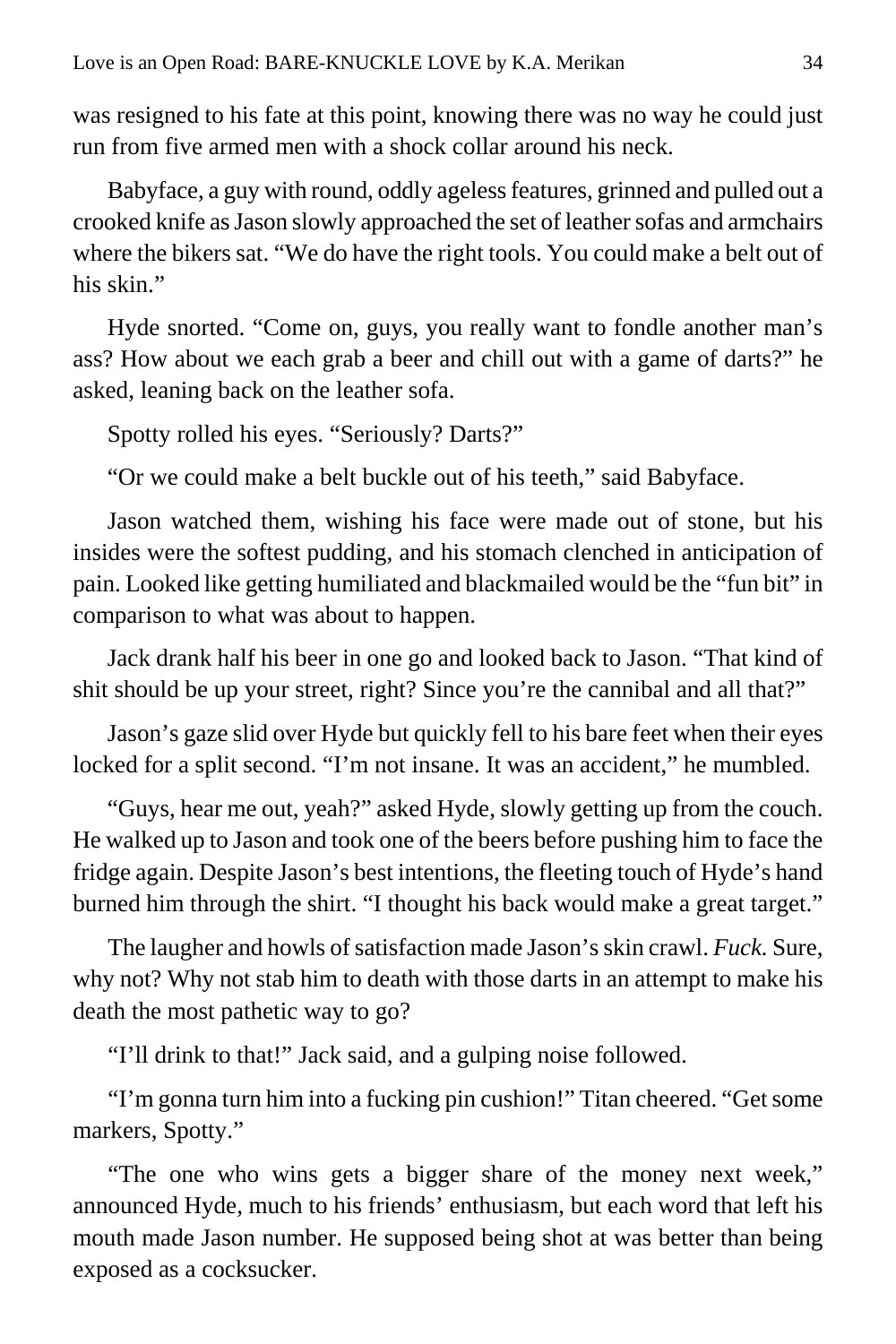was resigned to his fate at this point, knowing there was no way he could just run from five armed men with a shock collar around his neck.

Babyface, a guy with round, oddly ageless features, grinned and pulled out a crooked knife as Jason slowly approached the set of leather sofas and armchairs where the bikers sat. "We do have the right tools. You could make a belt out of his skin."

Hyde snorted. "Come on, guys, you really want to fondle another man's ass? How about we each grab a beer and chill out with a game of darts?" he asked, leaning back on the leather sofa.

Spotty rolled his eyes. "Seriously? Darts?"

"Or we could make a belt buckle out of his teeth," said Babyface.

Jason watched them, wishing his face were made out of stone, but his insides were the softest pudding, and his stomach clenched in anticipation of pain. Looked like getting humiliated and blackmailed would be the "fun bit" in comparison to what was about to happen.

Jack drank half his beer in one go and looked back to Jason. "That kind of shit should be up your street, right? Since you're the cannibal and all that?"

Jason's gaze slid over Hyde but quickly fell to his bare feet when their eyes locked for a split second. "I'm not insane. It was an accident," he mumbled.

"Guys, hear me out, yeah?" asked Hyde, slowly getting up from the couch. He walked up to Jason and took one of the beers before pushing him to face the fridge again. Despite Jason's best intentions, the fleeting touch of Hyde's hand burned him through the shirt. "I thought his back would make a great target."

The laughter and howls of satisfaction made Jason's skin crawl. *Fuck.* Sure, why not? Why not stab him to death with those darts in an attempt to make his death the most pathetic way to go?

"I'll drink to that!" Jack said, and a gulping noise followed.

"I'm gonna turn him into a fucking pin cushion!" Titan cheered. "Get some markers, Spotty."

"The one who wins gets a bigger share of the money next week," announced Hyde, much to his friends' enthusiasm, but each word that left his mouth made Jason number. He supposed being shot at was better than being exposed as a cocksucker.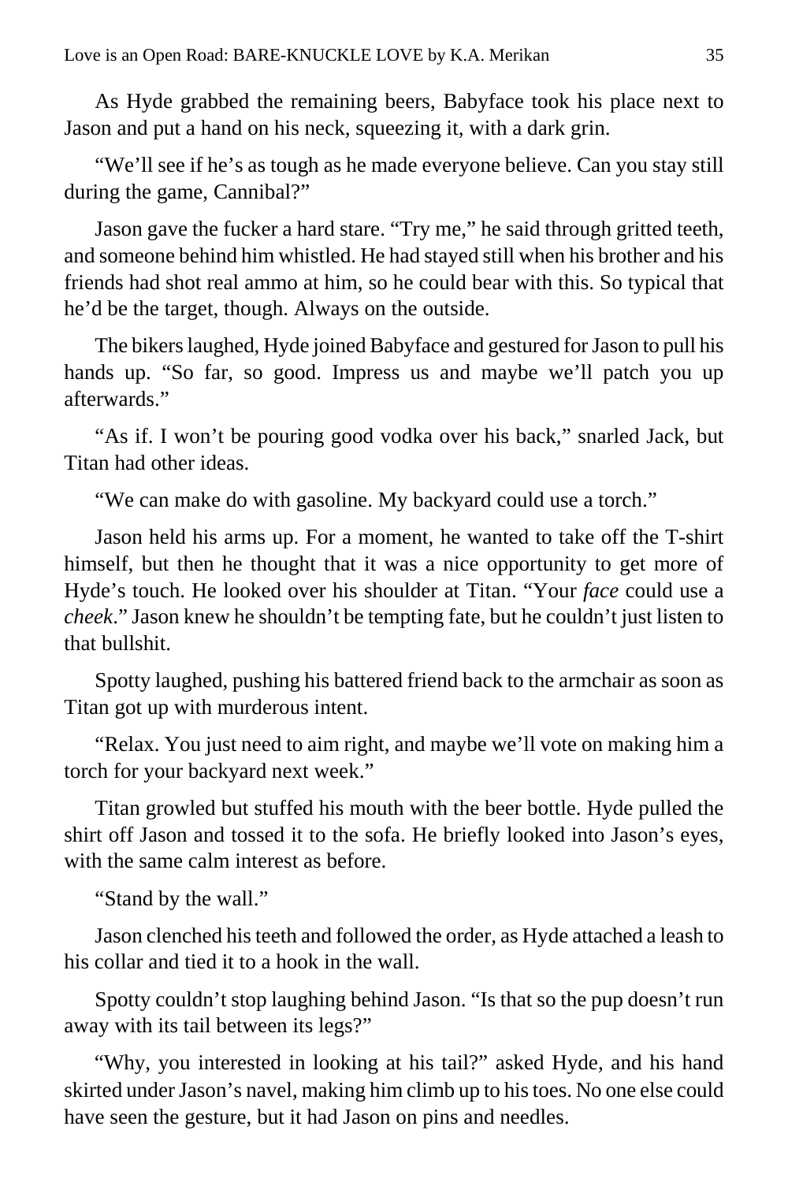As Hyde grabbed the remaining beers, Babyface took his place next to Jason and put a hand on his neck, squeezing it, with a dark grin.

"We'll see if he's as tough as he made everyone believe. Can you stay still during the game, Cannibal?"

Jason gave the fucker a hard stare. "Try me," he said through gritted teeth, and someone behind him whistled. He had stayed still when his brother and his friends had shot real ammo at him, so he could bear with this. So typical that he'd be the target, though. Always on the outside.

The bikers laughed, Hyde joined Babyface and gestured for Jason to pull his hands up. "So far, so good. Impress us and maybe we'll patch you up afterwards."

"As if. I won't be pouring good vodka over his back," snarled Jack, but Titan had other ideas.

"We can make do with gasoline. My backyard could use a torch."

Jason held his arms up. For a moment, he wanted to take off the T-shirt himself, but then he thought that it was a nice opportunity to get more of Hyde's touch. He looked over his shoulder at Titan. "Your *face* could use a *cheek*." Jason knew he shouldn't be tempting fate, but he couldn't just listen to that bullshit.

Spotty laughed, pushing his battered friend back to the armchair as soon as Titan got up with murderous intent.

"Relax. You just need to aim right, and maybe we'll vote on making him a torch for your backyard next week."

Titan growled but stuffed his mouth with the beer bottle. Hyde pulled the shirt off Jason and tossed it to the sofa. He briefly looked into Jason's eyes, with the same calm interest as before.

"Stand by the wall."

Jason clenched his teeth and followed the order, as Hyde attached a leash to his collar and tied it to a hook in the wall.

Spotty couldn't stop laughing behind Jason. "Is that so the pup doesn't run away with its tail between its legs?"

"Why, you interested in looking at his tail?" asked Hyde, and his hand skirted under Jason's navel, making him climb up to his toes. No one else could have seen the gesture, but it had Jason on pins and needles.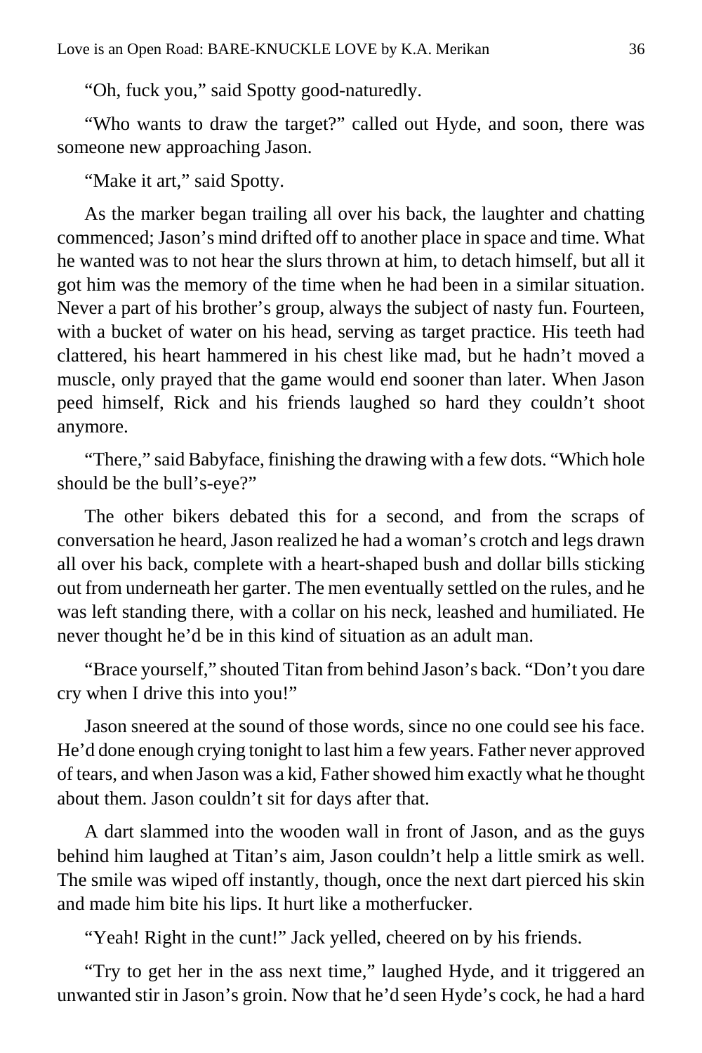"Oh, fuck you," said Spotty good-naturedly.

"Who wants to draw the target?" called out Hyde, and soon, there was someone new approaching Jason.

"Make it art," said Spotty.

As the marker began trailing all over his back, the laughter and chatting commenced; Jason's mind drifted off to another place in space and time. What he wanted was to not hear the slurs thrown at him, to detach himself, but all it got him was the memory of the time when he had been in a similar situation. Never a part of his brother's group, always the subject of nasty fun. Fourteen, with a bucket of water on his head, serving as target practice. His teeth had clattered, his heart hammered in his chest like mad, but he hadn't moved a muscle, only prayed that the game would end sooner than later. When Jason peed himself, Rick and his friends laughed so hard they couldn't shoot anymore.

"There," said Babyface, finishing the drawing with a few dots. "Which hole should be the bull's-eye?"

The other bikers debated this for a second, and from the scraps of conversation he heard, Jason realized he had a woman's crotch and legs drawn all over his back, complete with a heart-shaped bush and dollar bills sticking out from underneath her garter. The men eventually settled on the rules, and he was left standing there, with a collar on his neck, leashed and humiliated. He never thought he'd be in this kind of situation as an adult man.

"Brace yourself," shouted Titan from behind Jason's back. "Don't you dare cry when I drive this into you!"

Jason sneered at the sound of those words, since no one could see his face. He'd done enough crying tonight to last him a few years. Father never approved of tears, and when Jason was a kid, Father showed him exactly what he thought about them. Jason couldn't sit for days after that.

A dart slammed into the wooden wall in front of Jason, and as the guys behind him laughed at Titan's aim, Jason couldn't help a little smirk as well. The smile was wiped off instantly, though, once the next dart pierced his skin and made him bite his lips. It hurt like a motherfucker.

"Yeah! Right in the cunt!" Jack yelled, cheered on by his friends.

"Try to get her in the ass next time," laughed Hyde, and it triggered an unwanted stir in Jason's groin. Now that he'd seen Hyde's cock, he had a hard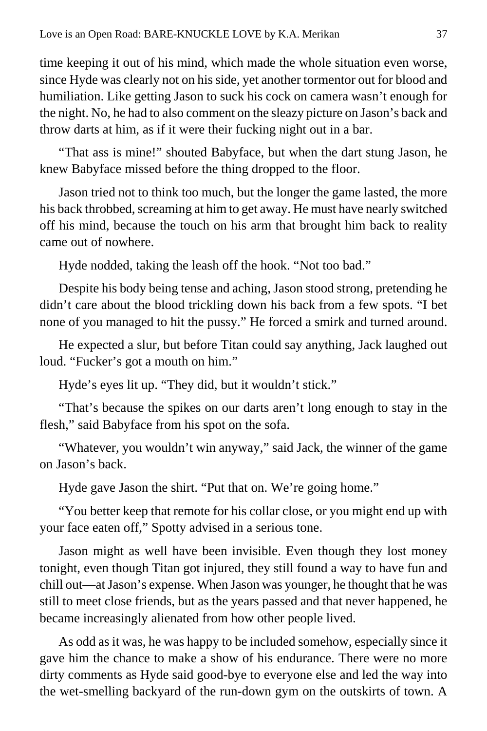time keeping it out of his mind, which made the whole situation even worse, since Hyde was clearly not on his side, yet another tormentor out for blood and humiliation. Like getting Jason to suck his cock on camera wasn't enough for the night. No, he had to also comment on the sleazy picture on Jason's back and throw darts at him, as if it were their fucking night out in a bar.

"That ass is mine!" shouted Babyface, but when the dart stung Jason, he knew Babyface missed before the thing dropped to the floor.

Jason tried not to think too much, but the longer the game lasted, the more his back throbbed, screaming at him to get away. He must have nearly switched off his mind, because the touch on his arm that brought him back to reality came out of nowhere.

Hyde nodded, taking the leash off the hook. "Not too bad."

Despite his body being tense and aching, Jason stood strong, pretending he didn't care about the blood trickling down his back from a few spots. "I bet none of you managed to hit the pussy." He forced a smirk and turned around.

He expected a slur, but before Titan could say anything, Jack laughed out loud. "Fucker's got a mouth on him."

Hyde's eyes lit up. "They did, but it wouldn't stick."

"That's because the spikes on our darts aren't long enough to stay in the flesh," said Babyface from his spot on the sofa.

"Whatever, you wouldn't win anyway," said Jack, the winner of the game on Jason's back.

Hyde gave Jason the shirt. "Put that on. We're going home."

"You better keep that remote for his collar close, or you might end up with your face eaten off," Spotty advised in a serious tone.

Jason might as well have been invisible. Even though they lost money tonight, even though Titan got injured, they still found a way to have fun and chill out—at Jason's expense. When Jason was younger, he thought that he was still to meet close friends, but as the years passed and that never happened, he became increasingly alienated from how other people lived.

As odd as it was, he was happy to be included somehow, especially since it gave him the chance to make a show of his endurance. There were no more dirty comments as Hyde said good-bye to everyone else and led the way into the wet-smelling backyard of the run-down gym on the outskirts of town. A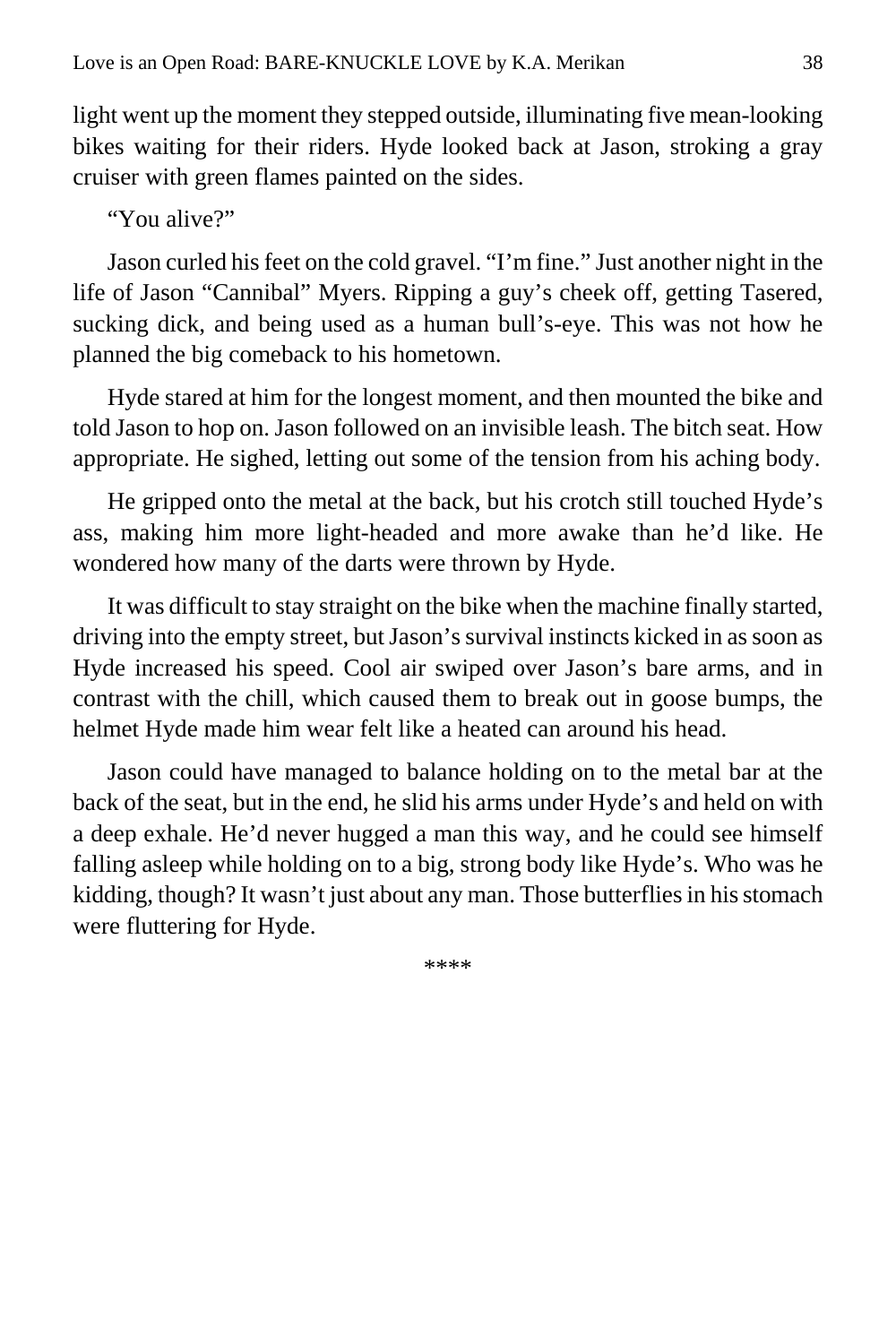light went up the moment they stepped outside, illuminating five mean-looking bikes waiting for their riders. Hyde looked back at Jason, stroking a gray cruiser with green flames painted on the sides.

"You alive?"

Jason curled his feet on the cold gravel. "I'm fine." Just another night in the life of Jason "Cannibal" Myers. Ripping a guy's cheek off, getting Tasered, sucking dick, and being used as a human bull's-eye. This was not how he planned the big comeback to his hometown.

Hyde stared at him for the longest moment, and then mounted the bike and told Jason to hop on. Jason followed on an invisible leash. The bitch seat. How appropriate. He sighed, letting out some of the tension from his aching body.

He gripped onto the metal at the back, but his crotch still touched Hyde's ass, making him more light-headed and more awake than he'd like. He wondered how many of the darts were thrown by Hyde.

It was difficult to stay straight on the bike when the machine finally started, driving into the empty street, but Jason's survival instincts kicked in as soon as Hyde increased his speed. Cool air swiped over Jason's bare arms, and in contrast with the chill, which caused them to break out in goose bumps, the helmet Hyde made him wear felt like a heated can around his head.

Jason could have managed to balance holding on to the metal bar at the back of the seat, but in the end, he slid his arms under Hyde's and held on with a deep exhale. He'd never hugged a man this way, and he could see himself falling asleep while holding on to a big, strong body like Hyde's. Who was he kidding, though? It wasn't just about any man. Those butterflies in his stomach were fluttering for Hyde.

****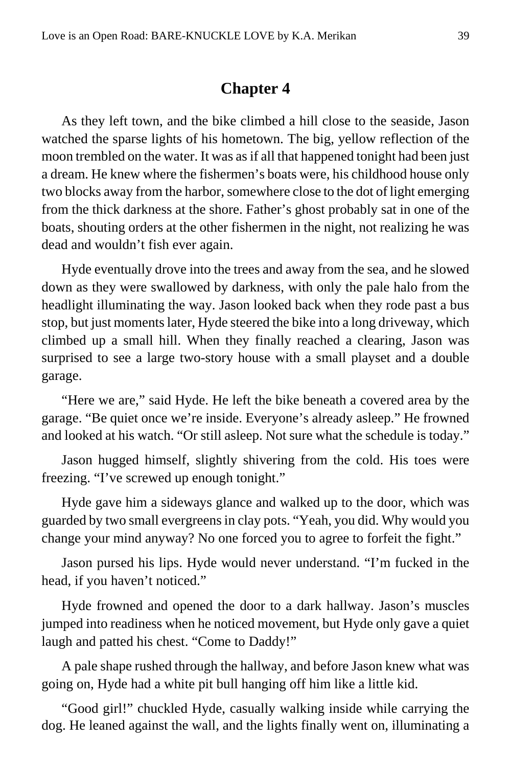## Chapter 4

As they left town, and the bike climbed a hill close to the seaside, Jason watched the sparse lights of his hometown. The big, yellow reflection of the moon trembled on the water. It was as if all that happened tonight had been just a dream. He knew where the fishermen's boats were, his childhood house only two blocks away from the harbor, somewhere close to the dot of light emerging from the thick darkness at the shore. Father's ghost probably sat in one of the boats, shouting orders at the other fishermen in the night, not realizing he was dead and wouldn't fish ever again.

Hyde eventually drove into the trees and away from the sea, and he slowed down as they were swallowed by darkness, with only the pale halo from the headlight illuminating the way. Jason looked back when they rode past a bus stop, but just moments later, Hyde steered the bike into a long driveway, which climbed up a small hill. When they finally reached a clearing, Jason was surprised to see a large two-story house with a small playset and a double garage.

"Here we are," said Hyde. He left the bike beneath a covered area by the garage. "Be quiet once we're inside. Everyone's already asleep." He frowned and looked at his watch. "Or still asleep. Not sure what the schedule is today."

Jason hugged himself, slightly shivering from the cold. His toes were freezing. "I've screwed up enough tonight."

Hyde gave him a sideways glance and walked up to the door, which was guarded by two small evergreens in clay pots. "Yeah, you did. Why would you change your mind anyway? No one forced you to agree to forfeit the fight."

Jason pursed his lips. Hyde would never understand. "I'm fucked in the head, if you haven't noticed."

Hyde frowned and opened the door to a dark hallway. Jason's muscles jumped into readiness when he noticed movement, but Hyde only gave a quiet laugh and patted his chest. "Come to Daddy!"

A pale shape rushed through the hallway, and before Jason knew what was going on, Hyde had a white pit bull hanging off him like a little kid.

"Good girl!" chuckled Hyde, casually walking inside while carrying the dog. He leaned against the wall, and the lights finally went on, illuminating a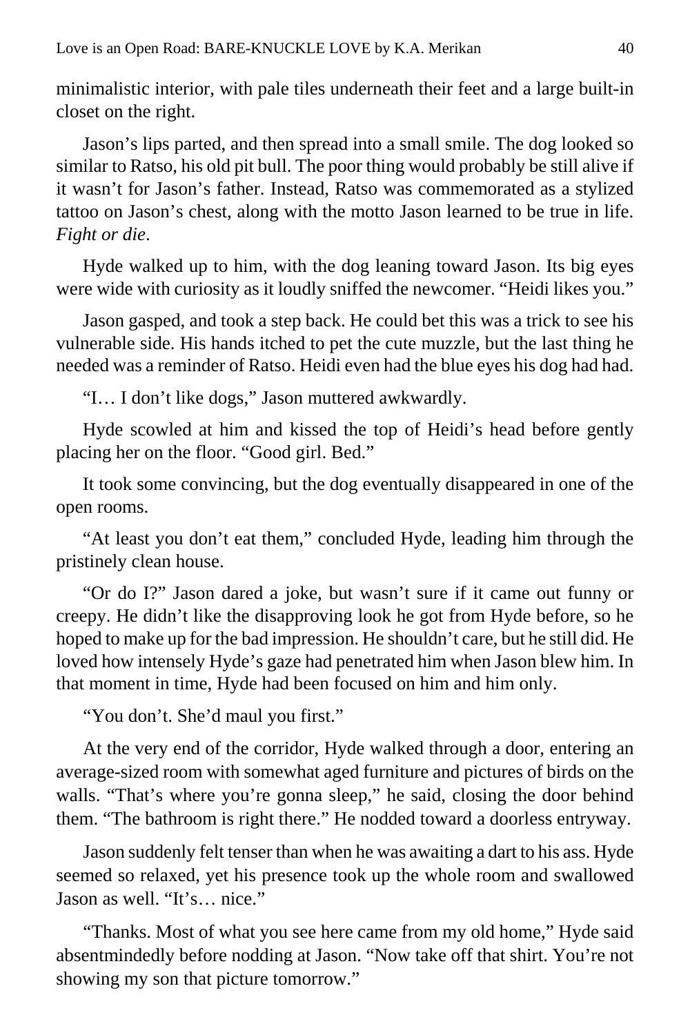minimalistic interior, with pale tiles underneath their feet and a large built-in closet on the right.

Jason's lips parted, and then spread into a small smile. The dog looked so similar to Ratso, his old pit bull. The poor thing would probably be still alive if it wasn't for Jason's father. Instead, Ratso was commemorated as a stylized tattoo on Jason's chest, along with the motto Jason learned to be true in life. *Fight or die*.

Hyde walked up to him, with the dog leaning toward Jason. Its big eyes were wide with curiosity as it loudly sniffed the newcomer. "Heidi likes you."

Jason gasped, and took a step back. He could bet this was a trick to see his vulnerable side. His hands itched to pet the cute muzzle, but the last thing he needed was a reminder of Ratso. Heidi even had the blue eyes his dog had had.

"I… I don't like dogs," Jason muttered awkwardly.

Hyde scowled at him and kissed the top of Heidi's head before gently placing her on the floor. "Good girl. Bed."

It took some convincing, but the dog eventually disappeared in one of the open rooms.

"At least you don't eat them," concluded Hyde, leading him through the pristinely clean house.

"Or do I?" Jason dared a joke, but wasn't sure if it came out funny or creepy. He didn't like the disapproving look he got from Hyde before, so he hoped to make up for the bad impression. He shouldn't care, but he still did. He loved how intensely Hyde's gaze had penetrated him when Jason blew him. In that moment in time, Hyde had been focused on him and him only.

"You don't. She'd maul you first."

At the very end of the corridor, Hyde walked through a door, entering an average-sized room with somewhat aged furniture and pictures of birds on the walls. "That's where you're gonna sleep," he said, closing the door behind them. "The bathroom is right there." He nodded toward a doorless entryway.

Jason suddenly felt tenser than when he was awaiting a dart to his ass. Hyde seemed so relaxed, yet his presence took up the whole room and swallowed Jason as well. "It's… nice."

"Thanks. Most of what you see here came from my old home," Hyde said absentmindedly before nodding at Jason. "Now take off that shirt. You're not showing my son that picture tomorrow."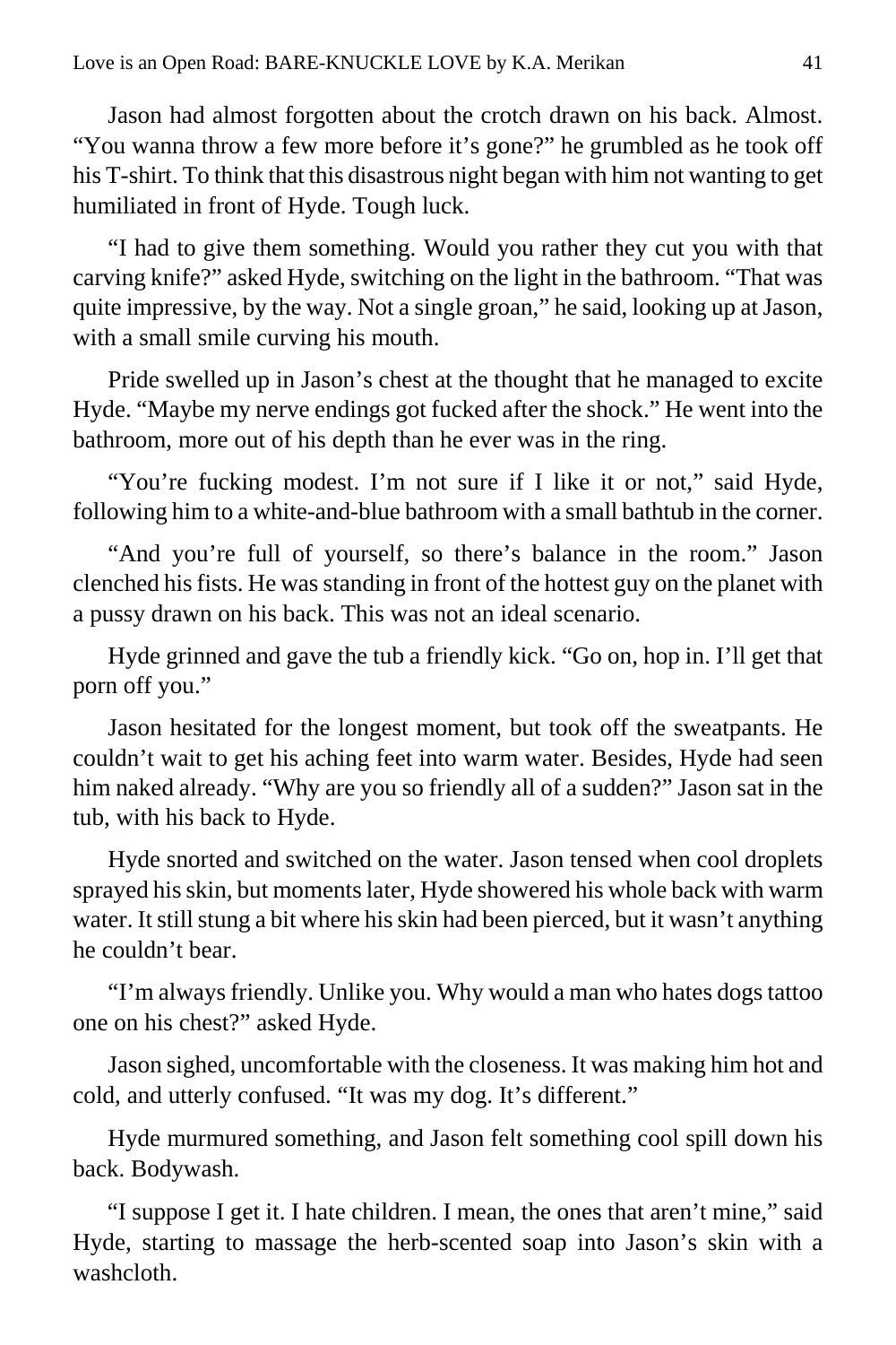Jason had almost forgotten about the crotch drawn on his back. Almost. "You wanna throw a few more before it's gone?" he grumbled as he took off his T-shirt. To think that this disastrous night began with him not wanting to get humiliated in front of Hyde. Tough luck.

"I had to give them something. Would you rather they cut you with that carving knife?" asked Hyde, switching on the light in the bathroom. "That was quite impressive, by the way. Not a single groan," he said, looking up at Jason, with a small smile curving his mouth.

Pride swelled up in Jason's chest at the thought that he managed to excite Hyde. "Maybe my nerve endings got fucked after the shock." He went into the bathroom, more out of his depth than he ever was in the ring.

"You're fucking modest. I'm not sure if I like it or not," said Hyde, following him to a white-and-blue bathroom with a small bathtub in the corner.

"And you're full of yourself, so there's balance in the room." Jason clenched his fists. He was standing in front of the hottest guy on the planet with a pussy drawn on his back. This was not an ideal scenario.

Hyde grinned and gave the tub a friendly kick. "Go on, hop in. I'll get that porn off you."

Jason hesitated for the longest moment, but took off the sweatpants. He couldn't wait to get his aching feet into warm water. Besides, Hyde had seen him naked already. "Why are you so friendly all of a sudden?" Jason sat in the tub, with his back to Hyde.

Hyde snorted and switched on the water. Jason tensed when cool droplets sprayed his skin, but moments later, Hyde showered his whole back with warm water. It still stung a bit where his skin had been pierced, but it wasn't anything he couldn't bear.

"I'm always friendly. Unlike you. Why would a man who hates dogs tattoo one on his chest?" asked Hyde.

Jason sighed, uncomfortable with the closeness. It was making him hot and cold, and utterly confused. "It was my dog. It's different."

Hyde murmured something, and Jason felt something cool spill down his back. Bodywash.

"I suppose I get it. I hate children. I mean, the ones that aren't mine," said Hyde, starting to massage the herb-scented soap into Jason's skin with a washcloth.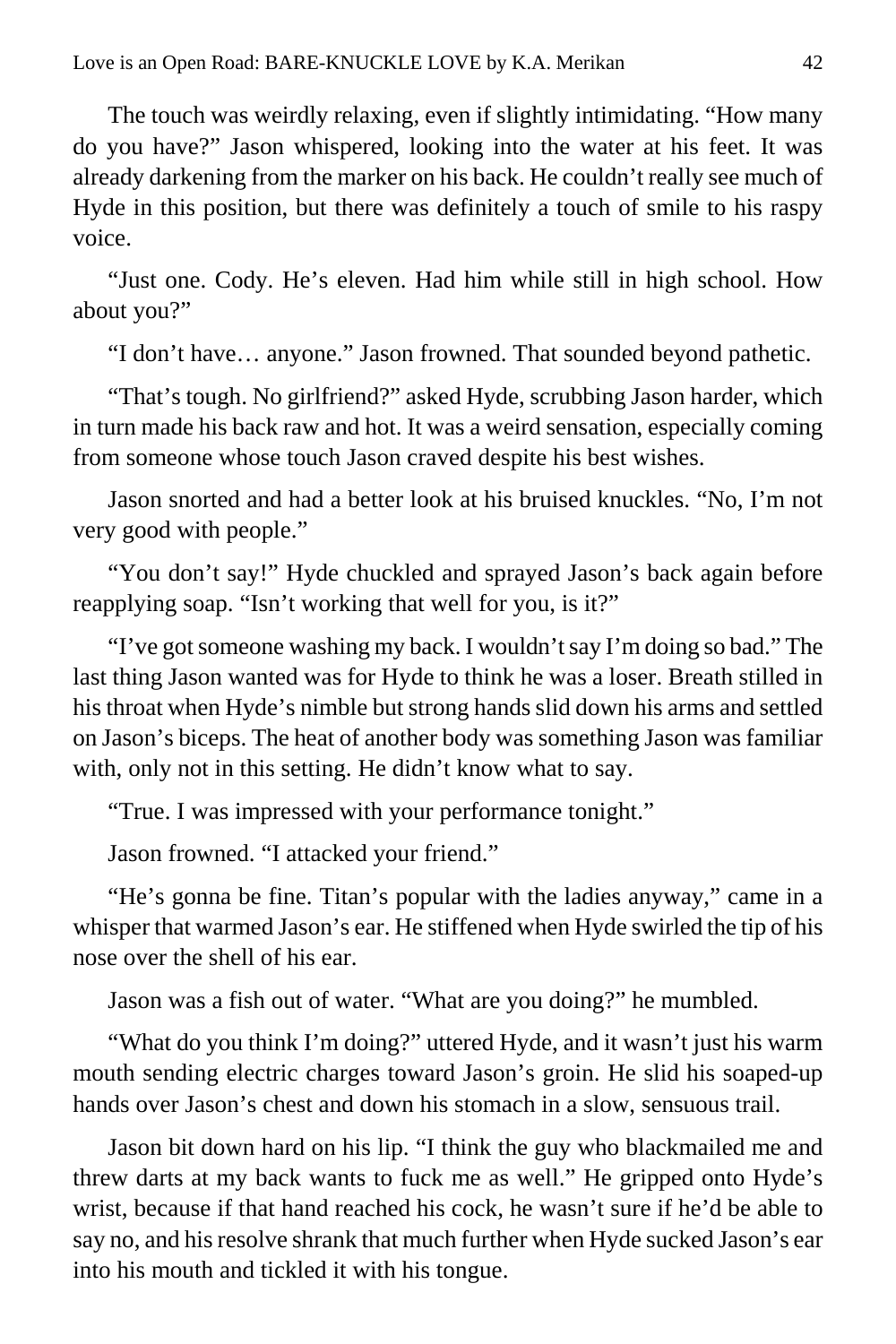The touch was weirdly relaxing, even if slightly intimidating. "How many do you have?" Jason whispered, looking into the water at his feet. It was already darkening from the marker on his back. He couldn't really see much of Hyde in this position, but there was definitely a touch of smile to his raspy voice.

"Just one. Cody. He's eleven. Had him while still in high school. How about you?"

"I don't have… anyone." Jason frowned. That sounded beyond pathetic.

"That's tough. No girlfriend?" asked Hyde, scrubbing Jason harder, which in turn made his back raw and hot. It was a weird sensation, especially coming from someone whose touch Jason craved despite his best wishes.

Jason snorted and had a better look at his bruised knuckles. "No, I'm not very good with people."

"You don't say!" Hyde chuckled and sprayed Jason's back again before reapplying soap. "Isn't working that well for you, is it?"

"I've got someone washing my back. I wouldn't say I'm doing so bad." The last thing Jason wanted was for Hyde to think he was a loser. Breath stilled in his throat when Hyde's nimble but strong hands slid down his arms and settled on Jason's biceps. The heat of another body was something Jason was familiar with, only not in this setting. He didn't know what to say.

"True. I was impressed with your performance tonight."

Jason frowned. "I attacked your friend."

"He's gonna be fine. Titan's popular with the ladies anyway," came in a whisper that warmed Jason's ear. He stiffened when Hyde swirled the tip of his nose over the shell of his ear.

Jason was a fish out of water. "What are you doing?" he mumbled.

"What do you think I'm doing?" uttered Hyde, and it wasn't just his warm mouth sending electric charges toward Jason's groin. He slid his soaped-up hands over Jason's chest and down his stomach in a slow, sensuous trail.

Jason bit down hard on his lip. "I think the guy who blackmailed me and threw darts at my back wants to fuck me as well." He gripped onto Hyde's wrist, because if that hand reached his cock, he wasn't sure if he'd be able to say no, and his resolve shrank that much further when Hyde sucked Jason's ear into his mouth and tickled it with his tongue.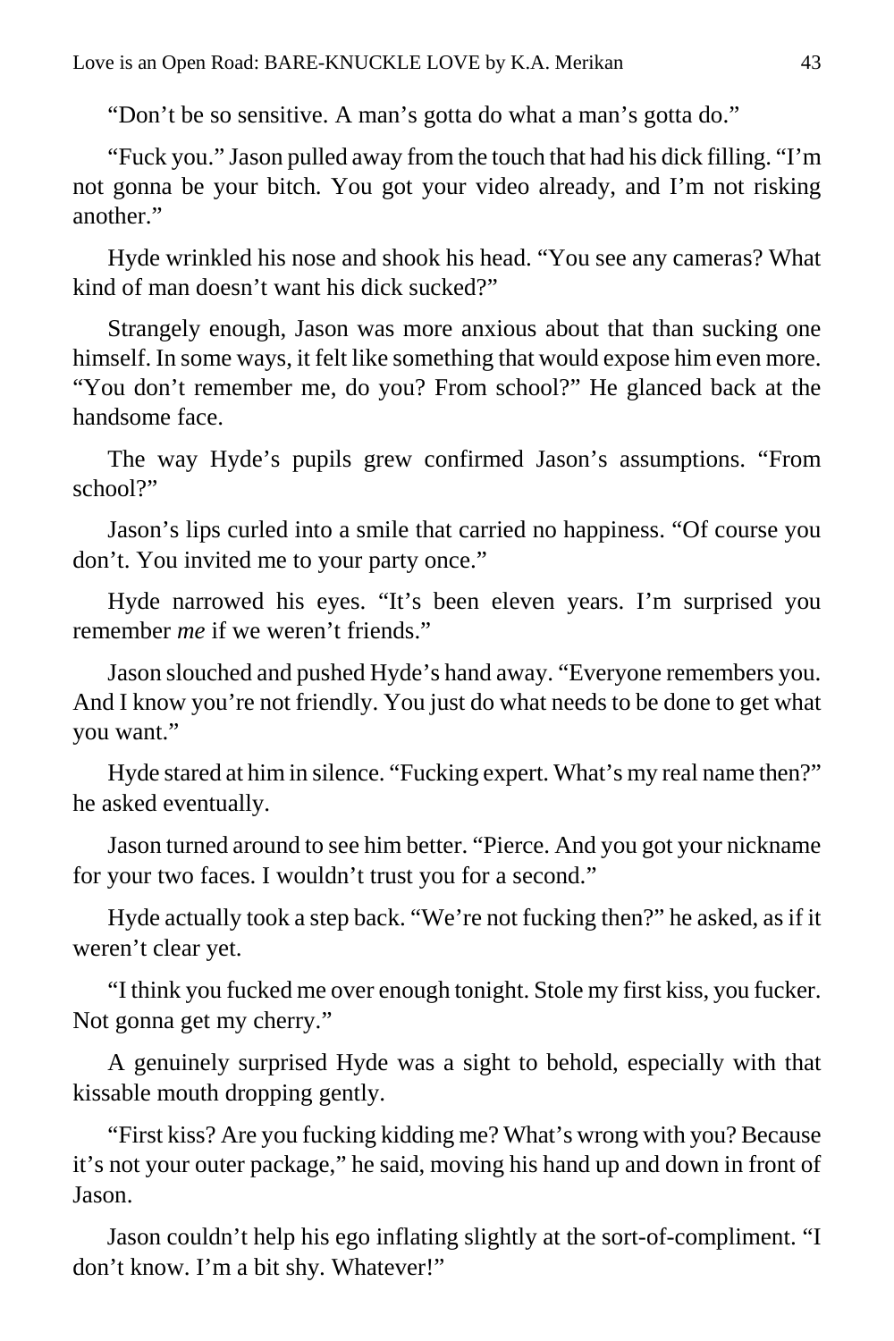"Don't be so sensitive. A man's gotta do what a man's gotta do."

"Fuck you." Jason pulled away from the touch that had his dick filling. "I'm not gonna be your bitch. You got your video already, and I'm not risking another."

Hyde wrinkled his nose and shook his head. "You see any cameras? What kind of man doesn't want his dick sucked?"

Strangely enough, Jason was more anxious about that than sucking one himself. In some ways, it felt like something that would expose him even more. "You don't remember me, do you? From school?" He glanced back at the handsome face.

The way Hyde's pupils grew confirmed Jason's assumptions. "From school?"

Jason's lips curled into a smile that carried no happiness. "Of course you don't. You invited me to your party once."

Hyde narrowed his eyes. "It's been eleven years. I'm surprised you remember *me* if we weren't friends."

Jason slouched and pushed Hyde's hand away. "Everyone remembers you. And I know you're not friendly. You just do what needs to be done to get what you want."

Hyde stared at him in silence. "Fucking expert. What's my real name then?" he asked eventually.

Jason turned around to see him better. "Pierce. And you got your nickname for your two faces. I wouldn't trust you for a second."

Hyde actually took a step back. "We're not fucking then?" he asked, as if it weren't clear yet.

"I think you fucked me over enough tonight. Stole my first kiss, you fucker. Not gonna get my cherry."

A genuinely surprised Hyde was a sight to behold, especially with that kissable mouth dropping gently.

"First kiss? Are you fucking kidding me? What's wrong with you? Because it's not your outer package," he said, moving his hand up and down in front of Jason.

Jason couldn't help his ego inflating slightly at the sort-of-compliment. "I don't know. I'm a bit shy. Whatever!"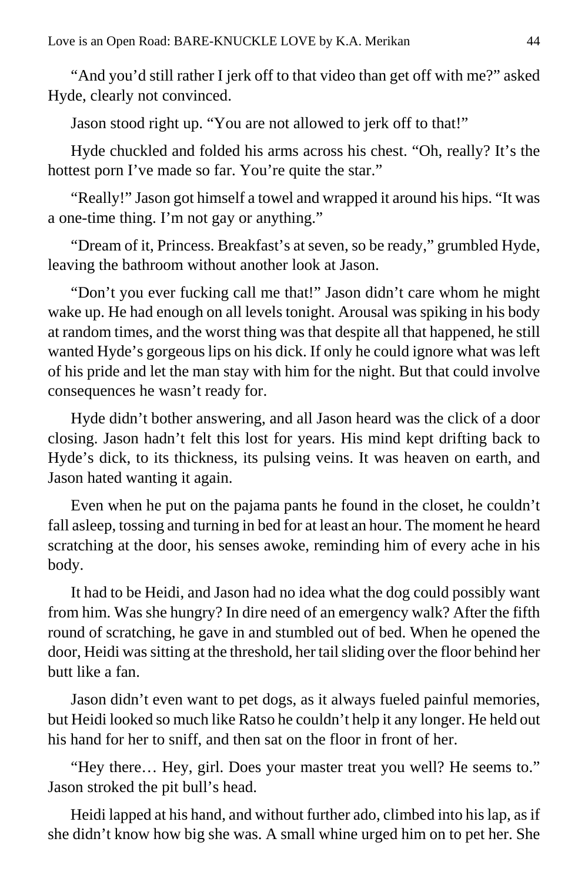"And you'd still rather I jerk off to that video than get off with me?" asked Hyde, clearly not convinced.

Jason stood right up. "You are not allowed to jerk off to that!"

Hyde chuckled and folded his arms across his chest. "Oh, really? It's the hottest porn I've made so far. You're quite the star."

"Really!" Jason got himself a towel and wrapped it around his hips. "It was a one-time thing. I'm not gay or anything."

"Dream of it, Princess. Breakfast's at seven, so be ready," grumbled Hyde, leaving the bathroom without another look at Jason.

"Don't you ever fucking call me that!" Jason didn't care whom he might wake up. He had enough on all levels tonight. Arousal was spiking in his body at random times, and the worst thing was that despite all that happened, he still wanted Hyde's gorgeous lips on his dick. If only he could ignore what was left of his pride and let the man stay with him for the night. But that could involve consequences he wasn't ready for.

Hyde didn't bother answering, and all Jason heard was the click of a door closing. Jason hadn't felt this lost for years. His mind kept drifting back to Hyde's dick, to its thickness, its pulsing veins. It was heaven on earth, and Jason hated wanting it again.

Even when he put on the pajama pants he found in the closet, he couldn't fall asleep, tossing and turning in bed for at least an hour. The moment he heard scratching at the door, his senses awoke, reminding him of every ache in his body.

It had to be Heidi, and Jason had no idea what the dog could possibly want from him. Was she hungry? In dire need of an emergency walk? After the fifth round of scratching, he gave in and stumbled out of bed. When he opened the door, Heidi was sitting at the threshold, her tail sliding over the floor behind her butt like a fan.

Jason didn't even want to pet dogs, as it always fueled painful memories, but Heidi looked so much like Ratso he couldn't help it any longer. He held out his hand for her to sniff, and then sat on the floor in front of her.

"Hey there… Hey, girl. Does your master treat you well? He seems to." Jason stroked the pit bull's head.

Heidi lapped at his hand, and without further ado, climbed into his lap, as if she didn't know how big she was. A small whine urged him on to pet her. She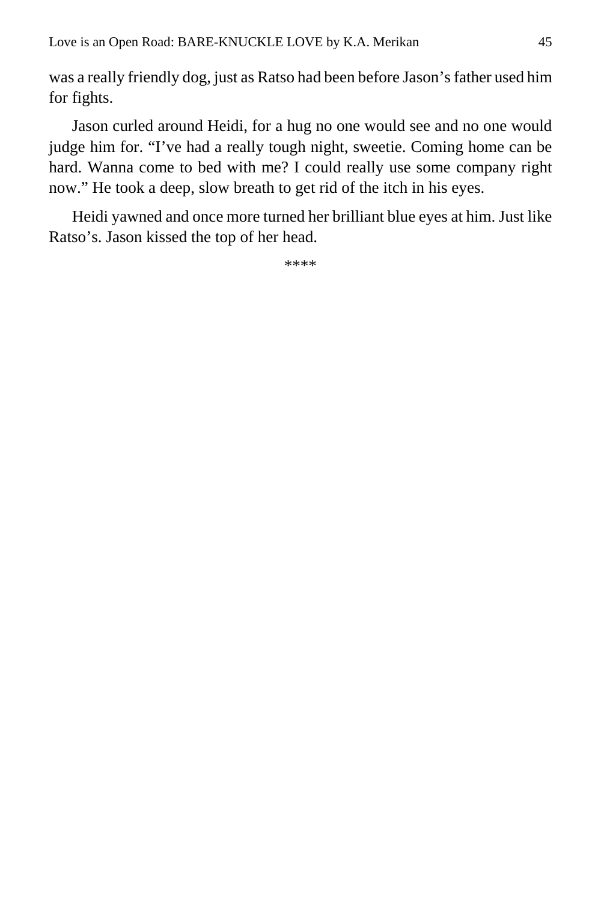was a really friendly dog, just as Ratso had been before Jason's father used him for fights.

Jason curled around Heidi, for a hug no one would see and no one would judge him for. "I've had a really tough night, sweetie. Coming home can be hard. Wanna come to bed with me? I could really use some company right now." He took a deep, slow breath to get rid of the itch in his eyes.

Heidi yawned and once more turned her brilliant blue eyes at him. Just like Ratso's. Jason kissed the top of her head.

****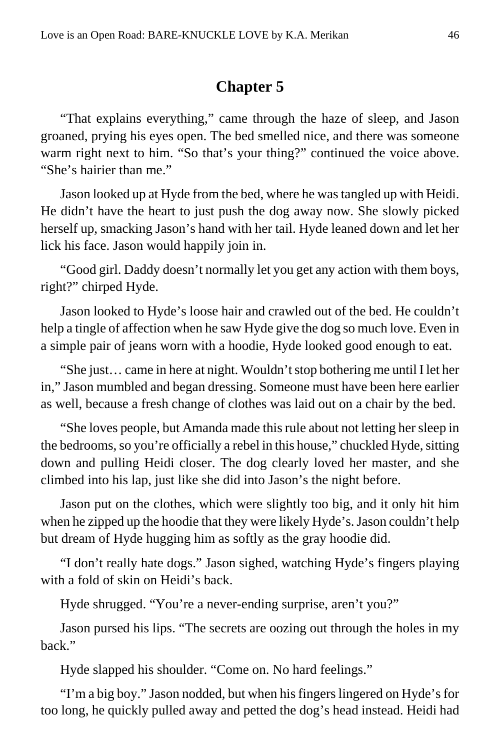## Chapter 5

"That explains everything," came through the haze of sleep, and Jason groaned, prying his eyes open. The bed smelled nice, and there was someone warm right next to him. "So that's your thing?" continued the voice above. "She's hairier than me."

Jason looked up at Hyde from the bed, where he was tangled up with Heidi. He didn't have the heart to just push the dog away now. She slowly picked herself up, smacking Jason's hand with her tail. Hyde leaned down and let her lick his face. Jason would happily join in.

"Good girl. Daddy doesn't normally let you get any action with them boys, right?" chirped Hyde.

Jason looked to Hyde's loose hair and crawled out of the bed. He couldn't help a tingle of affection when he saw Hyde give the dog so much love. Even in a simple pair of jeans worn with a hoodie, Hyde looked good enough to eat.

"She just… came in here at night. Wouldn't stop bothering me until I let her in," Jason mumbled and began dressing. Someone must have been here earlier as well, because a fresh change of clothes was laid out on a chair by the bed.

"She loves people, but Amanda made this rule about not letting her sleep in the bedrooms, so you're officially a rebel in this house," chuckled Hyde, sitting down and pulling Heidi closer. The dog clearly loved her master, and she climbed into his lap, just like she did into Jason's the night before.

Jason put on the clothes, which were slightly too big, and it only hit him when he zipped up the hoodie that they were likely Hyde's. Jason couldn't help but dream of Hyde hugging him as softly as the gray hoodie did.

"I don't really hate dogs." Jason sighed, watching Hyde's fingers playing with a fold of skin on Heidi's back.

Hyde shrugged. "You're a never-ending surprise, aren't you?"

Jason pursed his lips. "The secrets are oozing out through the holes in my back."

Hyde slapped his shoulder. "Come on. No hard feelings."

"I'm a big boy." Jason nodded, but when his fingers lingered on Hyde's for too long, he quickly pulled away and petted the dog's head instead. Heidi had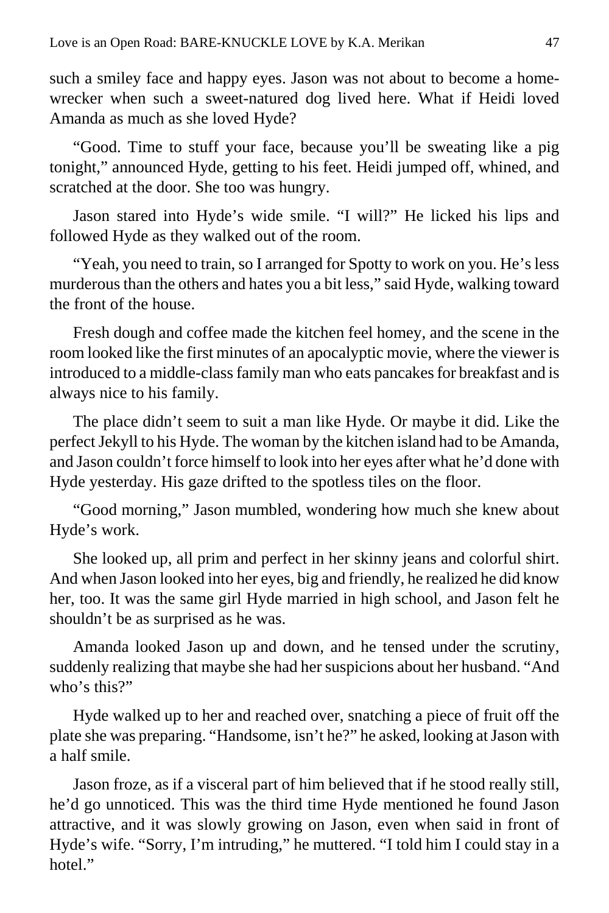such a smiley face and happy eyes. Jason was not about to become a home-wrecker when such a sweet-natured dog lived here. What if Heidi loved Amanda as much as she loved Hyde?

"Good. Time to stuff your face, because you'll be sweating like a pig tonight," announced Hyde, getting to his feet. Heidi jumped off, whined, and scratched at the door. She too was hungry.

Jason stared into Hyde's wide smile. "I will?" He licked his lips and followed Hyde as they walked out of the room.

"Yeah, you need to train, so I arranged for Spotty to work on you. He's less murderous than the others and hates you a bit less," said Hyde, walking toward the front of the house.

Fresh dough and coffee made the kitchen feel homey, and the scene in the room looked like the first minutes of an apocalyptic movie, where the viewer is introduced to a middle-class family man who eats pancakes for breakfast and is always nice to his family.

The place didn't seem to suit a man like Hyde. Or maybe it did. Like the perfect Jekyll to his Hyde. The woman by the kitchen island had to be Amanda, and Jason couldn't force himself to look into her eyes after what he'd done with Hyde yesterday. His gaze drifted to the spotless tiles on the floor.

"Good morning," Jason mumbled, wondering how much she knew about Hyde's work.

She looked up, all prim and perfect in her skinny jeans and colorful shirt. And when Jason looked into her eyes, big and friendly, he realized he did know her, too. It was the same girl Hyde married in high school, and Jason felt he shouldn't be as surprised as he was.

Amanda looked Jason up and down, and he tensed under the scrutiny, suddenly realizing that maybe she had her suspicions about her husband. "And who's this?"

Hyde walked up to her and reached over, snatching a piece of fruit off the plate she was preparing. "Handsome, isn't he?" he asked, looking at Jason with a half smile.

Jason froze, as if a visceral part of him believed that if he stood really still, he'd go unnoticed. This was the third time Hyde mentioned he found Jason attractive, and it was slowly growing on Jason, even when said in front of Hyde's wife. "Sorry, I'm intruding," he muttered. "I told him I could stay in a hotel."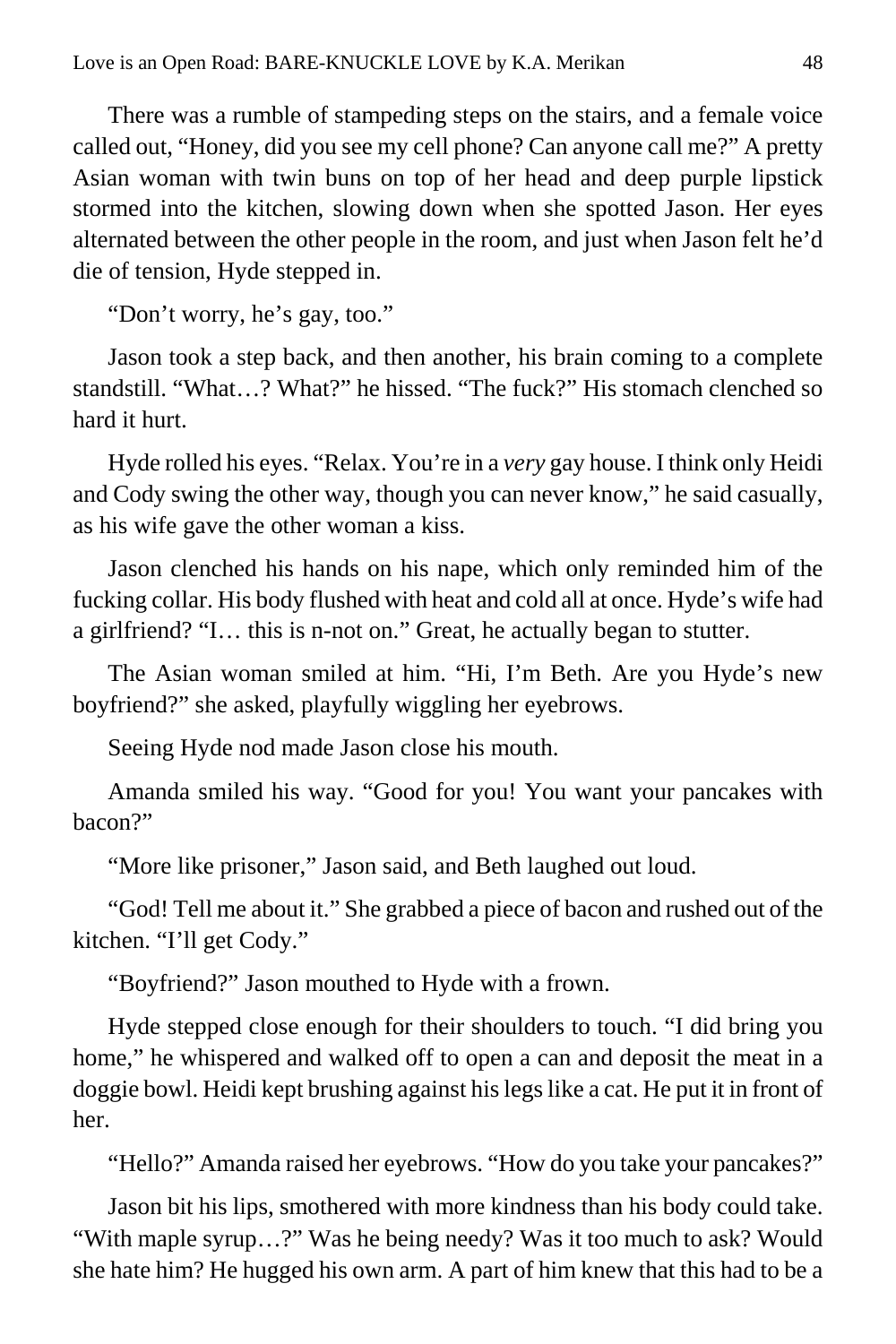There was a rumble of stampeding steps on the stairs, and a female voice called out, "Honey, did you see my cell phone? Can anyone call me?" A pretty Asian woman with twin buns on top of her head and deep purple lipstick stormed into the kitchen, slowing down when she spotted Jason. Her eyes alternated between the other people in the room, and just when Jason felt he'd die of tension, Hyde stepped in.

"Don't worry, he's gay, too."

Jason took a step back, and then another, his brain coming to a complete standstill. "What…? What?" he hissed. "The fuck?" His stomach clenched so hard it hurt.

Hyde rolled his eyes. "Relax. You're in a *very* gay house. I think only Heidi and Cody swing the other way, though you can never know," he said casually, as his wife gave the other woman a kiss.

Jason clenched his hands on his nape, which only reminded him of the fucking collar. His body flushed with heat and cold all at once. Hyde's wife had a girlfriend? "I… this is n-not on." Great, he actually began to stutter.

The Asian woman smiled at him. "Hi, I'm Beth. Are you Hyde's new boyfriend?" she asked, playfully wiggling her eyebrows.

Seeing Hyde nod made Jason close his mouth.

Amanda smiled his way. "Good for you! You want your pancakes with bacon?"

"More like prisoner," Jason said, and Beth laughed out loud.

"God! Tell me about it." She grabbed a piece of bacon and rushed out of the kitchen. "I'll get Cody."

"Boyfriend?" Jason mouthed to Hyde with a frown.

Hyde stepped close enough for their shoulders to touch. "I did bring you home," he whispered and walked off to open a can and deposit the meat in a doggie bowl. Heidi kept brushing against his legs like a cat. He put it in front of her.

"Hello?" Amanda raised her eyebrows. "How do you take your pancakes?"

Jason bit his lips, smothered with more kindness than his body could take. "With maple syrup…?" Was he being needy? Was it too much to ask? Would she hate him? He hugged his own arm. A part of him knew that this had to be a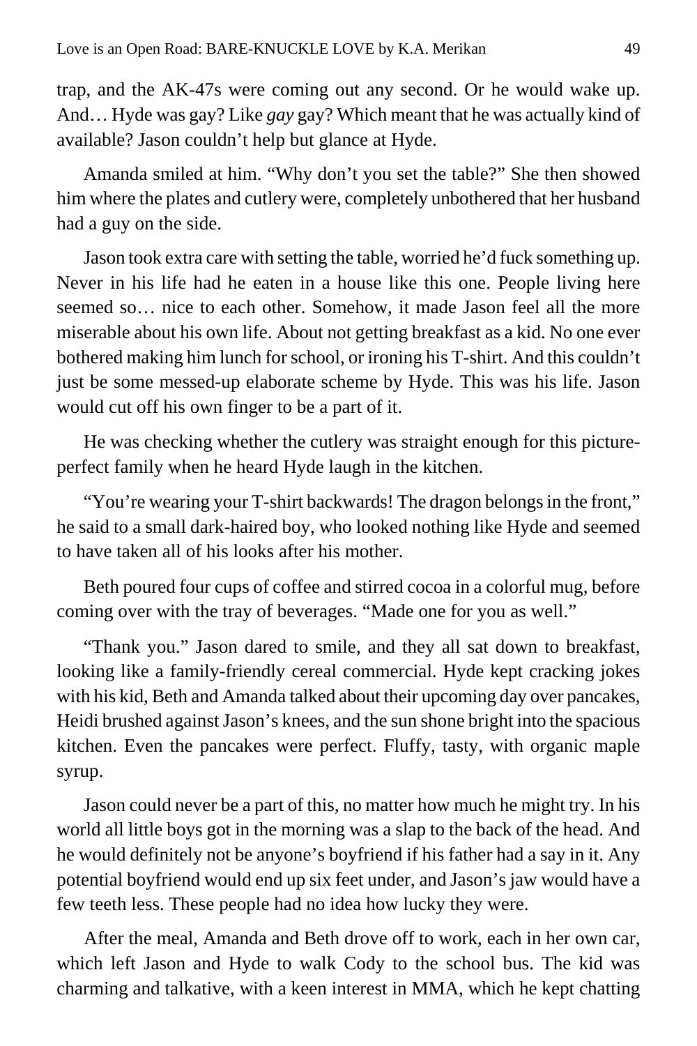trap, and the AK-47s were coming out any second. Or he would wake up. And… Hyde was gay? Like *gay* gay? Which meant that he was actually kind of available? Jason couldn't help but glance at Hyde.

Amanda smiled at him. "Why don't you set the table?" She then showed him where the plates and cutlery were, completely unbothered that her husband had a guy on the side.

Jason took extra care with setting the table, worried he'd fuck something up. Never in his life had he eaten in a house like this one. People living here seemed so… nice to each other. Somehow, it made Jason feel all the more miserable about his own life. About not getting breakfast as a kid. No one ever bothered making him lunch for school, or ironing his T-shirt. And this couldn't just be some messed-up elaborate scheme by Hyde. This was his life. Jason would cut off his own finger to be a part of it.

He was checking whether the cutlery was straight enough for this picture-perfect family when he heard Hyde laugh in the kitchen.

"You're wearing your T-shirt backwards! The dragon belongs in the front," he said to a small dark-haired boy, who looked nothing like Hyde and seemed to have taken all of his looks after his mother.

Beth poured four cups of coffee and stirred cocoa in a colorful mug, before coming over with the tray of beverages. "Made one for you as well."

"Thank you." Jason dared to smile, and they all sat down to breakfast, looking like a family-friendly cereal commercial. Hyde kept cracking jokes with his kid, Beth and Amanda talked about their upcoming day over pancakes, Heidi brushed against Jason's knees, and the sun shone bright into the spacious kitchen. Even the pancakes were perfect. Fluffy, tasty, with organic maple syrup.

Jason could never be a part of this, no matter how much he might try. In his world all little boys got in the morning was a slap to the back of the head. And he would definitely not be anyone's boyfriend if his father had a say in it. Any potential boyfriend would end up six feet under, and Jason's jaw would have a few teeth less. These people had no idea how lucky they were.

After the meal, Amanda and Beth drove off to work, each in her own car, which left Jason and Hyde to walk Cody to the school bus. The kid was charming and talkative, with a keen interest in MMA, which he kept chatting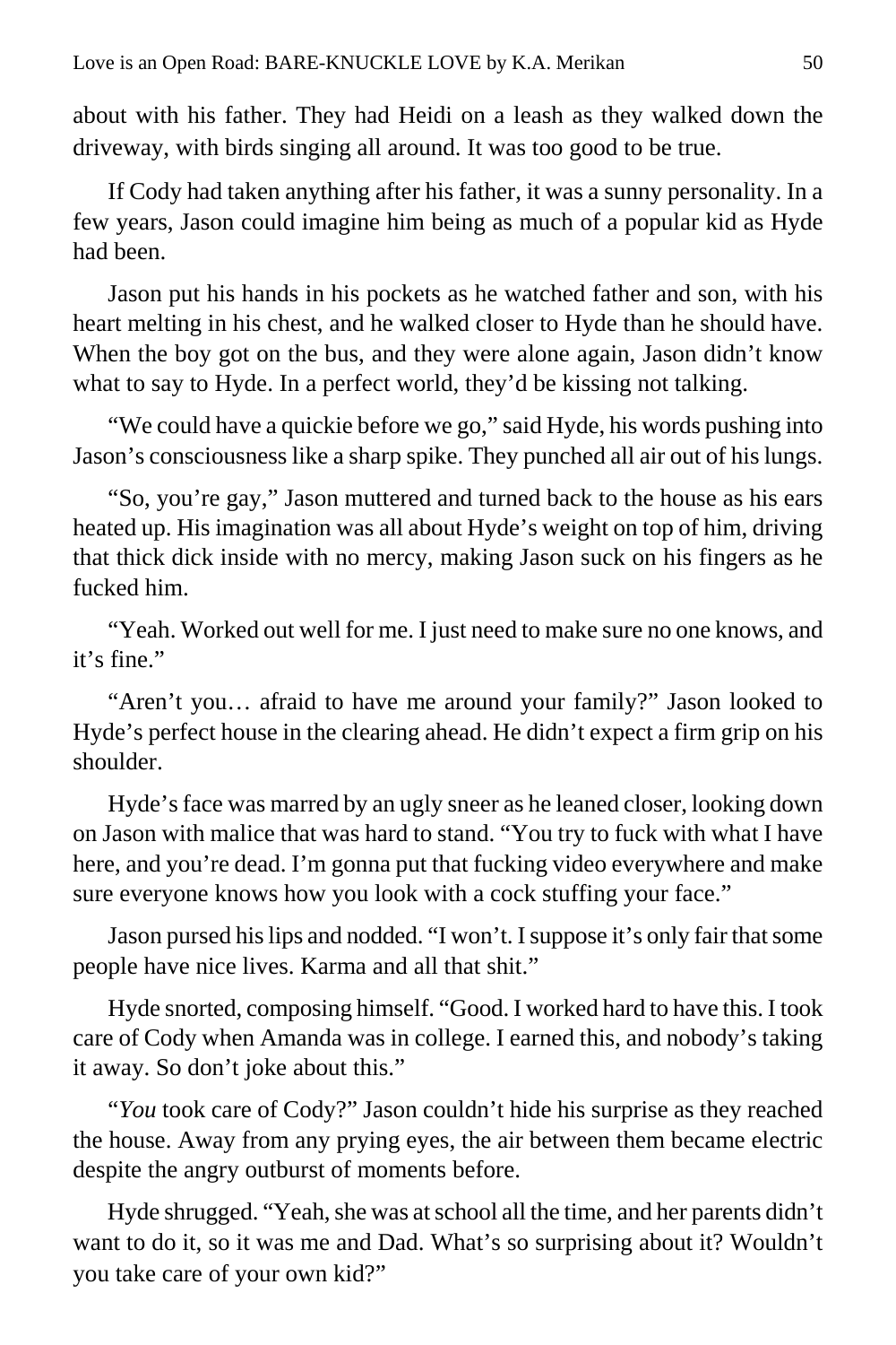about with his father. They had Heidi on a leash as they walked down the driveway, with birds singing all around. It was too good to be true.

If Cody had taken anything after his father, it was a sunny personality. In a few years, Jason could imagine him being as much of a popular kid as Hyde had been.

Jason put his hands in his pockets as he watched father and son, with his heart melting in his chest, and he walked closer to Hyde than he should have. When the boy got on the bus, and they were alone again, Jason didn't know what to say to Hyde. In a perfect world, they'd be kissing not talking.

"We could have a quickie before we go," said Hyde, his words pushing into Jason's consciousness like a sharp spike. They punched all air out of his lungs.

"So, you're gay," Jason muttered and turned back to the house as his ears heated up. His imagination was all about Hyde's weight on top of him, driving that thick dick inside with no mercy, making Jason suck on his fingers as he fucked him.

"Yeah. Worked out well for me. I just need to make sure no one knows, and it's fine."

"Aren't you… afraid to have me around your family?" Jason looked to Hyde's perfect house in the clearing ahead. He didn't expect a firm grip on his shoulder.

Hyde's face was marred by an ugly sneer as he leaned closer, looking down on Jason with malice that was hard to stand. "You try to fuck with what I have here, and you're dead. I'm gonna put that fucking video everywhere and make sure everyone knows how you look with a cock stuffing your face."

Jason pursed his lips and nodded. "I won't. I suppose it's only fair that some people have nice lives. Karma and all that shit."

Hyde snorted, composing himself. "Good. I worked hard to have this. I took care of Cody when Amanda was in college. I earned this, and nobody's taking it away. So don't joke about this."

"*You* took care of Cody?" Jason couldn't hide his surprise as they reached the house. Away from any prying eyes, the air between them became electric despite the angry outburst of moments before.

Hyde shrugged. "Yeah, she was at school all the time, and her parents didn't want to do it, so it was me and Dad. What's so surprising about it? Wouldn't you take care of your own kid?"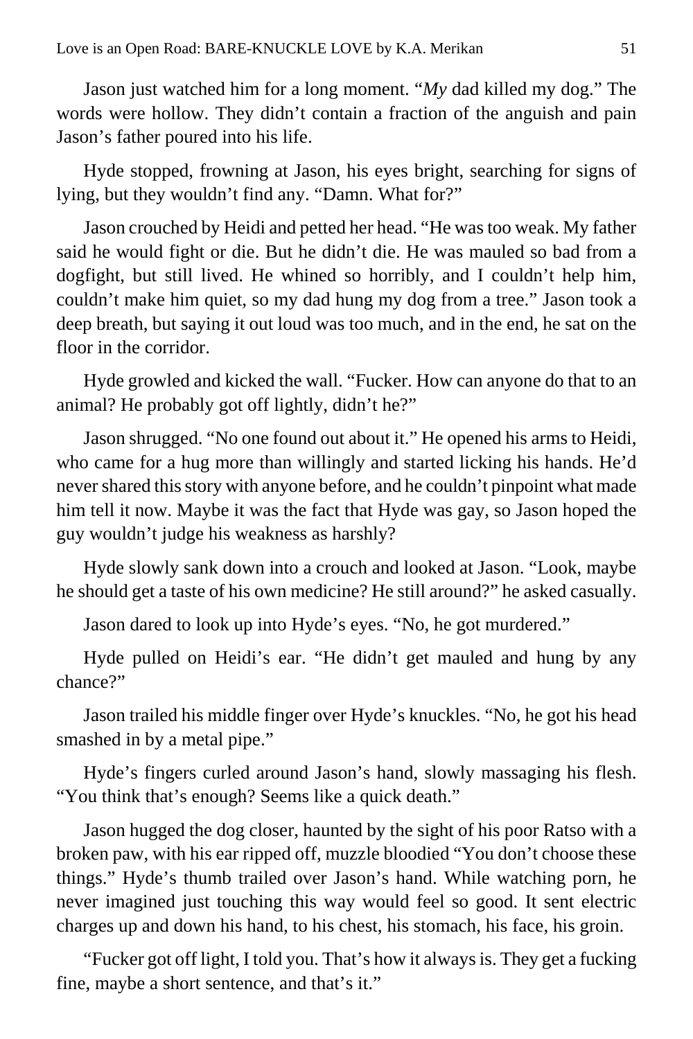Jason just watched him for a long moment. "*My* dad killed my dog." The words were hollow. They didn't contain a fraction of the anguish and pain Jason's father poured into his life.

Hyde stopped, frowning at Jason, his eyes bright, searching for signs of lying, but they wouldn't find any. "Damn. What for?"

Jason crouched by Heidi and petted her head. "He was too weak. My father said he would fight or die. But he didn't die. He was mauled so bad from a dogfight, but still lived. He whined so horribly, and I couldn't help him, couldn't make him quiet, so my dad hung my dog from a tree." Jason took a deep breath, but saying it out loud was too much, and in the end, he sat on the floor in the corridor.

Hyde growled and kicked the wall. "Fucker. How can anyone do that to an animal? He probably got off lightly, didn't he?"

Jason shrugged. "No one found out about it." He opened his arms to Heidi, who came for a hug more than willingly and started licking his hands. He'd never shared this story with anyone before, and he couldn't pinpoint what made him tell it now. Maybe it was the fact that Hyde was gay, so Jason hoped the guy wouldn't judge his weakness as harshly?

Hyde slowly sank down into a crouch and looked at Jason. "Look, maybe he should get a taste of his own medicine? He still around?" he asked casually.

Jason dared to look up into Hyde's eyes. "No, he got murdered."

Hyde pulled on Heidi's ear. "He didn't get mauled and hung by any chance?"

Jason trailed his middle finger over Hyde's knuckles. "No, he got his head smashed in by a metal pipe."

Hyde's fingers curled around Jason's hand, slowly massaging his flesh. "You think that's enough? Seems like a quick death."

Jason hugged the dog closer, haunted by the sight of his poor Ratso with a broken paw, with his ear ripped off, muzzle bloodied "You don't choose these things." Hyde's thumb trailed over Jason's hand. While watching porn, he never imagined just touching this way would feel so good. It sent electric charges up and down his hand, to his chest, his stomach, his face, his groin.

"Fucker got off light, I told you. That's how it always is. They get a fucking fine, maybe a short sentence, and that's it."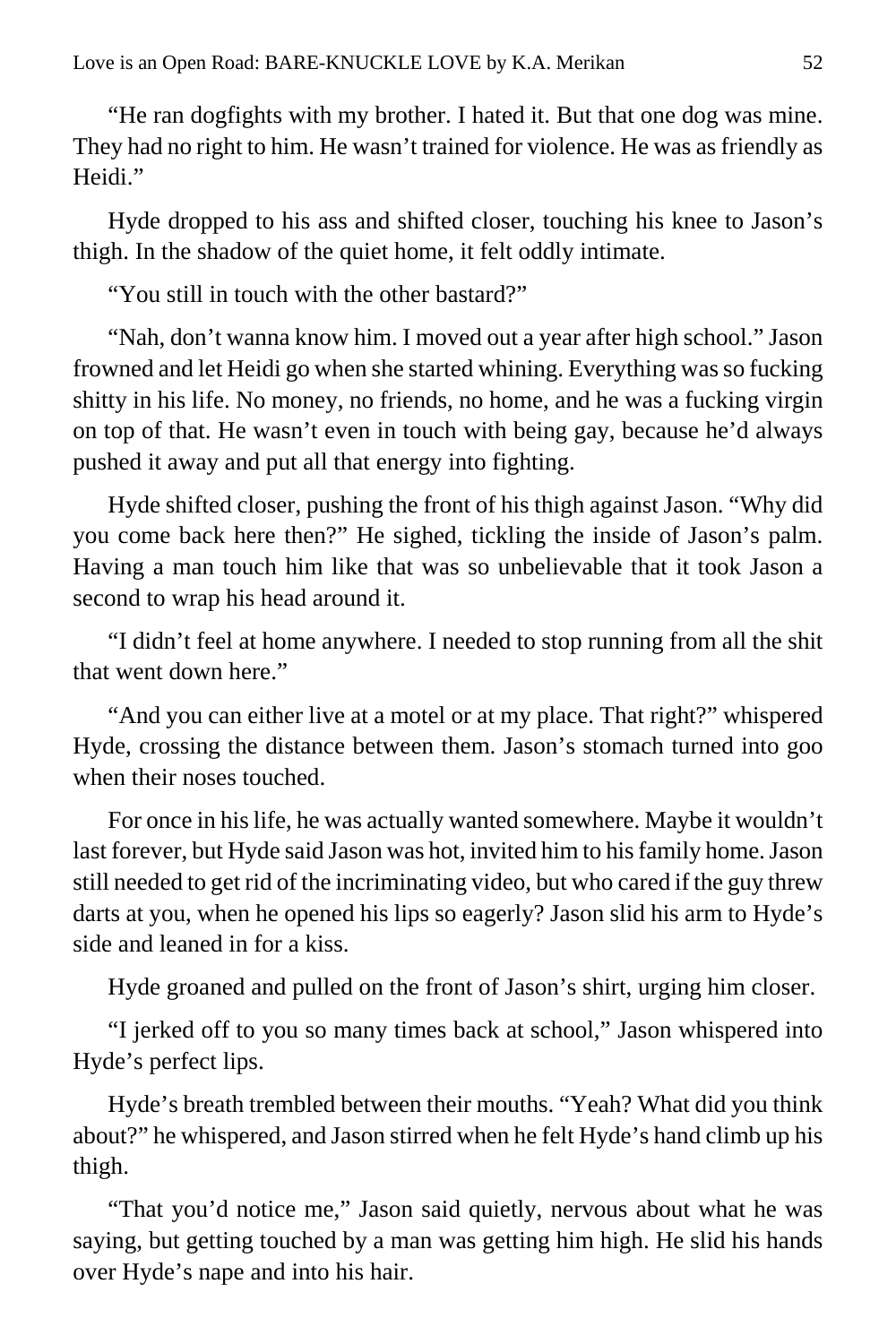"He ran dogfights with my brother. I hated it. But that one dog was mine. They had no right to him. He wasn't trained for violence. He was as friendly as Heidi."

Hyde dropped to his ass and shifted closer, touching his knee to Jason's thigh. In the shadow of the quiet home, it felt oddly intimate.

"You still in touch with the other bastard?"

"Nah, don't wanna know him. I moved out a year after high school." Jason frowned and let Heidi go when she started whining. Everything was so fucking shitty in his life. No money, no friends, no home, and he was a fucking virgin on top of that. He wasn't even in touch with being gay, because he'd always pushed it away and put all that energy into fighting.

Hyde shifted closer, pushing the front of his thigh against Jason. "Why did you come back here then?" He sighed, tickling the inside of Jason's palm. Having a man touch him like that was so unbelievable that it took Jason a second to wrap his head around it.

"I didn't feel at home anywhere. I needed to stop running from all the shit that went down here."

"And you can either live at a motel or at my place. That right?" whispered Hyde, crossing the distance between them. Jason's stomach turned into goo when their noses touched.

For once in his life, he was actually wanted somewhere. Maybe it wouldn't last forever, but Hyde said Jason was hot, invited him to his family home. Jason still needed to get rid of the incriminating video, but who cared if the guy threw darts at you, when he opened his lips so eagerly? Jason slid his arm to Hyde's side and leaned in for a kiss.

Hyde groaned and pulled on the front of Jason's shirt, urging him closer.

"I jerked off to you so many times back at school," Jason whispered into Hyde's perfect lips.

Hyde's breath trembled between their mouths. "Yeah? What did you think about?" he whispered, and Jason stirred when he felt Hyde's hand climb up his thigh.

"That you'd notice me," Jason said quietly, nervous about what he was saying, but getting touched by a man was getting him high. He slid his hands over Hyde's nape and into his hair.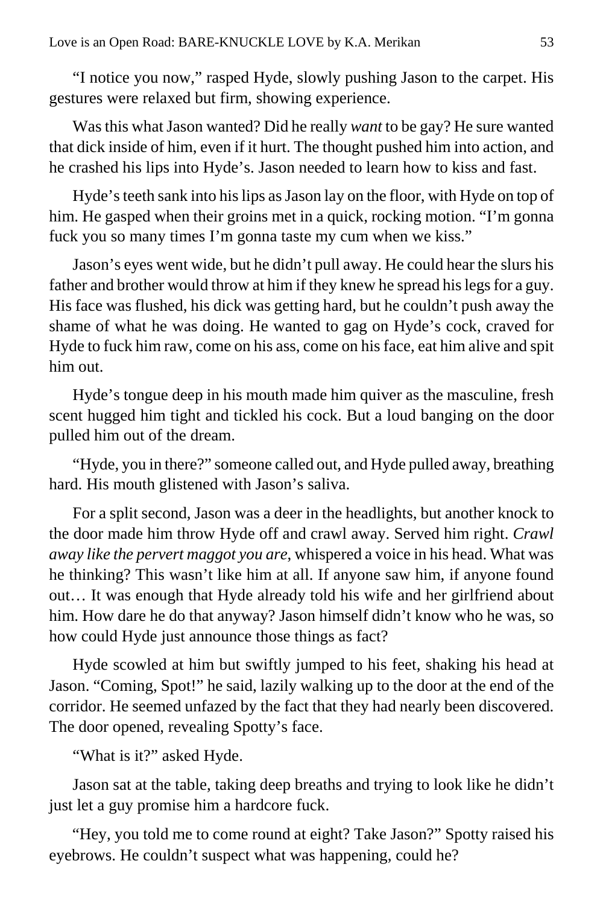"I notice you now," rasped Hyde, slowly pushing Jason to the carpet. His gestures were relaxed but firm, showing experience.

Was this what Jason wanted? Did he really *want* to be gay? He sure wanted that dick inside of him, even if it hurt. The thought pushed him into action, and he crashed his lips into Hyde's. Jason needed to learn how to kiss and fast.

Hyde's teeth sank into his lips as Jason lay on the floor, with Hyde on top of him. He gasped when their groins met in a quick, rocking motion. "I'm gonna fuck you so many times I'm gonna taste my cum when we kiss."

Jason's eyes went wide, but he didn't pull away. He could hear the slurs his father and brother would throw at him if they knew he spread his legs for a guy. His face was flushed, his dick was getting hard, but he couldn't push away the shame of what he was doing. He wanted to gag on Hyde's cock, craved for Hyde to fuck him raw, come on his ass, come on his face, eat him alive and spit him out.

Hyde's tongue deep in his mouth made him quiver as the masculine, fresh scent hugged him tight and tickled his cock. But a loud banging on the door pulled him out of the dream.

"Hyde, you in there?" someone called out, and Hyde pulled away, breathing hard. His mouth glistened with Jason's saliva.

For a split second, Jason was a deer in the headlights, but another knock to the door made him throw Hyde off and crawl away. Served him right. *Crawl away like the pervert maggot you are*, whispered a voice in his head. What was he thinking? This wasn't like him at all. If anyone saw him, if anyone found out… It was enough that Hyde already told his wife and her girlfriend about him. How dare he do that anyway? Jason himself didn't know who he was, so how could Hyde just announce those things as fact?

Hyde scowled at him but swiftly jumped to his feet, shaking his head at Jason. "Coming, Spot!" he said, lazily walking up to the door at the end of the corridor. He seemed unfazed by the fact that they had nearly been discovered. The door opened, revealing Spotty's face.

"What is it?" asked Hyde.

Jason sat at the table, taking deep breaths and trying to look like he didn't just let a guy promise him a hardcore fuck.

"Hey, you told me to come round at eight? Take Jason?" Spotty raised his eyebrows. He couldn't suspect what was happening, could he?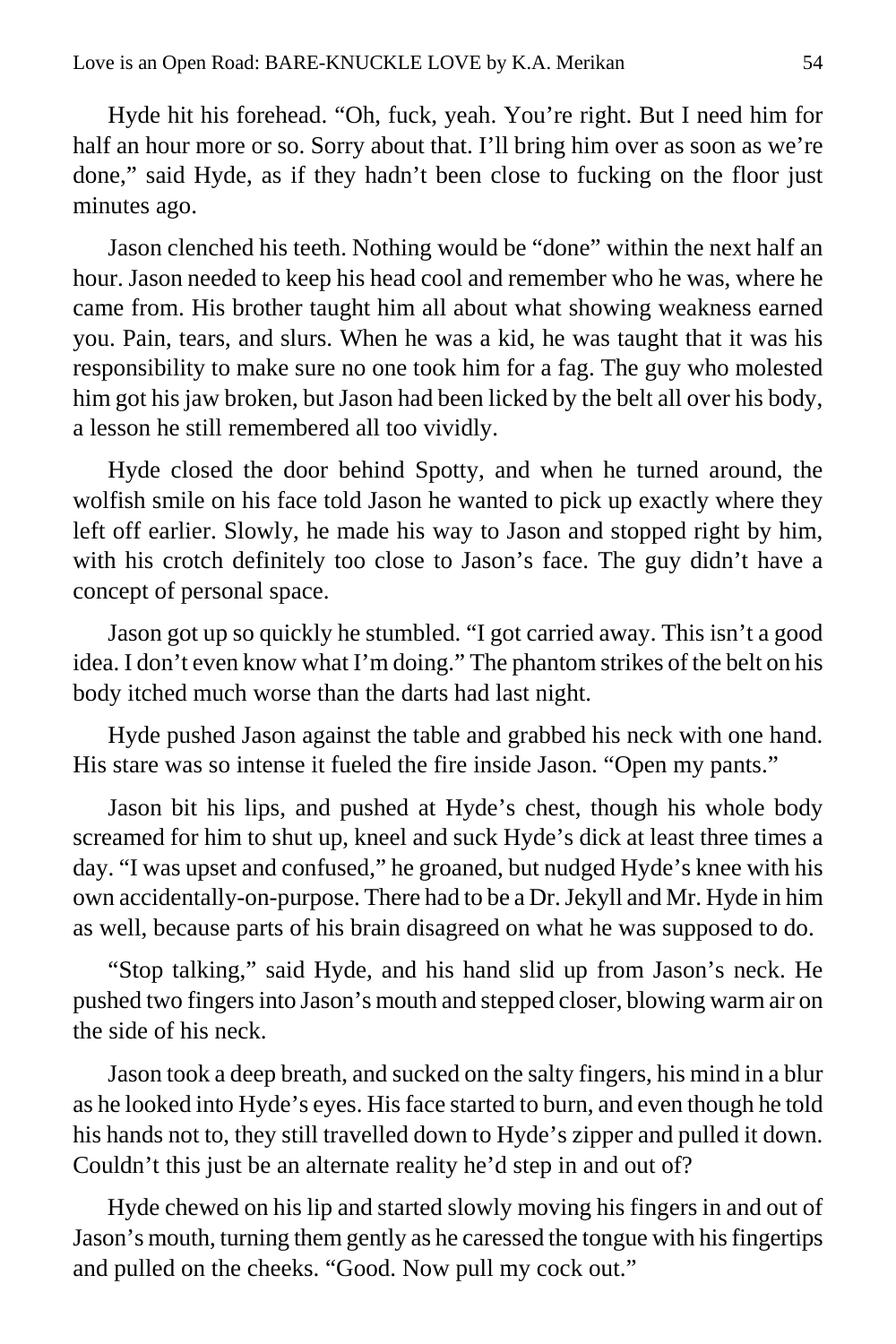Hyde hit his forehead. "Oh, fuck, yeah. You're right. But I need him for half an hour more or so. Sorry about that. I'll bring him over as soon as we're done," said Hyde, as if they hadn't been close to fucking on the floor just minutes ago.

Jason clenched his teeth. Nothing would be "done" within the next half an hour. Jason needed to keep his head cool and remember who he was, where he came from. His brother taught him all about what showing weakness earned you. Pain, tears, and slurs. When he was a kid, he was taught that it was his responsibility to make sure no one took him for a fag. The guy who molested him got his jaw broken, but Jason had been licked by the belt all over his body, a lesson he still remembered all too vividly.

Hyde closed the door behind Spotty, and when he turned around, the wolfish smile on his face told Jason he wanted to pick up exactly where they left off earlier. Slowly, he made his way to Jason and stopped right by him, with his crotch definitely too close to Jason's face. The guy didn't have a concept of personal space.

Jason got up so quickly he stumbled. "I got carried away. This isn't a good idea. I don't even know what I'm doing." The phantom strikes of the belt on his body itched much worse than the darts had last night.

Hyde pushed Jason against the table and grabbed his neck with one hand. His stare was so intense it fueled the fire inside Jason. "Open my pants."

Jason bit his lips, and pushed at Hyde's chest, though his whole body screamed for him to shut up, kneel and suck Hyde's dick at least three times a day. "I was upset and confused," he groaned, but nudged Hyde's knee with his own accidentally-on-purpose. There had to be a Dr. Jekyll and Mr. Hyde in him as well, because parts of his brain disagreed on what he was supposed to do.

"Stop talking," said Hyde, and his hand slid up from Jason's neck. He pushed two fingers into Jason's mouth and stepped closer, blowing warm air on the side of his neck.

Jason took a deep breath, and sucked on the salty fingers, his mind in a blur as he looked into Hyde's eyes. His face started to burn, and even though he told his hands not to, they still travelled down to Hyde's zipper and pulled it down. Couldn't this just be an alternate reality he'd step in and out of?

Hyde chewed on his lip and started slowly moving his fingers in and out of Jason's mouth, turning them gently as he caressed the tongue with his fingertips and pulled on the cheeks. "Good. Now pull my cock out."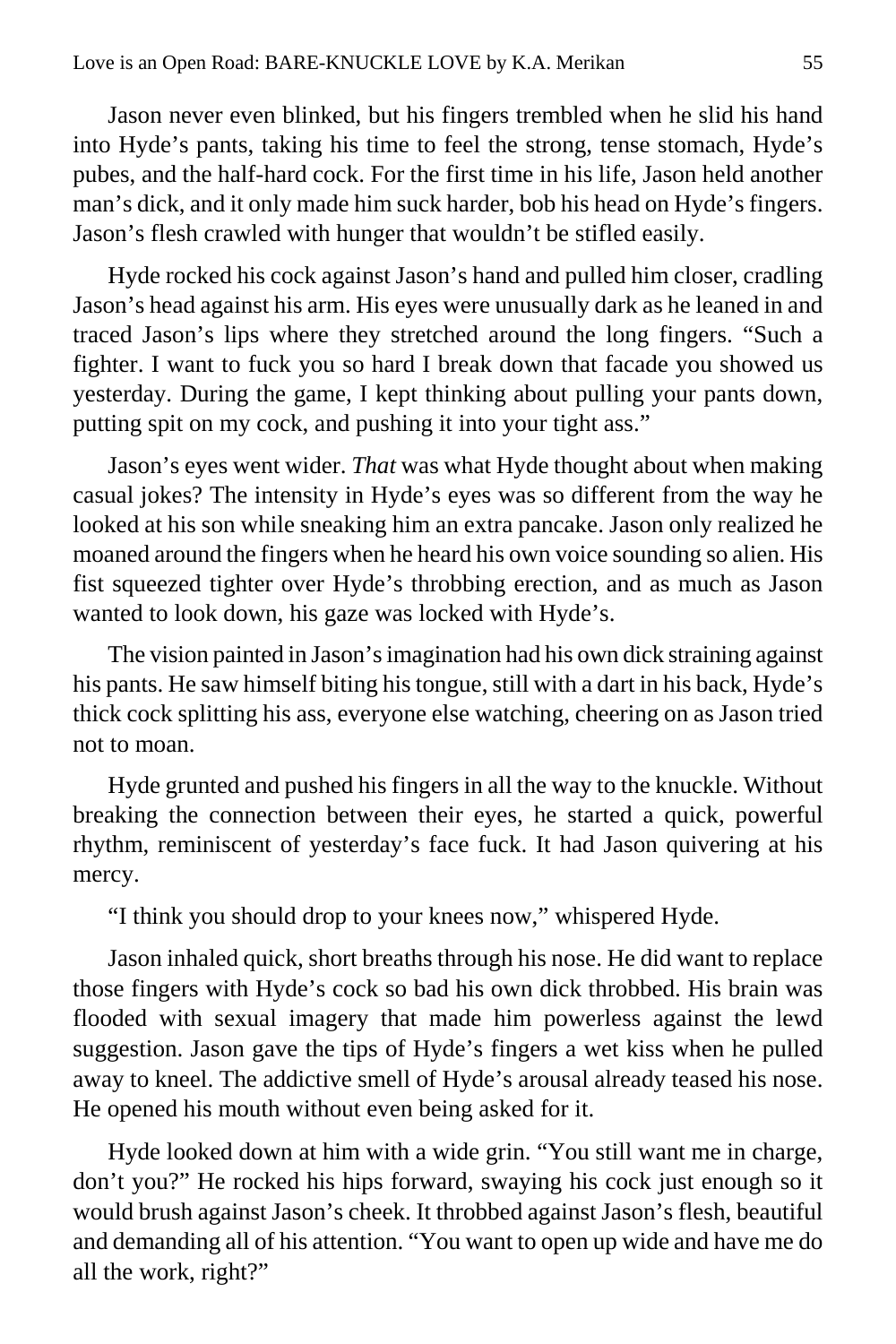Jason never even blinked, but his fingers trembled when he slid his hand into Hyde's pants, taking his time to feel the strong, tense stomach, Hyde's pubes, and the half-hard cock. For the first time in his life, Jason held another man's dick, and it only made him suck harder, bob his head on Hyde's fingers. Jason's flesh crawled with hunger that wouldn't be stifled easily.

Hyde rocked his cock against Jason's hand and pulled him closer, cradling Jason's head against his arm. His eyes were unusually dark as he leaned in and traced Jason's lips where they stretched around the long fingers. "Such a fighter. I want to fuck you so hard I break down that facade you showed us yesterday. During the game, I kept thinking about pulling your pants down, putting spit on my cock, and pushing it into your tight ass."

Jason's eyes went wider. *That* was what Hyde thought about when making casual jokes? The intensity in Hyde's eyes was so different from the way he looked at his son while sneaking him an extra pancake. Jason only realized he moaned around the fingers when he heard his own voice sounding so alien. His fist squeezed tighter over Hyde's throbbing erection, and as much as Jason wanted to look down, his gaze was locked with Hyde's.

The vision painted in Jason's imagination had his own dick straining against his pants. He saw himself biting his tongue, still with a dart in his back, Hyde's thick cock splitting his ass, everyone else watching, cheering on as Jason tried not to moan.

Hyde grunted and pushed his fingers in all the way to the knuckle. Without breaking the connection between their eyes, he started a quick, powerful rhythm, reminiscent of yesterday's face fuck. It had Jason quivering at his mercy.

"I think you should drop to your knees now," whispered Hyde.

Jason inhaled quick, short breaths through his nose. He did want to replace those fingers with Hyde's cock so bad his own dick throbbed. His brain was flooded with sexual imagery that made him powerless against the lewd suggestion. Jason gave the tips of Hyde's fingers a wet kiss when he pulled away to kneel. The addictive smell of Hyde's arousal already teased his nose. He opened his mouth without even being asked for it.

Hyde looked down at him with a wide grin. "You still want me in charge, don't you?" He rocked his hips forward, swaying his cock just enough so it would brush against Jason's cheek. It throbbed against Jason's flesh, beautiful and demanding all of his attention. "You want to open up wide and have me do all the work, right?"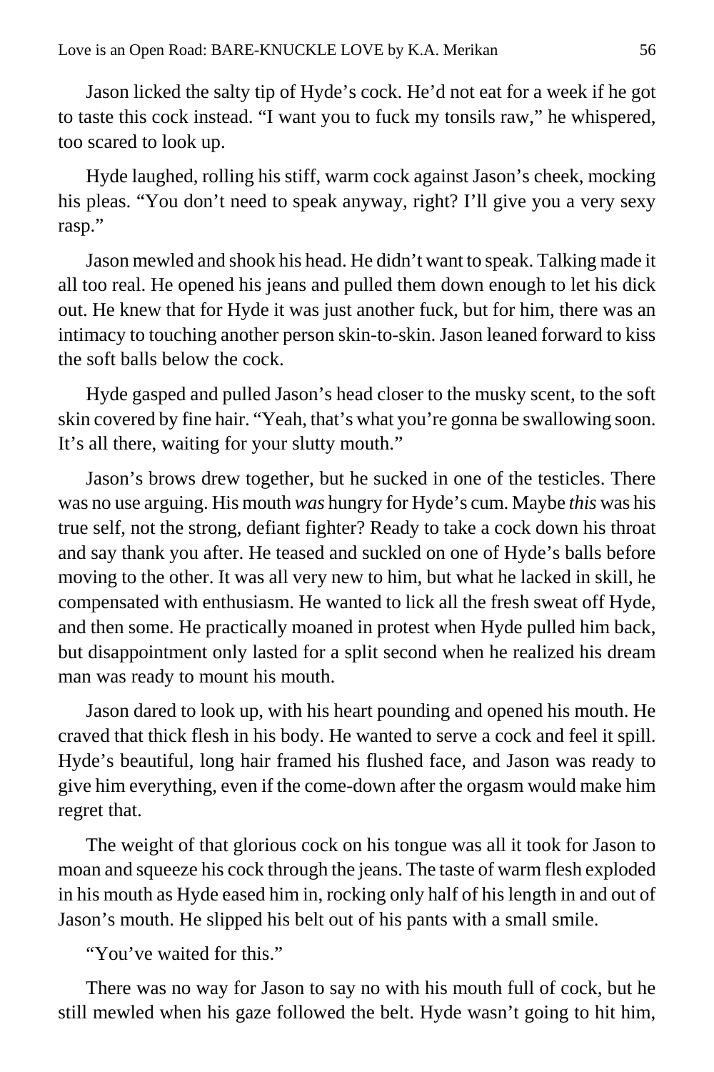Jason licked the salty tip of Hyde's cock. He'd not eat for a week if he got to taste this cock instead. "I want you to fuck my tonsils raw," he whispered, too scared to look up.

Hyde laughed, rolling his stiff, warm cock against Jason's cheek, mocking his pleas. "You don't need to speak anyway, right? I'll give you a very sexy rasp."

Jason mewled and shook his head. He didn't want to speak. Talking made it all too real. He opened his jeans and pulled them down enough to let his dick out. He knew that for Hyde it was just another fuck, but for him, there was an intimacy to touching another person skin-to-skin. Jason leaned forward to kiss the soft balls below the cock.

Hyde gasped and pulled Jason's head closer to the musky scent, to the soft skin covered by fine hair. "Yeah, that's what you're gonna be swallowing soon. It's all there, waiting for your slutty mouth."

Jason's brows drew together, but he sucked in one of the testicles. There was no use arguing. His mouth *was* hungry for Hyde's cum. Maybe *this* was his true self, not the strong, defiant fighter? Ready to take a cock down his throat and say thank you after. He teased and suckled on one of Hyde's balls before moving to the other. It was all very new to him, but what he lacked in skill, he compensated with enthusiasm. He wanted to lick all the fresh sweat off Hyde, and then some. He practically moaned in protest when Hyde pulled him back, but disappointment only lasted for a split second when he realized his dream man was ready to mount his mouth.

Jason dared to look up, with his heart pounding and opened his mouth. He craved that thick flesh in his body. He wanted to serve a cock and feel it spill. Hyde's beautiful, long hair framed his flushed face, and Jason was ready to give him everything, even if the come-down after the orgasm would make him regret that.

The weight of that glorious cock on his tongue was all it took for Jason to moan and squeeze his cock through the jeans. The taste of warm flesh exploded in his mouth as Hyde eased him in, rocking only half of his length in and out of Jason's mouth. He slipped his belt out of his pants with a small smile.

"You've waited for this."

There was no way for Jason to say no with his mouth full of cock, but he still mewled when his gaze followed the belt. Hyde wasn't going to hit him,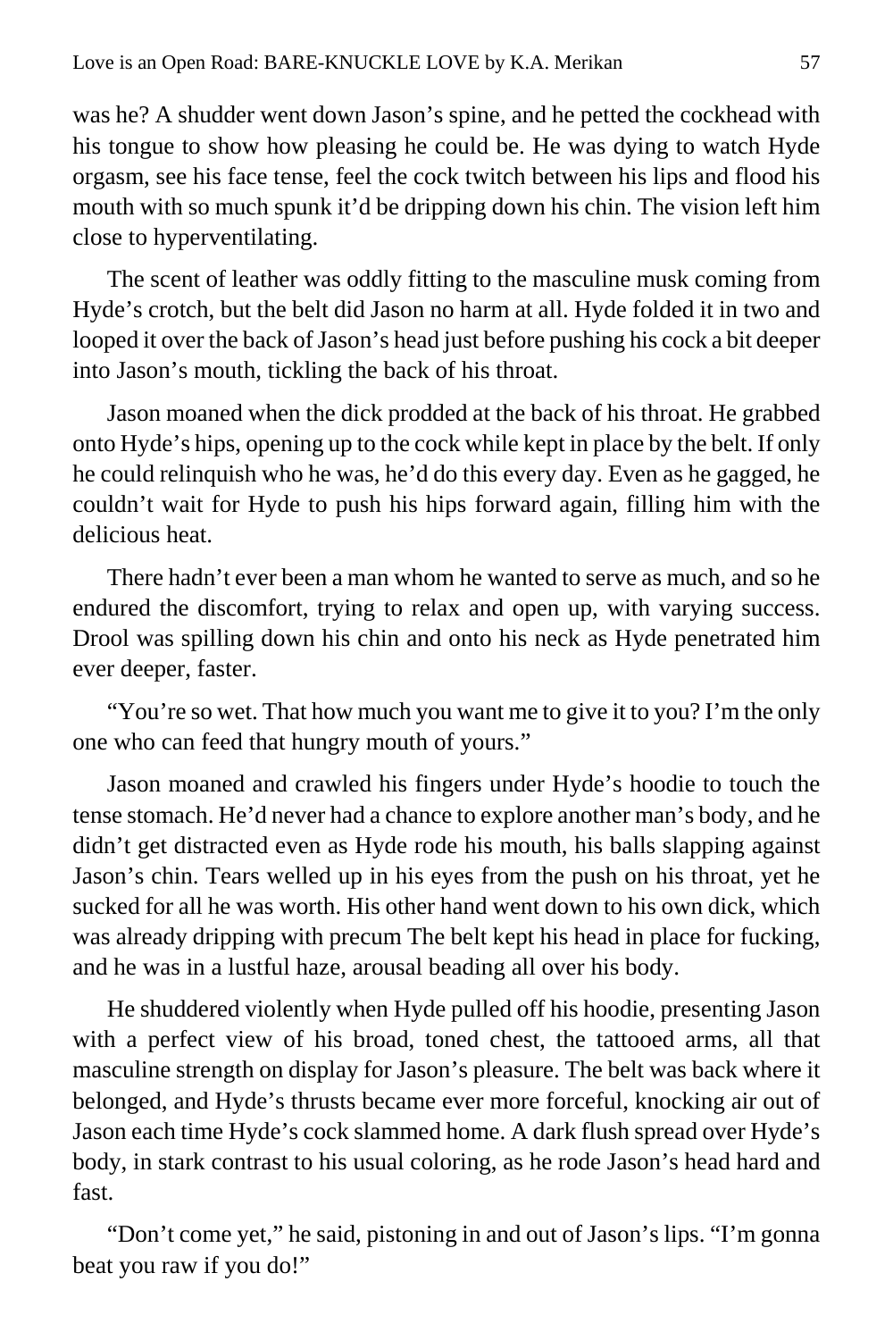was he? A shudder went down Jason's spine, and he petted the cockhead with his tongue to show how pleasing he could be. He was dying to watch Hyde orgasm, see his face tense, feel the cock twitch between his lips and flood his mouth with so much spunk it'd be dripping down his chin. The vision left him close to hyperventilating.

The scent of leather was oddly fitting to the masculine musk coming from Hyde's crotch, but the belt did Jason no harm at all. Hyde folded it in two and looped it over the back of Jason's head just before pushing his cock a bit deeper into Jason's mouth, tickling the back of his throat.

Jason moaned when the dick prodded at the back of his throat. He grabbed onto Hyde's hips, opening up to the cock while kept in place by the belt. If only he could relinquish who he was, he'd do this every day. Even as he gagged, he couldn't wait for Hyde to push his hips forward again, filling him with the delicious heat.

There hadn't ever been a man whom he wanted to serve as much, and so he endured the discomfort, trying to relax and open up, with varying success. Drool was spilling down his chin and onto his neck as Hyde penetrated him ever deeper, faster.

"You're so wet. That how much you want me to give it to you? I'm the only one who can feed that hungry mouth of yours."

Jason moaned and crawled his fingers under Hyde's hoodie to touch the tense stomach. He'd never had a chance to explore another man's body, and he didn't get distracted even as Hyde rode his mouth, his balls slapping against Jason's chin. Tears welled up in his eyes from the push on his throat, yet he sucked for all he was worth. His other hand went down to his own dick, which was already dripping with precum The belt kept his head in place for fucking, and he was in a lustful haze, arousal beading all over his body.

He shuddered violently when Hyde pulled off his hoodie, presenting Jason with a perfect view of his broad, toned chest, the tattooed arms, all that masculine strength on display for Jason's pleasure. The belt was back where it belonged, and Hyde's thrusts became ever more forceful, knocking air out of Jason each time Hyde's cock slammed home. A dark flush spread over Hyde's body, in stark contrast to his usual coloring, as he rode Jason's head hard and fast.

"Don't come yet," he said, pistoning in and out of Jason's lips. "I'm gonna beat you raw if you do!"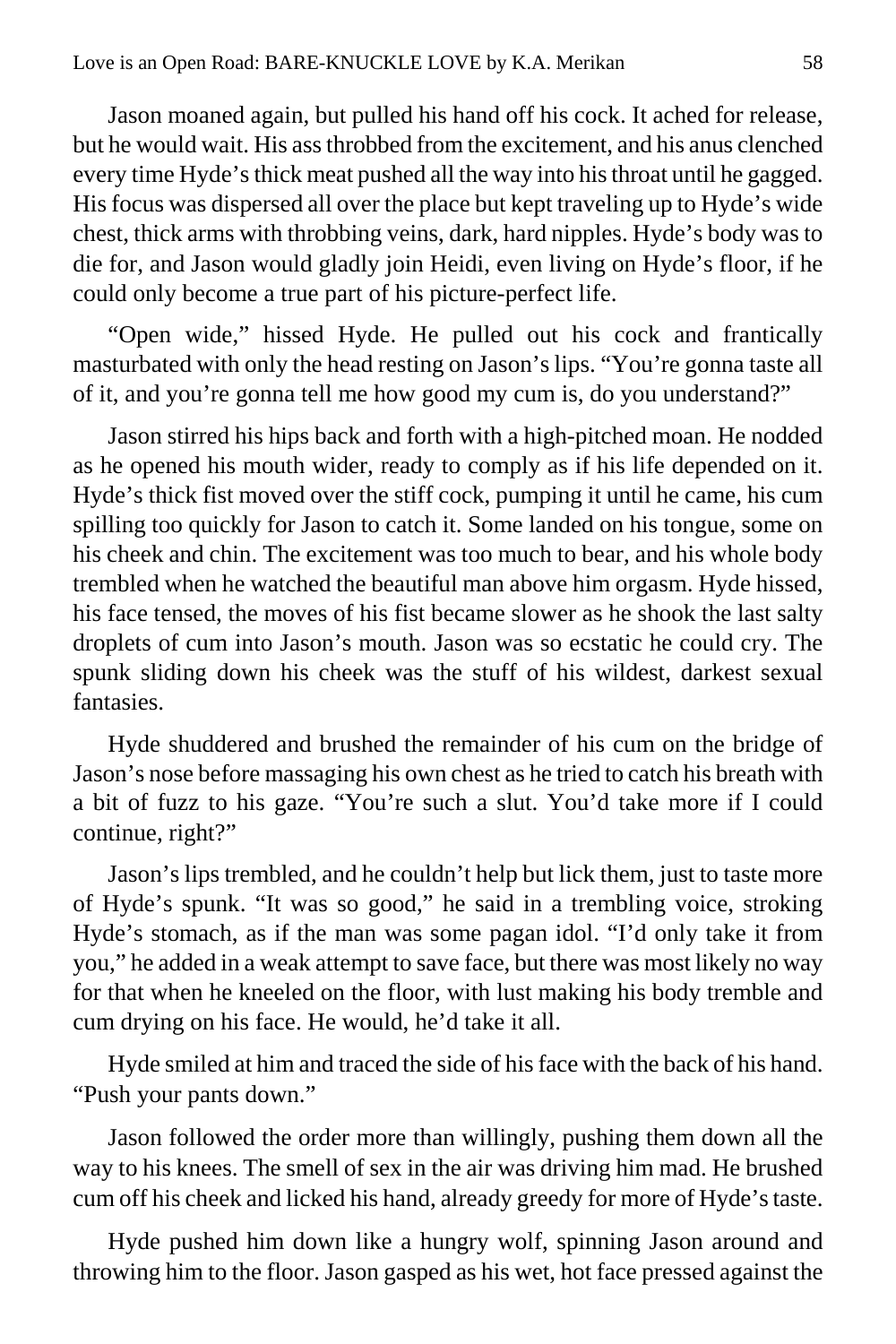Jason moaned again, but pulled his hand off his cock. It ached for release, but he would wait. His ass throbbed from the excitement, and his anus clenched every time Hyde's thick meat pushed all the way into his throat until he gagged. His focus was dispersed all over the place but kept traveling up to Hyde's wide chest, thick arms with throbbing veins, dark, hard nipples. Hyde's body was to die for, and Jason would gladly join Heidi, even living on Hyde's floor, if he could only become a true part of his picture-perfect life.

"Open wide," hissed Hyde. He pulled out his cock and frantically masturbated with only the head resting on Jason's lips. "You're gonna taste all of it, and you're gonna tell me how good my cum is, do you understand?"

Jason stirred his hips back and forth with a high-pitched moan. He nodded as he opened his mouth wider, ready to comply as if his life depended on it. Hyde's thick fist moved over the stiff cock, pumping it until he came, his cum spilling too quickly for Jason to catch it. Some landed on his tongue, some on his cheek and chin. The excitement was too much to bear, and his whole body trembled when he watched the beautiful man above him orgasm. Hyde hissed, his face tensed, the moves of his fist became slower as he shook the last salty droplets of cum into Jason's mouth. Jason was so ecstatic he could cry. The spunk sliding down his cheek was the stuff of his wildest, darkest sexual fantasies.

Hyde shuddered and brushed the remainder of his cum on the bridge of Jason's nose before massaging his own chest as he tried to catch his breath with a bit of fuzz to his gaze. "You're such a slut. You'd take more if I could continue, right?"

Jason's lips trembled, and he couldn't help but lick them, just to taste more of Hyde's spunk. "It was so good," he said in a trembling voice, stroking Hyde's stomach, as if the man was some pagan idol. "I'd only take it from you," he added in a weak attempt to save face, but there was most likely no way for that when he kneeled on the floor, with lust making his body tremble and cum drying on his face. He would, he'd take it all.

Hyde smiled at him and traced the side of his face with the back of his hand. "Push your pants down."

Jason followed the order more than willingly, pushing them down all the way to his knees. The smell of sex in the air was driving him mad. He brushed cum off his cheek and licked his hand, already greedy for more of Hyde's taste.

Hyde pushed him down like a hungry wolf, spinning Jason around and throwing him to the floor. Jason gasped as his wet, hot face pressed against the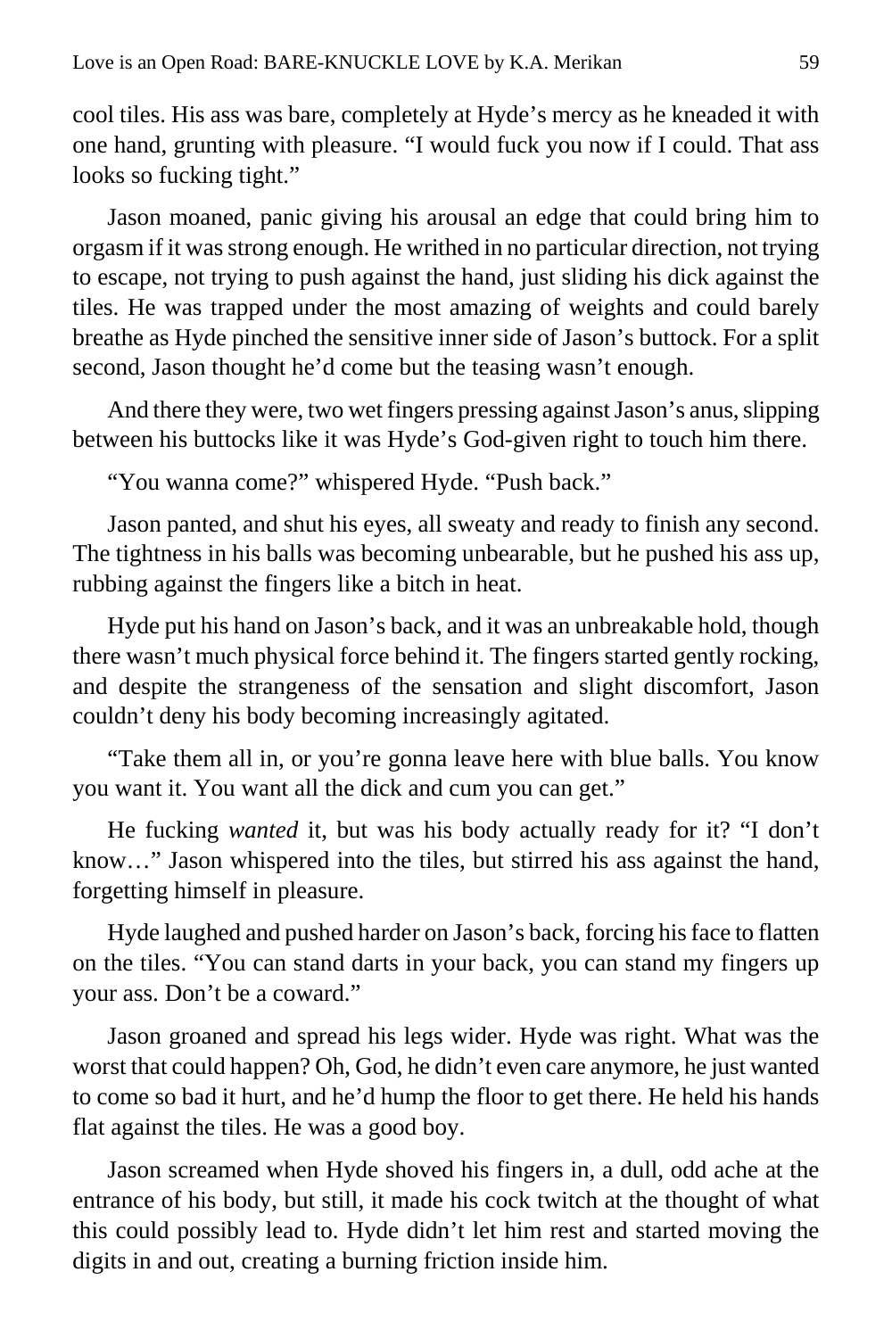cool tiles. His ass was bare, completely at Hyde's mercy as he kneaded it with one hand, grunting with pleasure. "I would fuck you now if I could. That ass looks so fucking tight."

Jason moaned, panic giving his arousal an edge that could bring him to orgasm if it was strong enough. He writhed in no particular direction, not trying to escape, not trying to push against the hand, just sliding his dick against the tiles. He was trapped under the most amazing of weights and could barely breathe as Hyde pinched the sensitive inner side of Jason's buttock. For a split second, Jason thought he'd come but the teasing wasn't enough.

And there they were, two wet fingers pressing against Jason's anus, slipping between his buttocks like it was Hyde's God-given right to touch him there.

"You wanna come?" whispered Hyde. "Push back."

Jason panted, and shut his eyes, all sweaty and ready to finish any second. The tightness in his balls was becoming unbearable, but he pushed his ass up, rubbing against the fingers like a bitch in heat.

Hyde put his hand on Jason's back, and it was an unbreakable hold, though there wasn't much physical force behind it. The fingers started gently rocking, and despite the strangeness of the sensation and slight discomfort, Jason couldn't deny his body becoming increasingly agitated.

"Take them all in, or you're gonna leave here with blue balls. You know you want it. You want all the dick and cum you can get."

He fucking *wanted* it, but was his body actually ready for it? "I don't know…" Jason whispered into the tiles, but stirred his ass against the hand, forgetting himself in pleasure.

Hyde laughed and pushed harder on Jason's back, forcing his face to flatten on the tiles. "You can stand darts in your back, you can stand my fingers up your ass. Don't be a coward."

Jason groaned and spread his legs wider. Hyde was right. What was the worst that could happen? Oh, God, he didn't even care anymore, he just wanted to come so bad it hurt, and he'd hump the floor to get there. He held his hands flat against the tiles. He was a good boy.

Jason screamed when Hyde shoved his fingers in, a dull, odd ache at the entrance of his body, but still, it made his cock twitch at the thought of what this could possibly lead to. Hyde didn't let him rest and started moving the digits in and out, creating a burning friction inside him.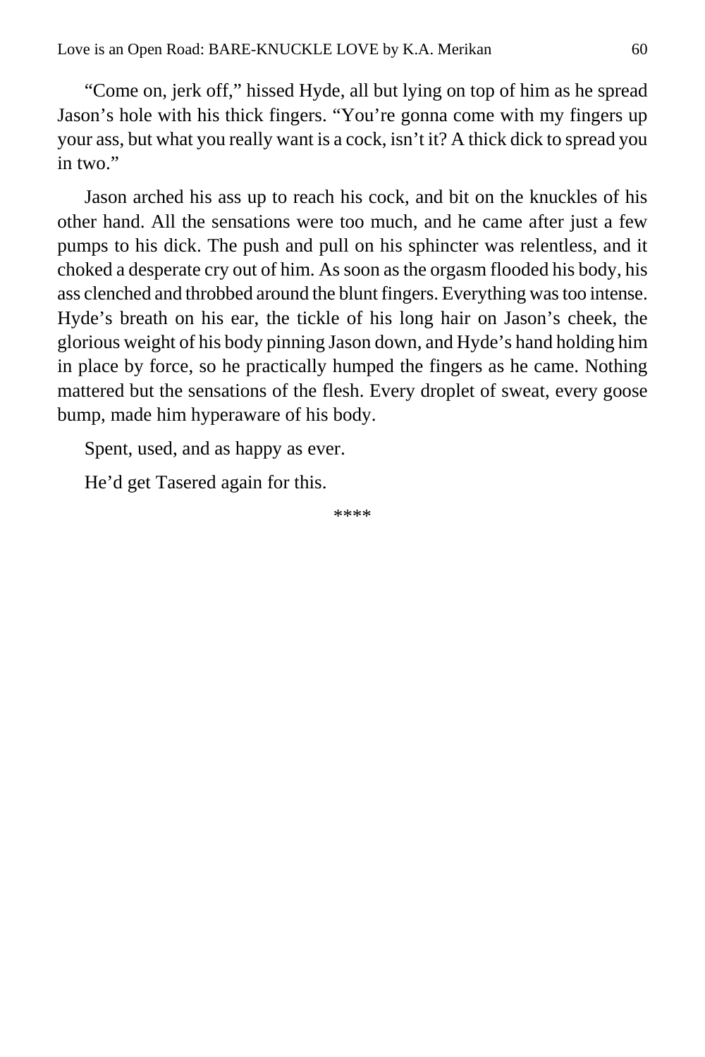“Come on, jerk off,” hissed Hyde, all but lying on top of him as he spread Jason’s hole with his thick fingers. “You’re gonna come with my fingers up your ass, but what you really want is a cock, isn’t it? A thick dick to spread you in two.”

Jason arched his ass up to reach his cock, and bit on the knuckles of his other hand. All the sensations were too much, and he came after just a few pumps to his dick. The push and pull on his sphincter was relentless, and it choked a desperate cry out of him. As soon as the orgasm flooded his body, his ass clenched and throbbed around the blunt fingers. Everything was too intense. Hyde’s breath on his ear, the tickle of his long hair on Jason’s cheek, the glorious weight of his body pinning Jason down, and Hyde’s hand holding him in place by force, so he practically humped the fingers as he came. Nothing mattered but the sensations of the flesh. Every droplet of sweat, every goose bump, made him hyperaware of his body.

Spent, used, and as happy as ever.

He’d get Tasered again for this.

****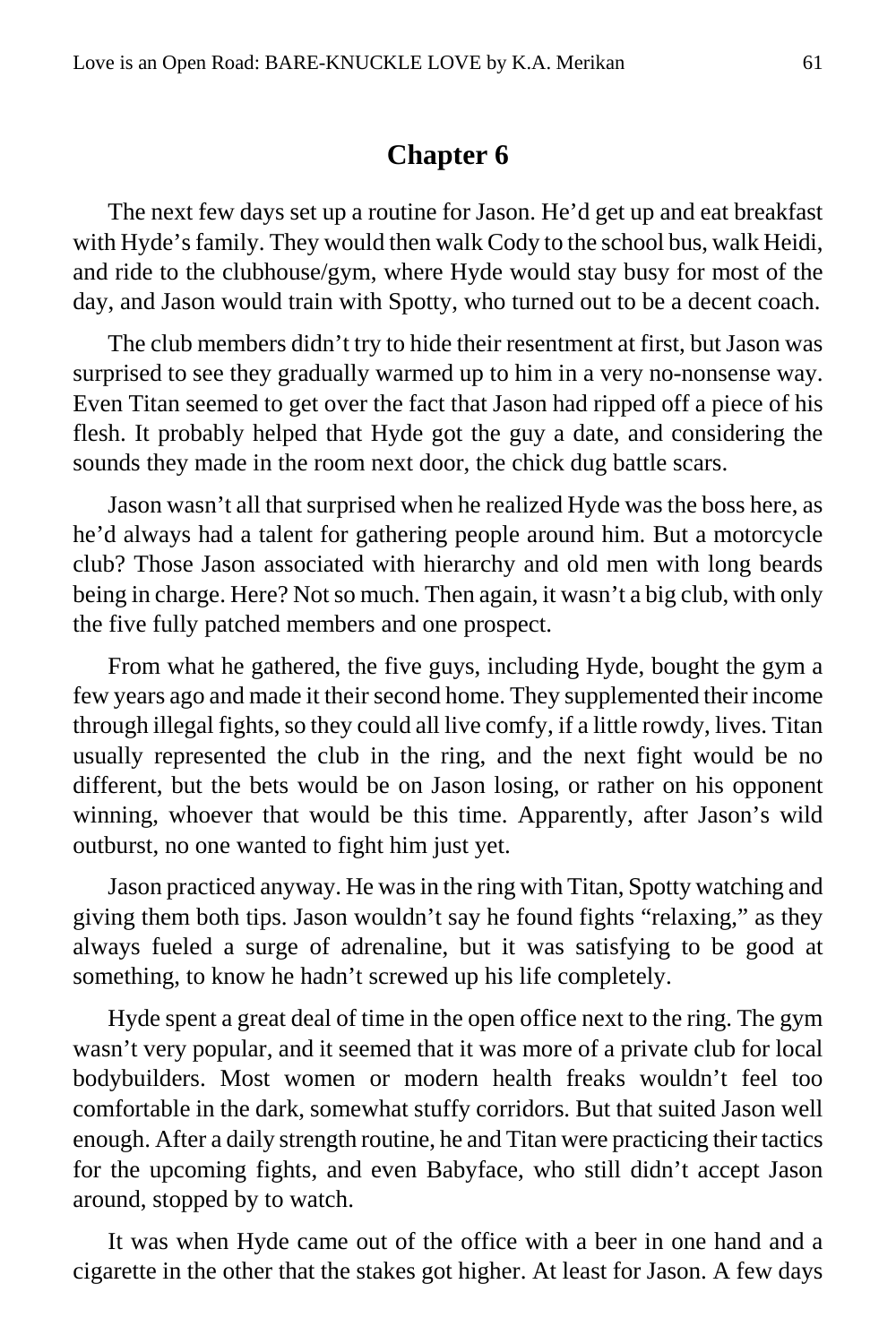# Chapter 6

The next few days set up a routine for Jason. He'd get up and eat breakfast with Hyde's family. They would then walk Cody to the school bus, walk Heidi, and ride to the clubhouse/gym, where Hyde would stay busy for most of the day, and Jason would train with Spotty, who turned out to be a decent coach.

The club members didn't try to hide their resentment at first, but Jason was surprised to see they gradually warmed up to him in a very no-nonsense way. Even Titan seemed to get over the fact that Jason had ripped off a piece of his flesh. It probably helped that Hyde got the guy a date, and considering the sounds they made in the room next door, the chick dug battle scars.

Jason wasn't all that surprised when he realized Hyde was the boss here, as he'd always had a talent for gathering people around him. But a motorcycle club? Those Jason associated with hierarchy and old men with long beards being in charge. Here? Not so much. Then again, it wasn't a big club, with only the five fully patched members and one prospect.

From what he gathered, the five guys, including Hyde, bought the gym a few years ago and made it their second home. They supplemented their income through illegal fights, so they could all live comfy, if a little rowdy, lives. Titan usually represented the club in the ring, and the next fight would be no different, but the bets would be on Jason losing, or rather on his opponent winning, whoever that would be this time. Apparently, after Jason's wild outburst, no one wanted to fight him just yet.

Jason practiced anyway. He was in the ring with Titan, Spotty watching and giving them both tips. Jason wouldn't say he found fights "relaxing," as they always fueled a surge of adrenaline, but it was satisfying to be good at something, to know he hadn't screwed up his life completely.

Hyde spent a great deal of time in the open office next to the ring. The gym wasn't very popular, and it seemed that it was more of a private club for local bodybuilders. Most women or modern health freaks wouldn't feel too comfortable in the dark, somewhat stuffy corridors. But that suited Jason well enough. After a daily strength routine, he and Titan were practicing their tactics for the upcoming fights, and even Babyface, who still didn't accept Jason around, stopped by to watch.

It was when Hyde came out of the office with a beer in one hand and a cigarette in the other that the stakes got higher. At least for Jason. A few days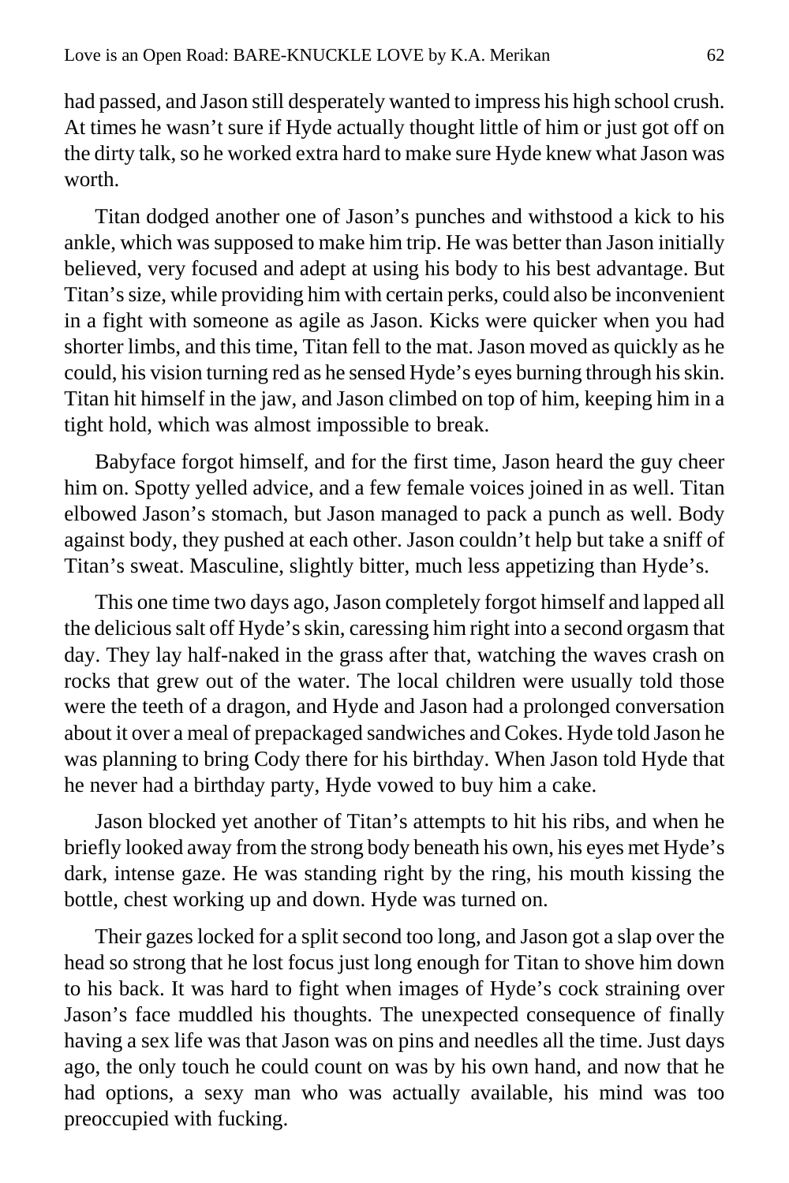had passed, and Jason still desperately wanted to impress his high school crush. At times he wasn't sure if Hyde actually thought little of him or just got off on the dirty talk, so he worked extra hard to make sure Hyde knew what Jason was worth.

Titan dodged another one of Jason's punches and withstood a kick to his ankle, which was supposed to make him trip. He was better than Jason initially believed, very focused and adept at using his body to his best advantage. But Titan's size, while providing him with certain perks, could also be inconvenient in a fight with someone as agile as Jason. Kicks were quicker when you had shorter limbs, and this time, Titan fell to the mat. Jason moved as quickly as he could, his vision turning red as he sensed Hyde's eyes burning through his skin. Titan hit himself in the jaw, and Jason climbed on top of him, keeping him in a tight hold, which was almost impossible to break.

Babyface forgot himself, and for the first time, Jason heard the guy cheer him on. Spotty yelled advice, and a few female voices joined in as well. Titan elbowed Jason's stomach, but Jason managed to pack a punch as well. Body against body, they pushed at each other. Jason couldn't help but take a sniff of Titan's sweat. Masculine, slightly bitter, much less appetizing than Hyde's.

This one time two days ago, Jason completely forgot himself and lapped all the delicious salt off Hyde's skin, caressing him right into a second orgasm that day. They lay half-naked in the grass after that, watching the waves crash on rocks that grew out of the water. The local children were usually told those were the teeth of a dragon, and Hyde and Jason had a prolonged conversation about it over a meal of prepackaged sandwiches and Cokes. Hyde told Jason he was planning to bring Cody there for his birthday. When Jason told Hyde that he never had a birthday party, Hyde vowed to buy him a cake.

Jason blocked yet another of Titan's attempts to hit his ribs, and when he briefly looked away from the strong body beneath his own, his eyes met Hyde's dark, intense gaze. He was standing right by the ring, his mouth kissing the bottle, chest working up and down. Hyde was turned on.

Their gazes locked for a split second too long, and Jason got a slap over the head so strong that he lost focus just long enough for Titan to shove him down to his back. It was hard to fight when images of Hyde's cock straining over Jason's face muddled his thoughts. The unexpected consequence of finally having a sex life was that Jason was on pins and needles all the time. Just days ago, the only touch he could count on was by his own hand, and now that he had options, a sexy man who was actually available, his mind was too preoccupied with fucking.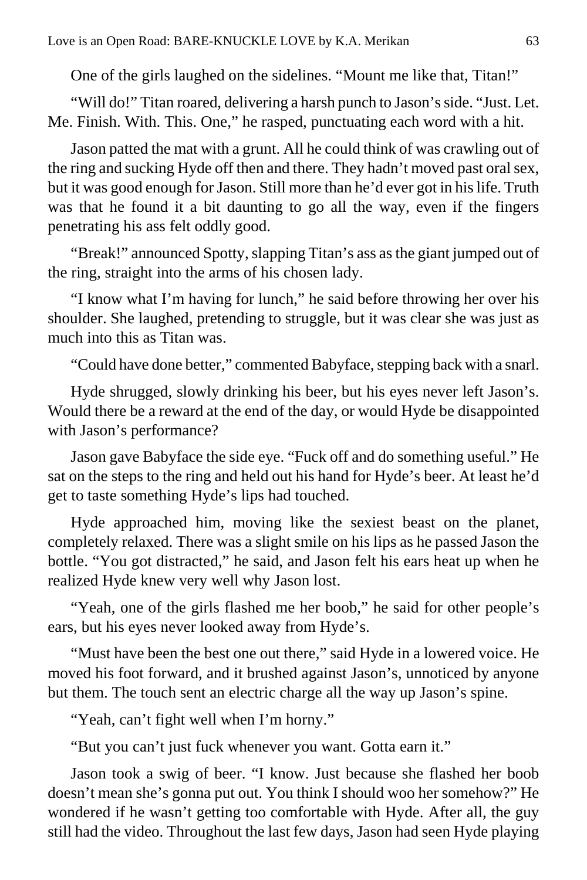One of the girls laughed on the sidelines. "Mount me like that, Titan!"

"Will do!" Titan roared, delivering a harsh punch to Jason's side. "Just. Let. Me. Finish. With. This. One," he rasped, punctuating each word with a hit.

Jason patted the mat with a grunt. All he could think of was crawling out of the ring and sucking Hyde off then and there. They hadn't moved past oral sex, but it was good enough for Jason. Still more than he'd ever got in his life. Truth was that he found it a bit daunting to go all the way, even if the fingers penetrating his ass felt oddly good.

"Break!" announced Spotty, slapping Titan's ass as the giant jumped out of the ring, straight into the arms of his chosen lady.

"I know what I'm having for lunch," he said before throwing her over his shoulder. She laughed, pretending to struggle, but it was clear she was just as much into this as Titan was.

"Could have done better," commented Babyface, stepping back with a snarl.

Hyde shrugged, slowly drinking his beer, but his eyes never left Jason's. Would there be a reward at the end of the day, or would Hyde be disappointed with Jason's performance?

Jason gave Babyface the side eye. "Fuck off and do something useful." He sat on the steps to the ring and held out his hand for Hyde's beer. At least he'd get to taste something Hyde's lips had touched.

Hyde approached him, moving like the sexiest beast on the planet, completely relaxed. There was a slight smile on his lips as he passed Jason the bottle. "You got distracted," he said, and Jason felt his ears heat up when he realized Hyde knew very well why Jason lost.

"Yeah, one of the girls flashed me her boob," he said for other people's ears, but his eyes never looked away from Hyde's.

"Must have been the best one out there," said Hyde in a lowered voice. He moved his foot forward, and it brushed against Jason's, unnoticed by anyone but them. The touch sent an electric charge all the way up Jason's spine.

"Yeah, can't fight well when I'm horny."

"But you can't just fuck whenever you want. Gotta earn it."

Jason took a swig of beer. "I know. Just because she flashed her boob doesn't mean she's gonna put out. You think I should woo her somehow?" He wondered if he wasn't getting too comfortable with Hyde. After all, the guy still had the video. Throughout the last few days, Jason had seen Hyde playing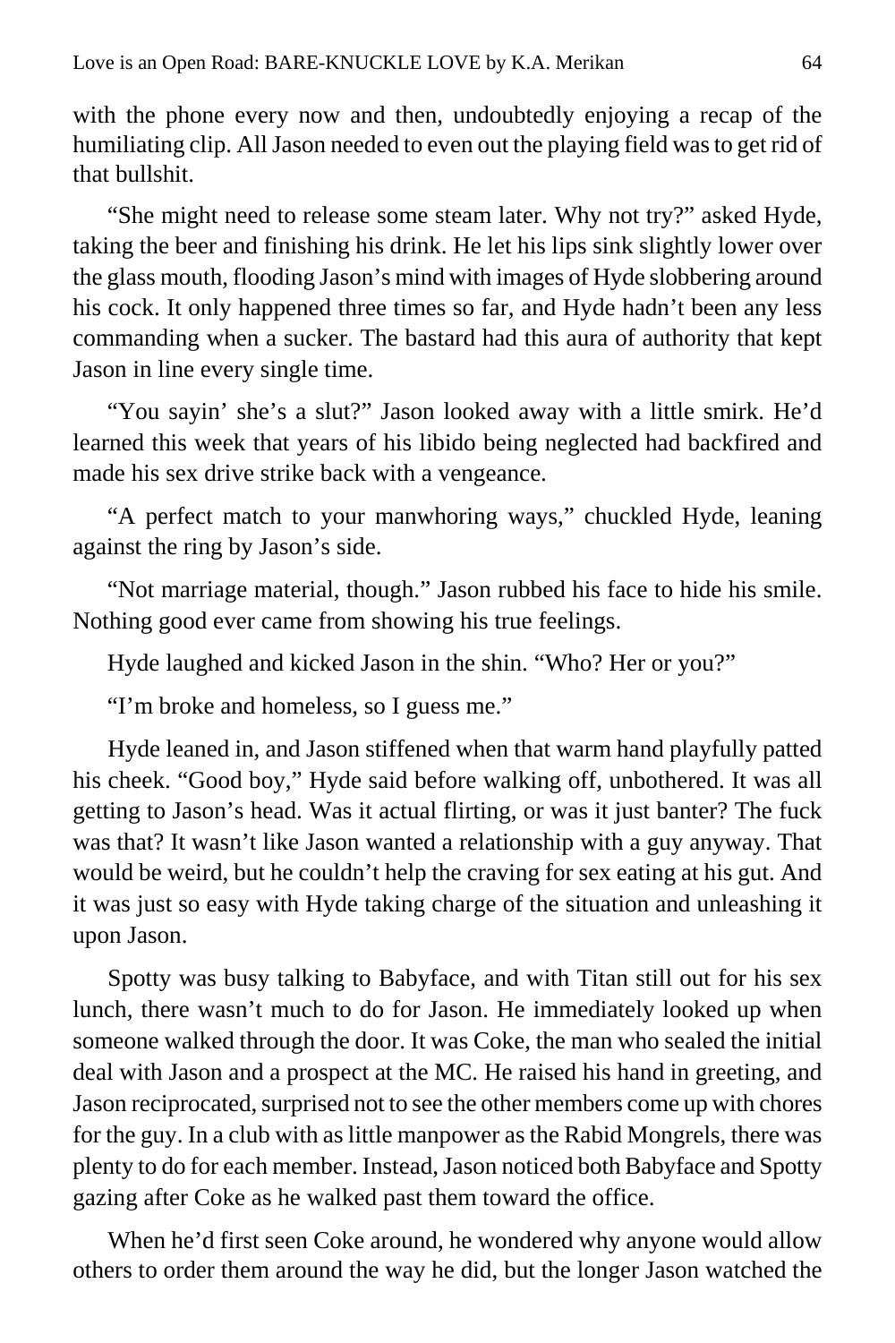with the phone every now and then, undoubtedly enjoying a recap of the humiliating clip. All Jason needed to even out the playing field was to get rid of that bullshit.

"She might need to release some steam later. Why not try?" asked Hyde, taking the beer and finishing his drink. He let his lips sink slightly lower over the glass mouth, flooding Jason's mind with images of Hyde slobbering around his cock. It only happened three times so far, and Hyde hadn't been any less commanding when a sucker. The bastard had this aura of authority that kept Jason in line every single time.

"You sayin' she's a slut?" Jason looked away with a little smirk. He'd learned this week that years of his libido being neglected had backfired and made his sex drive strike back with a vengeance.

"A perfect match to your manwhoring ways," chuckled Hyde, leaning against the ring by Jason's side.

"Not marriage material, though." Jason rubbed his face to hide his smile. Nothing good ever came from showing his true feelings.

Hyde laughed and kicked Jason in the shin. "Who? Her or you?"

"I'm broke and homeless, so I guess me."

Hyde leaned in, and Jason stiffened when that warm hand playfully patted his cheek. "Good boy," Hyde said before walking off, unbothered. It was all getting to Jason's head. Was it actual flirting, or was it just banter? The fuck was that? It wasn't like Jason wanted a relationship with a guy anyway. That would be weird, but he couldn't help the craving for sex eating at his gut. And it was just so easy with Hyde taking charge of the situation and unleashing it upon Jason.

Spotty was busy talking to Babyface, and with Titan still out for his sex lunch, there wasn't much to do for Jason. He immediately looked up when someone walked through the door. It was Coke, the man who sealed the initial deal with Jason and a prospect at the MC. He raised his hand in greeting, and Jason reciprocated, surprised not to see the other members come up with chores for the guy. In a club with as little manpower as the Rabid Mongrels, there was plenty to do for each member. Instead, Jason noticed both Babyface and Spotty gazing after Coke as he walked past them toward the office.

When he'd first seen Coke around, he wondered why anyone would allow others to order them around the way he did, but the longer Jason watched the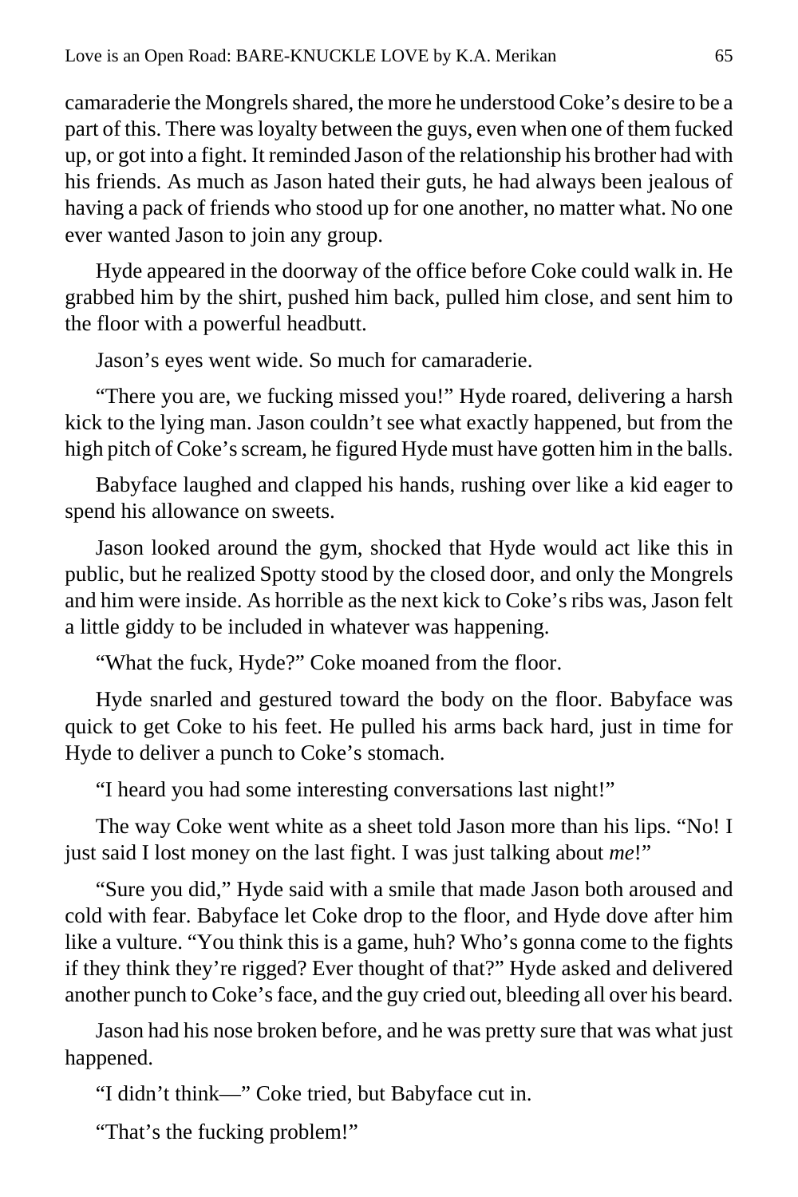camaraderie the Mongrels shared, the more he understood Coke's desire to be a part of this. There was loyalty between the guys, even when one of them fucked up, or got into a fight. It reminded Jason of the relationship his brother had with his friends. As much as Jason hated their guts, he had always been jealous of having a pack of friends who stood up for one another, no matter what. No one ever wanted Jason to join any group.

Hyde appeared in the doorway of the office before Coke could walk in. He grabbed him by the shirt, pushed him back, pulled him close, and sent him to the floor with a powerful headbutt.

Jason's eyes went wide. So much for camaraderie.

"There you are, we fucking missed you!" Hyde roared, delivering a harsh kick to the lying man. Jason couldn't see what exactly happened, but from the high pitch of Coke's scream, he figured Hyde must have gotten him in the balls.

Babyface laughed and clapped his hands, rushing over like a kid eager to spend his allowance on sweets.

Jason looked around the gym, shocked that Hyde would act like this in public, but he realized Spotty stood by the closed door, and only the Mongrels and him were inside. As horrible as the next kick to Coke's ribs was, Jason felt a little giddy to be included in whatever was happening.

"What the fuck, Hyde?" Coke moaned from the floor.

Hyde snarled and gestured toward the body on the floor. Babyface was quick to get Coke to his feet. He pulled his arms back hard, just in time for Hyde to deliver a punch to Coke's stomach.

"I heard you had some interesting conversations last night!"

The way Coke went white as a sheet told Jason more than his lips. "No! I just said I lost money on the last fight. I was just talking about *me*!"

"Sure you did," Hyde said with a smile that made Jason both aroused and cold with fear. Babyface let Coke drop to the floor, and Hyde dove after him like a vulture. "You think this is a game, huh? Who's gonna come to the fights if they think they're rigged? Ever thought of that?" Hyde asked and delivered another punch to Coke's face, and the guy cried out, bleeding all over his beard.

Jason had his nose broken before, and he was pretty sure that was what just happened.

"I didn't think—" Coke tried, but Babyface cut in.

"That's the fucking problem!"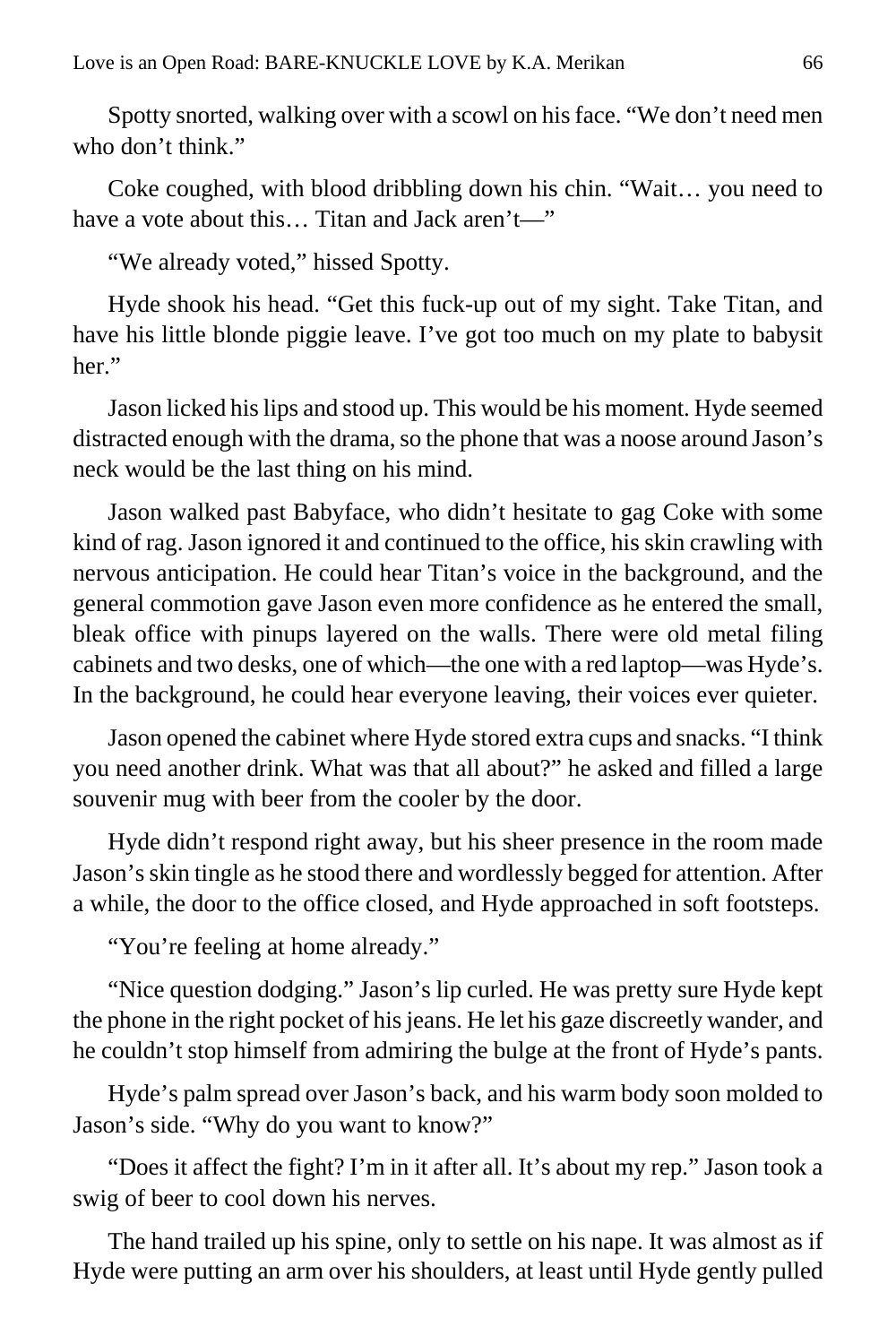Spotty snorted, walking over with a scowl on his face. "We don't need men who don't think."

Coke coughed, with blood dribbling down his chin. "Wait… you need to have a vote about this… Titan and Jack aren't—"

"We already voted," hissed Spotty.

Hyde shook his head. "Get this fuck-up out of my sight. Take Titan, and have his little blonde piggie leave. I've got too much on my plate to babysit her."

Jason licked his lips and stood up. This would be his moment. Hyde seemed distracted enough with the drama, so the phone that was a noose around Jason's neck would be the last thing on his mind.

Jason walked past Babyface, who didn't hesitate to gag Coke with some kind of rag. Jason ignored it and continued to the office, his skin crawling with nervous anticipation. He could hear Titan's voice in the background, and the general commotion gave Jason even more confidence as he entered the small, bleak office with pinups layered on the walls. There were old metal filing cabinets and two desks, one of which—the one with a red laptop—was Hyde's. In the background, he could hear everyone leaving, their voices ever quieter.

Jason opened the cabinet where Hyde stored extra cups and snacks. "I think you need another drink. What was that all about?" he asked and filled a large souvenir mug with beer from the cooler by the door.

Hyde didn't respond right away, but his sheer presence in the room made Jason's skin tingle as he stood there and wordlessly begged for attention. After a while, the door to the office closed, and Hyde approached in soft footsteps.

"You're feeling at home already."

"Nice question dodging." Jason's lip curled. He was pretty sure Hyde kept the phone in the right pocket of his jeans. He let his gaze discreetly wander, and he couldn't stop himself from admiring the bulge at the front of Hyde's pants.

Hyde's palm spread over Jason's back, and his warm body soon molded to Jason's side. "Why do you want to know?"

"Does it affect the fight? I'm in it after all. It's about my rep." Jason took a swig of beer to cool down his nerves.

The hand trailed up his spine, only to settle on his nape. It was almost as if Hyde were putting an arm over his shoulders, at least until Hyde gently pulled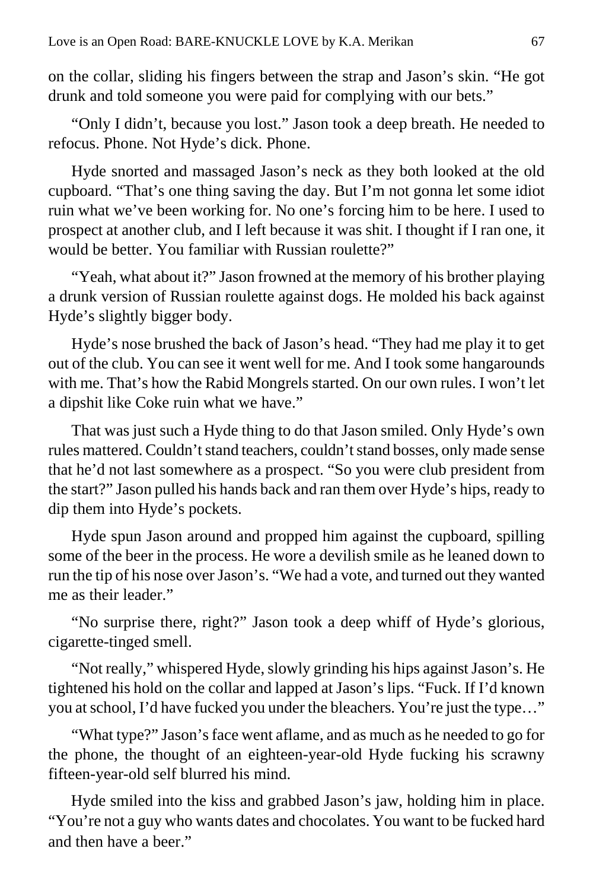on the collar, sliding his fingers between the strap and Jason's skin. "He got drunk and told someone you were paid for complying with our bets."

"Only I didn't, because you lost." Jason took a deep breath. He needed to refocus. Phone. Not Hyde's dick. Phone.

Hyde snorted and massaged Jason's neck as they both looked at the old cupboard. "That's one thing saving the day. But I'm not gonna let some idiot ruin what we've been working for. No one's forcing him to be here. I used to prospect at another club, and I left because it was shit. I thought if I ran one, it would be better. You familiar with Russian roulette?"

"Yeah, what about it?" Jason frowned at the memory of his brother playing a drunk version of Russian roulette against dogs. He molded his back against Hyde's slightly bigger body.

Hyde's nose brushed the back of Jason's head. "They had me play it to get out of the club. You can see it went well for me. And I took some hangarounds with me. That's how the Rabid Mongrels started. On our own rules. I won't let a dipshit like Coke ruin what we have."

That was just such a Hyde thing to do that Jason smiled. Only Hyde's own rules mattered. Couldn't stand teachers, couldn't stand bosses, only made sense that he'd not last somewhere as a prospect. "So you were club president from the start?" Jason pulled his hands back and ran them over Hyde's hips, ready to dip them into Hyde's pockets.

Hyde spun Jason around and propped him against the cupboard, spilling some of the beer in the process. He wore a devilish smile as he leaned down to run the tip of his nose over Jason's. "We had a vote, and turned out they wanted me as their leader."

"No surprise there, right?" Jason took a deep whiff of Hyde's glorious, cigarette-tinged smell.

"Not really," whispered Hyde, slowly grinding his hips against Jason's. He tightened his hold on the collar and lapped at Jason's lips. "Fuck. If I'd known you at school, I'd have fucked you under the bleachers. You're just the type…"

"What type?" Jason's face went aflame, and as much as he needed to go for the phone, the thought of an eighteen-year-old Hyde fucking his scrawny fifteen-year-old self blurred his mind.

Hyde smiled into the kiss and grabbed Jason's jaw, holding him in place. "You're not a guy who wants dates and chocolates. You want to be fucked hard and then have a beer."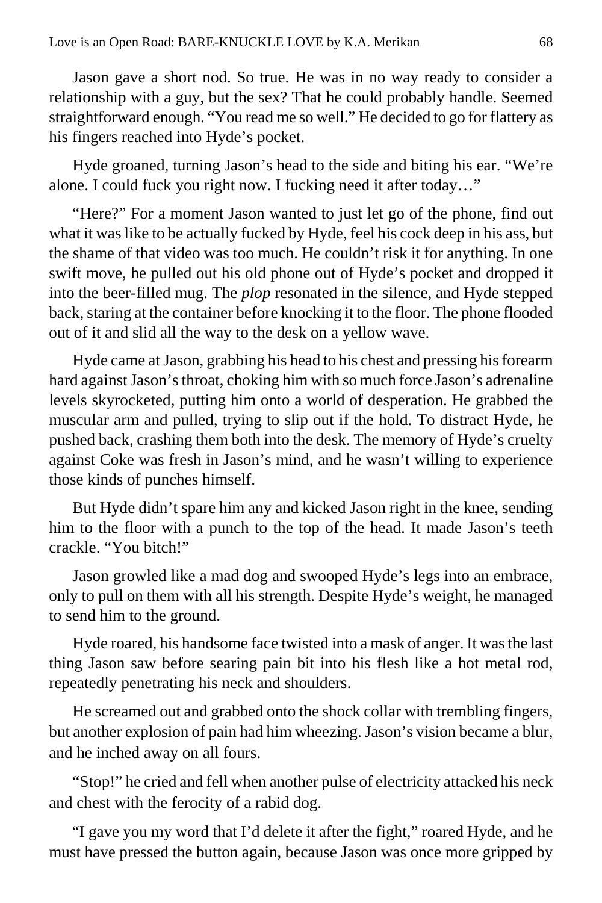Jason gave a short nod. So true. He was in no way ready to consider a relationship with a guy, but the sex? That he could probably handle. Seemed straightforward enough. "You read me so well." He decided to go for flattery as his fingers reached into Hyde's pocket.

Hyde groaned, turning Jason's head to the side and biting his ear. "We're alone. I could fuck you right now. I fucking need it after today…"

"Here?" For a moment Jason wanted to just let go of the phone, find out what it was like to be actually fucked by Hyde, feel his cock deep in his ass, but the shame of that video was too much. He couldn't risk it for anything. In one swift move, he pulled out his old phone out of Hyde's pocket and dropped it into the beer-filled mug. The *plop* resonated in the silence, and Hyde stepped back, staring at the container before knocking it to the floor. The phone flooded out of it and slid all the way to the desk on a yellow wave.

Hyde came at Jason, grabbing his head to his chest and pressing his forearm hard against Jason's throat, choking him with so much force Jason's adrenaline levels skyrocketed, putting him onto a world of desperation. He grabbed the muscular arm and pulled, trying to slip out if the hold. To distract Hyde, he pushed back, crashing them both into the desk. The memory of Hyde's cruelty against Coke was fresh in Jason's mind, and he wasn't willing to experience those kinds of punches himself.

But Hyde didn't spare him any and kicked Jason right in the knee, sending him to the floor with a punch to the top of the head. It made Jason's teeth crackle. "You bitch!"

Jason growled like a mad dog and swooped Hyde's legs into an embrace, only to pull on them with all his strength. Despite Hyde's weight, he managed to send him to the ground.

Hyde roared, his handsome face twisted into a mask of anger. It was the last thing Jason saw before searing pain bit into his flesh like a hot metal rod, repeatedly penetrating his neck and shoulders.

He screamed out and grabbed onto the shock collar with trembling fingers, but another explosion of pain had him wheezing. Jason's vision became a blur, and he inched away on all fours.

"Stop!" he cried and fell when another pulse of electricity attacked his neck and chest with the ferocity of a rabid dog.

"I gave you my word that I'd delete it after the fight," roared Hyde, and he must have pressed the button again, because Jason was once more gripped by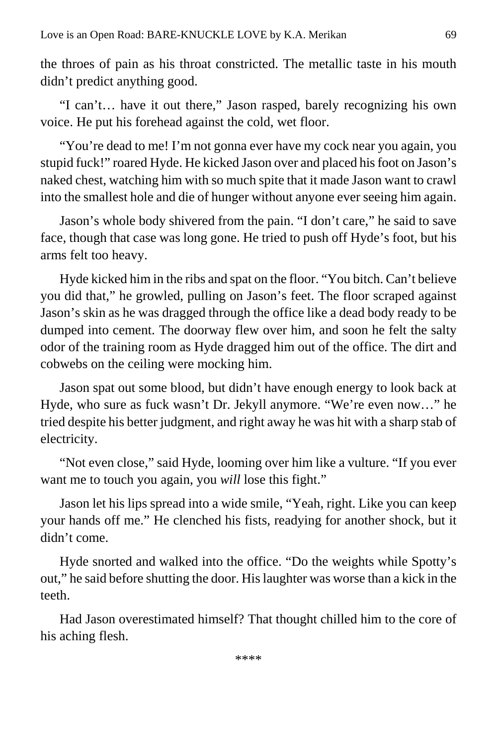the throes of pain as his throat constricted. The metallic taste in his mouth didn't predict anything good.

"I can't… have it out there," Jason rasped, barely recognizing his own voice. He put his forehead against the cold, wet floor.

"You're dead to me! I'm not gonna ever have my cock near you again, you stupid fuck!" roared Hyde. He kicked Jason over and placed his foot on Jason's naked chest, watching him with so much spite that it made Jason want to crawl into the smallest hole and die of hunger without anyone ever seeing him again.

Jason's whole body shivered from the pain. "I don't care," he said to save face, though that case was long gone. He tried to push off Hyde's foot, but his arms felt too heavy.

Hyde kicked him in the ribs and spat on the floor. "You bitch. Can't believe you did that," he growled, pulling on Jason's feet. The floor scraped against Jason's skin as he was dragged through the office like a dead body ready to be dumped into cement. The doorway flew over him, and soon he felt the salty odor of the training room as Hyde dragged him out of the office. The dirt and cobwebs on the ceiling were mocking him.

Jason spat out some blood, but didn't have enough energy to look back at Hyde, who sure as fuck wasn't Dr. Jekyll anymore. "We're even now…" he tried despite his better judgment, and right away he was hit with a sharp stab of electricity.

"Not even close," said Hyde, looming over him like a vulture. "If you ever want me to touch you again, you *will* lose this fight."

Jason let his lips spread into a wide smile, "Yeah, right. Like you can keep your hands off me." He clenched his fists, readying for another shock, but it didn't come.

Hyde snorted and walked into the office. "Do the weights while Spotty's out," he said before shutting the door. His laughter was worse than a kick in the teeth.

Had Jason overestimated himself? That thought chilled him to the core of his aching flesh.

****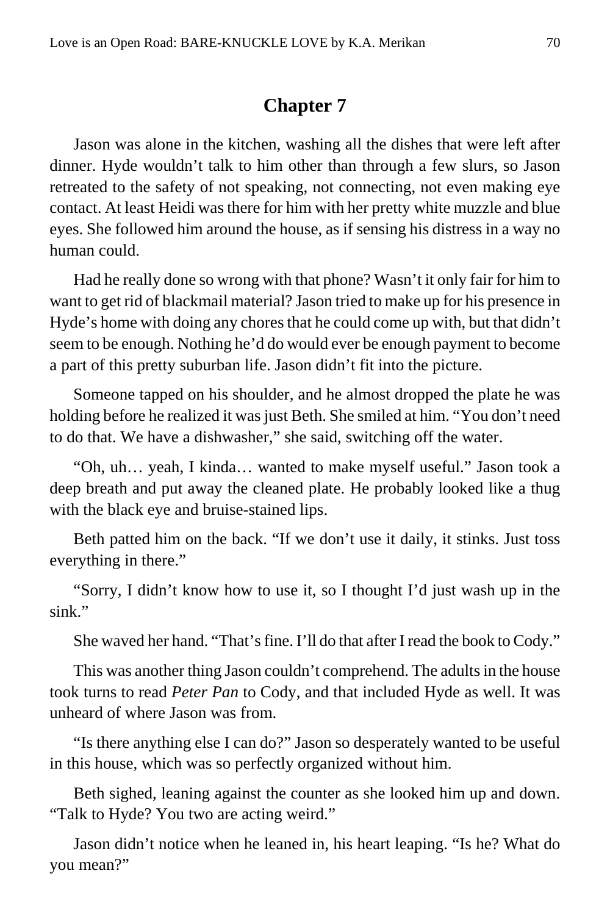# Chapter 7

Jason was alone in the kitchen, washing all the dishes that were left after dinner. Hyde wouldn't talk to him other than through a few slurs, so Jason retreated to the safety of not speaking, not connecting, not even making eye contact. At least Heidi was there for him with her pretty white muzzle and blue eyes. She followed him around the house, as if sensing his distress in a way no human could.

Had he really done so wrong with that phone? Wasn't it only fair for him to want to get rid of blackmail material? Jason tried to make up for his presence in Hyde's home with doing any chores that he could come up with, but that didn't seem to be enough. Nothing he'd do would ever be enough payment to become a part of this pretty suburban life. Jason didn't fit into the picture.

Someone tapped on his shoulder, and he almost dropped the plate he was holding before he realized it was just Beth. She smiled at him. "You don't need to do that. We have a dishwasher," she said, switching off the water.

"Oh, uh… yeah, I kinda… wanted to make myself useful." Jason took a deep breath and put away the cleaned plate. He probably looked like a thug with the black eye and bruise-stained lips.

Beth patted him on the back. "If we don't use it daily, it stinks. Just toss everything in there."

"Sorry, I didn't know how to use it, so I thought I'd just wash up in the sink."

She waved her hand. "That's fine. I'll do that after I read the book to Cody."

This was another thing Jason couldn't comprehend. The adults in the house took turns to read *Peter Pan* to Cody, and that included Hyde as well. It was unheard of where Jason was from.

"Is there anything else I can do?" Jason so desperately wanted to be useful in this house, which was so perfectly organized without him.

Beth sighed, leaning against the counter as she looked him up and down. "Talk to Hyde? You two are acting weird."

Jason didn't notice when he leaned in, his heart leaping. "Is he? What do you mean?"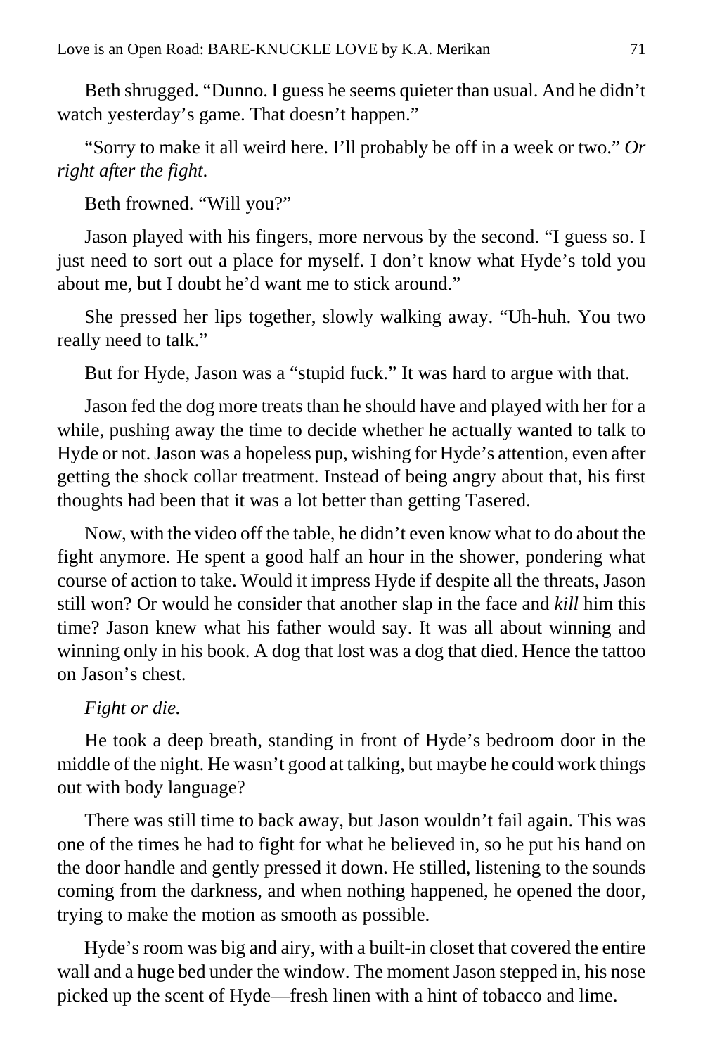Beth shrugged. "Dunno. I guess he seems quieter than usual. And he didn't watch yesterday's game. That doesn't happen."

"Sorry to make it all weird here. I'll probably be off in a week or two." *Or right after the fight*.

Beth frowned. "Will you?"

Jason played with his fingers, more nervous by the second. "I guess so. I just need to sort out a place for myself. I don't know what Hyde's told you about me, but I doubt he'd want me to stick around."

She pressed her lips together, slowly walking away. "Uh-huh. You two really need to talk."

But for Hyde, Jason was a "stupid fuck." It was hard to argue with that.

Jason fed the dog more treats than he should have and played with her for a while, pushing away the time to decide whether he actually wanted to talk to Hyde or not. Jason was a hopeless pup, wishing for Hyde's attention, even after getting the shock collar treatment. Instead of being angry about that, his first thoughts had been that it was a lot better than getting Tasered.

Now, with the video off the table, he didn't even know what to do about the fight anymore. He spent a good half an hour in the shower, pondering what course of action to take. Would it impress Hyde if despite all the threats, Jason still won? Or would he consider that another slap in the face and *kill* him this time? Jason knew what his father would say. It was all about winning and winning only in his book. A dog that lost was a dog that died. Hence the tattoo on Jason's chest.

*Fight or die.*

He took a deep breath, standing in front of Hyde's bedroom door in the middle of the night. He wasn't good at talking, but maybe he could work things out with body language?

There was still time to back away, but Jason wouldn't fail again. This was one of the times he had to fight for what he believed in, so he put his hand on the door handle and gently pressed it down. He stilled, listening to the sounds coming from the darkness, and when nothing happened, he opened the door, trying to make the motion as smooth as possible.

Hyde's room was big and airy, with a built-in closet that covered the entire wall and a huge bed under the window. The moment Jason stepped in, his nose picked up the scent of Hyde—fresh linen with a hint of tobacco and lime.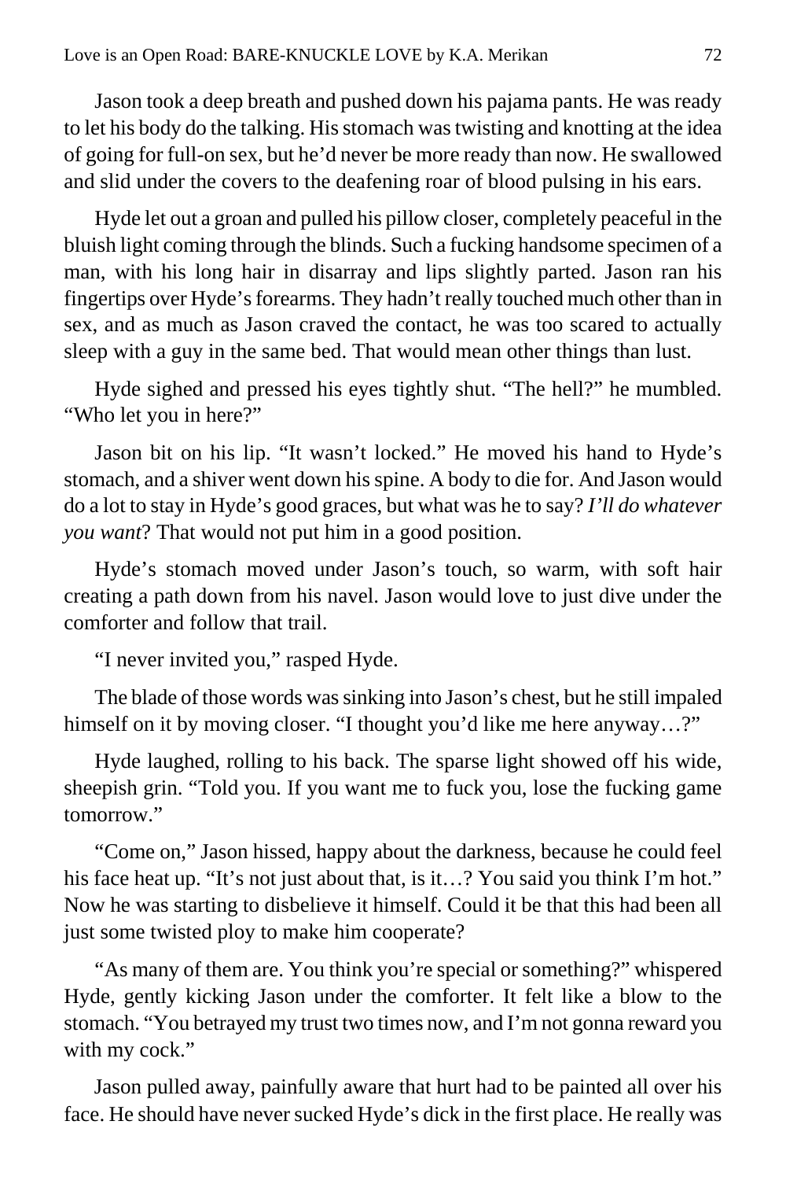Jason took a deep breath and pushed down his pajama pants. He was ready to let his body do the talking. His stomach was twisting and knotting at the idea of going for full-on sex, but he'd never be more ready than now. He swallowed and slid under the covers to the deafening roar of blood pulsing in his ears.

Hyde let out a groan and pulled his pillow closer, completely peaceful in the bluish light coming through the blinds. Such a fucking handsome specimen of a man, with his long hair in disarray and lips slightly parted. Jason ran his fingertips over Hyde's forearms. They hadn't really touched much other than in sex, and as much as Jason craved the contact, he was too scared to actually sleep with a guy in the same bed. That would mean other things than lust.

Hyde sighed and pressed his eyes tightly shut. "The hell?" he mumbled. "Who let you in here?"

Jason bit on his lip. "It wasn't locked." He moved his hand to Hyde's stomach, and a shiver went down his spine. A body to die for. And Jason would do a lot to stay in Hyde's good graces, but what was he to say? *I'll do whatever you want*? That would not put him in a good position.

Hyde's stomach moved under Jason's touch, so warm, with soft hair creating a path down from his navel. Jason would love to just dive under the comforter and follow that trail.

"I never invited you," rasped Hyde.

The blade of those words was sinking into Jason's chest, but he still impaled himself on it by moving closer. "I thought you'd like me here anyway…?"

Hyde laughed, rolling to his back. The sparse light showed off his wide, sheepish grin. "Told you. If you want me to fuck you, lose the fucking game tomorrow."

"Come on," Jason hissed, happy about the darkness, because he could feel his face heat up. "It's not just about that, is it…? You said you think I'm hot." Now he was starting to disbelieve it himself. Could it be that this had been all just some twisted ploy to make him cooperate?

"As many of them are. You think you're special or something?" whispered Hyde, gently kicking Jason under the comforter. It felt like a blow to the stomach. "You betrayed my trust two times now, and I'm not gonna reward you with my cock."

Jason pulled away, painfully aware that hurt had to be painted all over his face. He should have never sucked Hyde's dick in the first place. He really was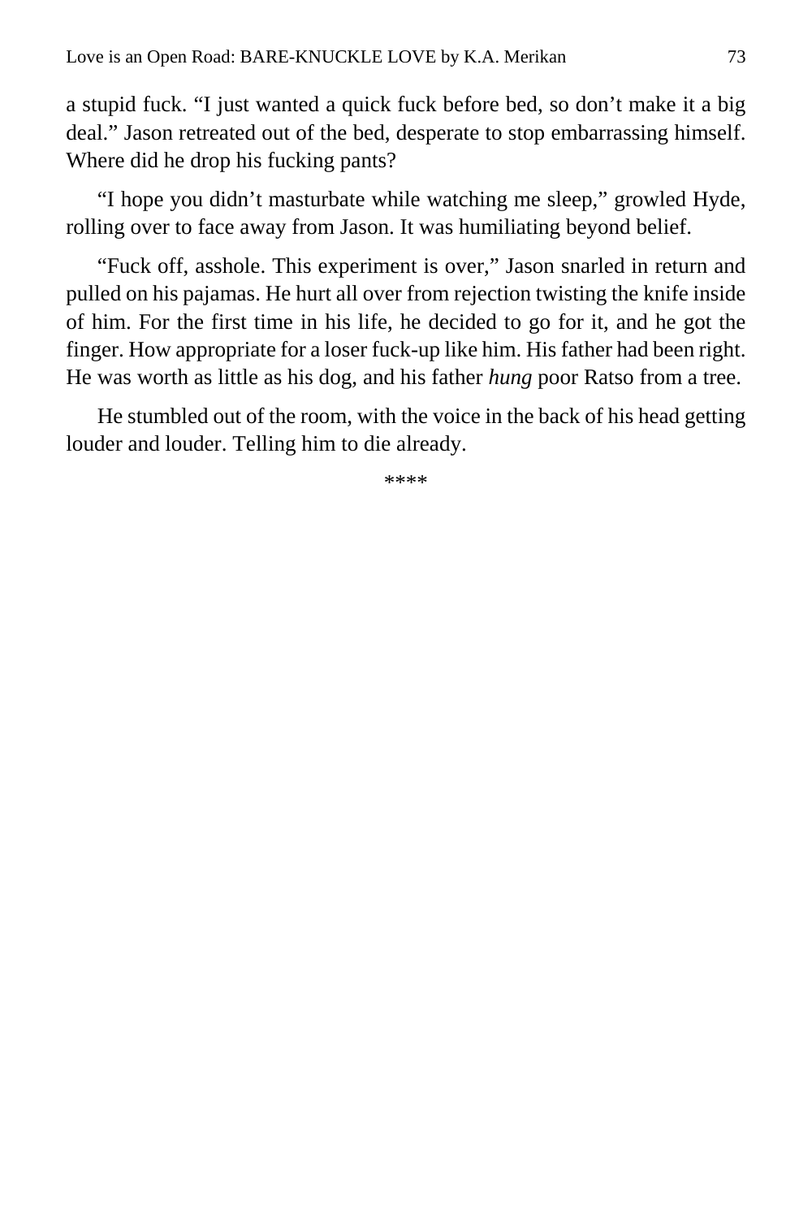a stupid fuck. “I just wanted a quick fuck before bed, so don’t make it a big deal.” Jason retreated out of the bed, desperate to stop embarrassing himself. Where did he drop his fucking pants?

“I hope you didn’t masturbate while watching me sleep,” growled Hyde, rolling over to face away from Jason. It was humiliating beyond belief.

“Fuck off, asshole. This experiment is over,” Jason snarled in return and pulled on his pajamas. He hurt all over from rejection twisting the knife inside of him. For the first time in his life, he decided to go for it, and he got the finger. How appropriate for a loser fuck-up like him. His father had been right. He was worth as little as his dog, and his father *hung* poor Ratso from a tree.

He stumbled out of the room, with the voice in the back of his head getting louder and louder. Telling him to die already.

****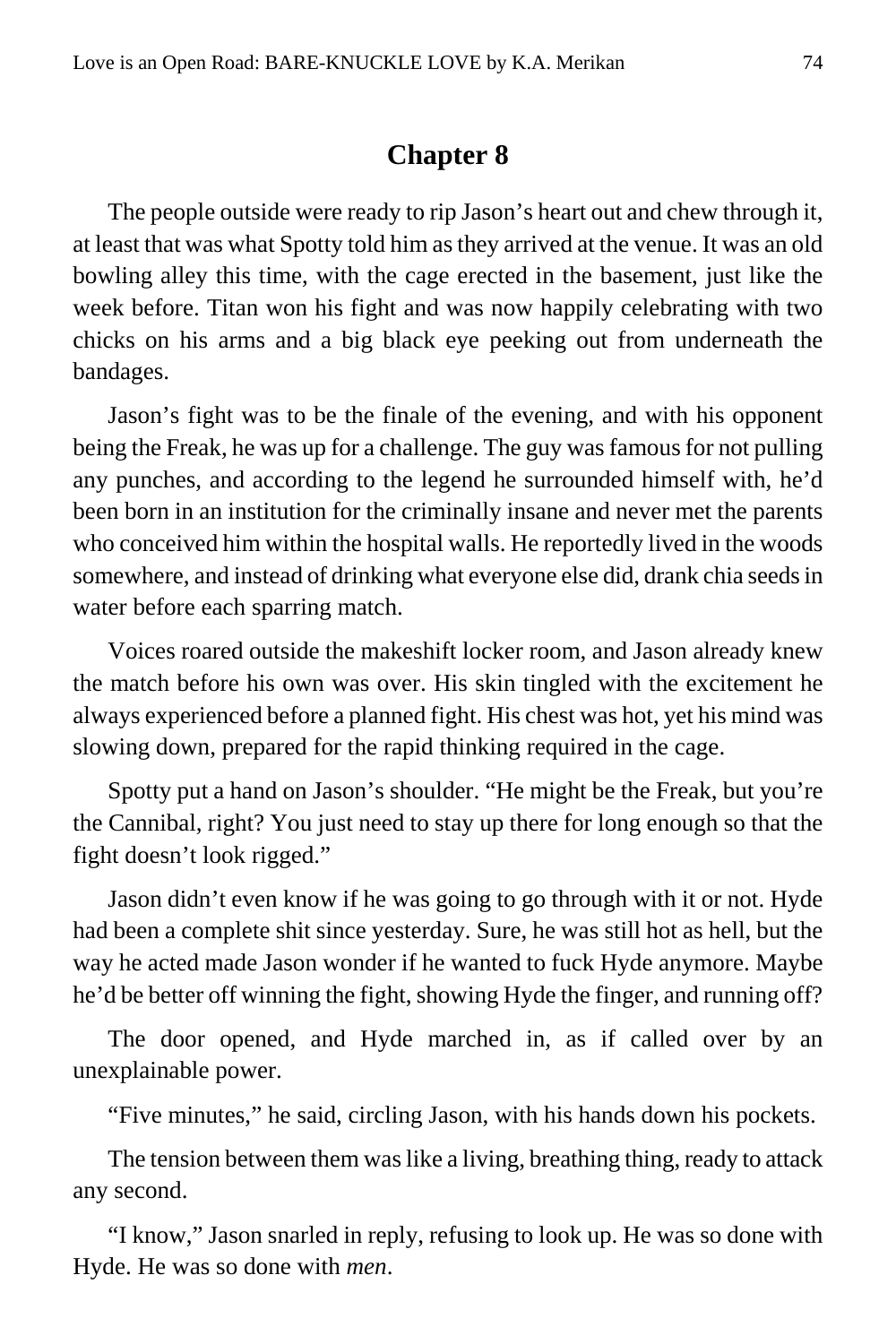# Chapter 8

The people outside were ready to rip Jason's heart out and chew through it, at least that was what Spotty told him as they arrived at the venue. It was an old bowling alley this time, with the cage erected in the basement, just like the week before. Titan won his fight and was now happily celebrating with two chicks on his arms and a big black eye peeking out from underneath the bandages.

Jason's fight was to be the finale of the evening, and with his opponent being the Freak, he was up for a challenge. The guy was famous for not pulling any punches, and according to the legend he surrounded himself with, he'd been born in an institution for the criminally insane and never met the parents who conceived him within the hospital walls. He reportedly lived in the woods somewhere, and instead of drinking what everyone else did, drank chia seeds in water before each sparring match.

Voices roared outside the makeshift locker room, and Jason already knew the match before his own was over. His skin tingled with the excitement he always experienced before a planned fight. His chest was hot, yet his mind was slowing down, prepared for the rapid thinking required in the cage.

Spotty put a hand on Jason's shoulder. "He might be the Freak, but you're the Cannibal, right? You just need to stay up there for long enough so that the fight doesn't look rigged."

Jason didn't even know if he was going to go through with it or not. Hyde had been a complete shit since yesterday. Sure, he was still hot as hell, but the way he acted made Jason wonder if he wanted to fuck Hyde anymore. Maybe he'd be better off winning the fight, showing Hyde the finger, and running off?

The door opened, and Hyde marched in, as if called over by an unexplainable power.

"Five minutes," he said, circling Jason, with his hands down his pockets.

The tension between them was like a living, breathing thing, ready to attack any second.

"I know," Jason snarled in reply, refusing to look up. He was so done with Hyde. He was so done with *men*.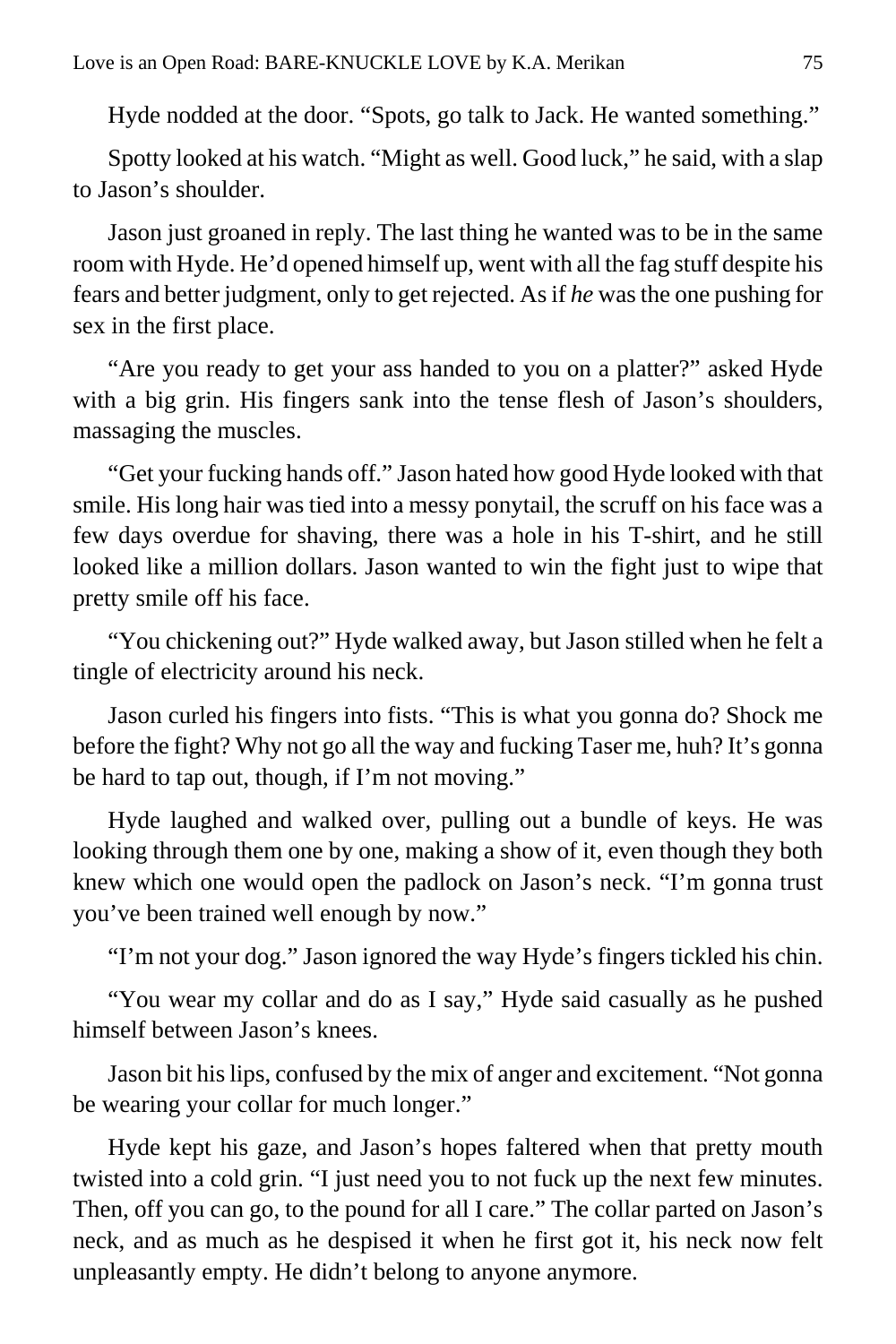Hyde nodded at the door. “Spots, go talk to Jack. He wanted something.”

Spotty looked at his watch. “Might as well. Good luck,” he said, with a slap to Jason’s shoulder.

Jason just groaned in reply. The last thing he wanted was to be in the same room with Hyde. He’d opened himself up, went with all the fag stuff despite his fears and better judgment, only to get rejected. As if *he* was the one pushing for sex in the first place.

“Are you ready to get your ass handed to you on a platter?” asked Hyde with a big grin. His fingers sank into the tense flesh of Jason’s shoulders, massaging the muscles.

“Get your fucking hands off.” Jason hated how good Hyde looked with that smile. His long hair was tied into a messy ponytail, the scruff on his face was a few days overdue for shaving, there was a hole in his T-shirt, and he still looked like a million dollars. Jason wanted to win the fight just to wipe that pretty smile off his face.

“You chickening out?” Hyde walked away, but Jason stilled when he felt a tingle of electricity around his neck.

Jason curled his fingers into fists. “This is what you gonna do? Shock me before the fight? Why not go all the way and fucking Taser me, huh? It’s gonna be hard to tap out, though, if I’m not moving.”

Hyde laughed and walked over, pulling out a bundle of keys. He was looking through them one by one, making a show of it, even though they both knew which one would open the padlock on Jason’s neck. “I’m gonna trust you’ve been trained well enough by now.”

“I’m not your dog.” Jason ignored the way Hyde’s fingers tickled his chin.

“You wear my collar and do as I say,” Hyde said casually as he pushed himself between Jason’s knees.

Jason bit his lips, confused by the mix of anger and excitement. “Not gonna be wearing your collar for much longer.”

Hyde kept his gaze, and Jason’s hopes faltered when that pretty mouth twisted into a cold grin. “I just need you to not fuck up the next few minutes. Then, off you can go, to the pound for all I care.” The collar parted on Jason’s neck, and as much as he despised it when he first got it, his neck now felt unpleasantly empty. He didn’t belong to anyone anymore.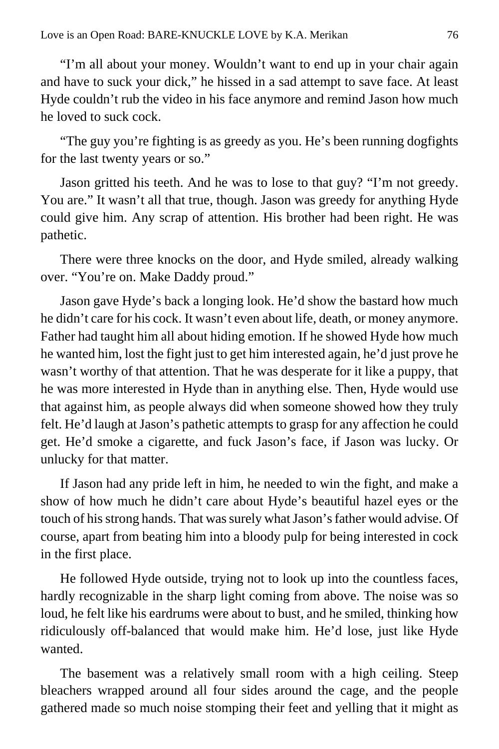"I'm all about your money. Wouldn't want to end up in your chair again and have to suck your dick," he hissed in a sad attempt to save face. At least Hyde couldn't rub the video in his face anymore and remind Jason how much he loved to suck cock.

"The guy you're fighting is as greedy as you. He's been running dogfights for the last twenty years or so."

Jason gritted his teeth. And he was to lose to that guy? "I'm not greedy. You are." It wasn't all that true, though. Jason was greedy for anything Hyde could give him. Any scrap of attention. His brother had been right. He was pathetic.

There were three knocks on the door, and Hyde smiled, already walking over. "You're on. Make Daddy proud."

Jason gave Hyde's back a longing look. He'd show the bastard how much he didn't care for his cock. It wasn't even about life, death, or money anymore. Father had taught him all about hiding emotion. If he showed Hyde how much he wanted him, lost the fight just to get him interested again, he'd just prove he wasn't worthy of that attention. That he was desperate for it like a puppy, that he was more interested in Hyde than in anything else. Then, Hyde would use that against him, as people always did when someone showed how they truly felt. He'd laugh at Jason's pathetic attempts to grasp for any affection he could get. He'd smoke a cigarette, and fuck Jason's face, if Jason was lucky. Or unlucky for that matter.

If Jason had any pride left in him, he needed to win the fight, and make a show of how much he didn't care about Hyde's beautiful hazel eyes or the touch of his strong hands. That was surely what Jason's father would advise. Of course, apart from beating him into a bloody pulp for being interested in cock in the first place.

He followed Hyde outside, trying not to look up into the countless faces, hardly recognizable in the sharp light coming from above. The noise was so loud, he felt like his eardrums were about to bust, and he smiled, thinking how ridiculously off-balanced that would make him. He'd lose, just like Hyde wanted.

The basement was a relatively small room with a high ceiling. Steep bleachers wrapped around all four sides around the cage, and the people gathered made so much noise stomping their feet and yelling that it might as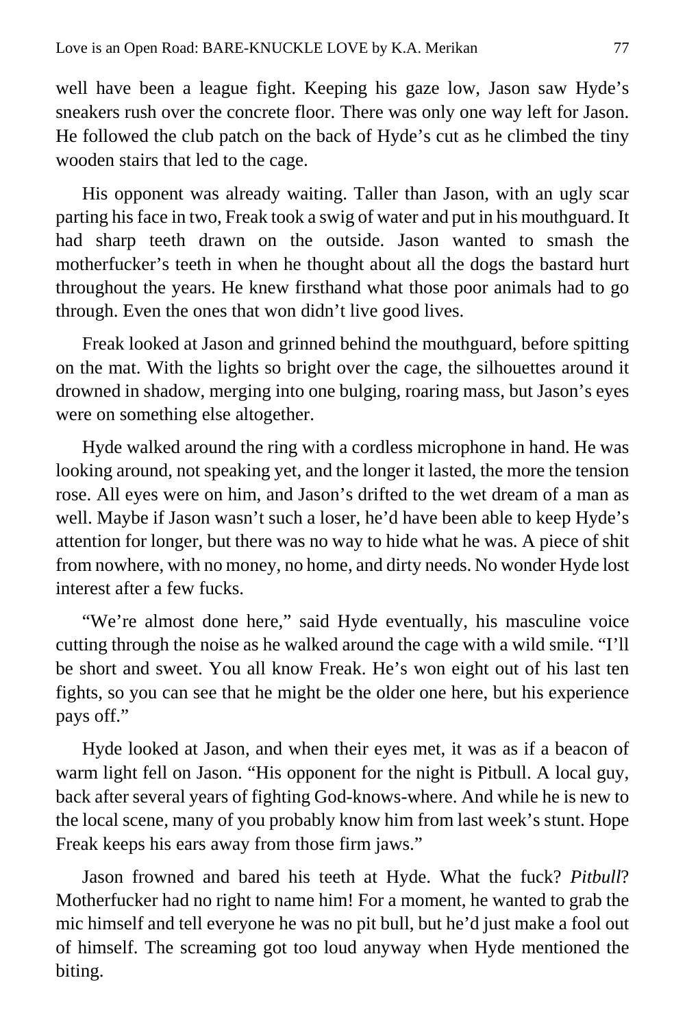well have been a league fight. Keeping his gaze low, Jason saw Hyde's sneakers rush over the concrete floor. There was only one way left for Jason. He followed the club patch on the back of Hyde's cut as he climbed the tiny wooden stairs that led to the cage.

His opponent was already waiting. Taller than Jason, with an ugly scar parting his face in two, Freak took a swig of water and put in his mouthguard. It had sharp teeth drawn on the outside. Jason wanted to smash the motherfucker's teeth in when he thought about all the dogs the bastard hurt throughout the years. He knew firsthand what those poor animals had to go through. Even the ones that won didn't live good lives.

Freak looked at Jason and grinned behind the mouthguard, before spitting on the mat. With the lights so bright over the cage, the silhouettes around it drowned in shadow, merging into one bulging, roaring mass, but Jason's eyes were on something else altogether.

Hyde walked around the ring with a cordless microphone in hand. He was looking around, not speaking yet, and the longer it lasted, the more the tension rose. All eyes were on him, and Jason's drifted to the wet dream of a man as well. Maybe if Jason wasn't such a loser, he'd have been able to keep Hyde's attention for longer, but there was no way to hide what he was. A piece of shit from nowhere, with no money, no home, and dirty needs. No wonder Hyde lost interest after a few fucks.

"We're almost done here," said Hyde eventually, his masculine voice cutting through the noise as he walked around the cage with a wild smile. "I'll be short and sweet. You all know Freak. He's won eight out of his last ten fights, so you can see that he might be the older one here, but his experience pays off."

Hyde looked at Jason, and when their eyes met, it was as if a beacon of warm light fell on Jason. "His opponent for the night is Pitbull. A local guy, back after several years of fighting God-knows-where. And while he is new to the local scene, many of you probably know him from last week's stunt. Hope Freak keeps his ears away from those firm jaws."

Jason frowned and bared his teeth at Hyde. What the fuck? *Pitbull*? Motherfucker had no right to name him! For a moment, he wanted to grab the mic himself and tell everyone he was no pit bull, but he'd just make a fool out of himself. The screaming got too loud anyway when Hyde mentioned the biting.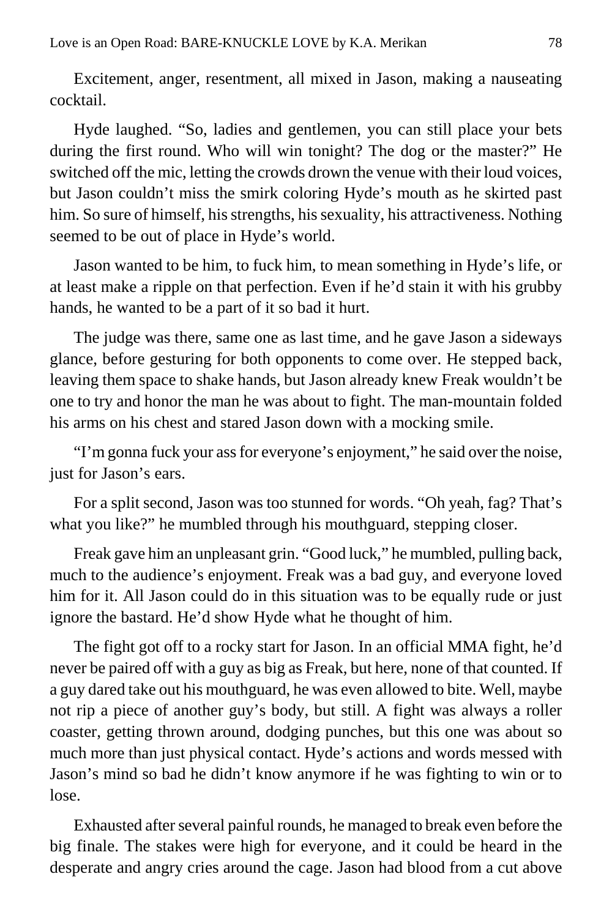Excitement, anger, resentment, all mixed in Jason, making a nauseating cocktail.

Hyde laughed. “So, ladies and gentlemen, you can still place your bets during the first round. Who will win tonight? The dog or the master?” He switched off the mic, letting the crowds drown the venue with their loud voices, but Jason couldn’t miss the smirk coloring Hyde’s mouth as he skirted past him. So sure of himself, his strengths, his sexuality, his attractiveness. Nothing seemed to be out of place in Hyde’s world.

Jason wanted to be him, to fuck him, to mean something in Hyde’s life, or at least make a ripple on that perfection. Even if he’d stain it with his grubby hands, he wanted to be a part of it so bad it hurt.

The judge was there, same one as last time, and he gave Jason a sideways glance, before gesturing for both opponents to come over. He stepped back, leaving them space to shake hands, but Jason already knew Freak wouldn’t be one to try and honor the man he was about to fight. The man-mountain folded his arms on his chest and stared Jason down with a mocking smile.

“I’m gonna fuck your ass for everyone’s enjoyment,” he said over the noise, just for Jason’s ears.

For a split second, Jason was too stunned for words. “Oh yeah, fag? That’s what you like?” he mumbled through his mouthguard, stepping closer.

Freak gave him an unpleasant grin. “Good luck,” he mumbled, pulling back, much to the audience’s enjoyment. Freak was a bad guy, and everyone loved him for it. All Jason could do in this situation was to be equally rude or just ignore the bastard. He’d show Hyde what he thought of him.

The fight got off to a rocky start for Jason. In an official MMA fight, he’d never be paired off with a guy as big as Freak, but here, none of that counted. If a guy dared take out his mouthguard, he was even allowed to bite. Well, maybe not rip a piece of another guy’s body, but still. A fight was always a roller coaster, getting thrown around, dodging punches, but this one was about so much more than just physical contact. Hyde’s actions and words messed with Jason’s mind so bad he didn’t know anymore if he was fighting to win or to lose.

Exhausted after several painful rounds, he managed to break even before the big finale. The stakes were high for everyone, and it could be heard in the desperate and angry cries around the cage. Jason had blood from a cut above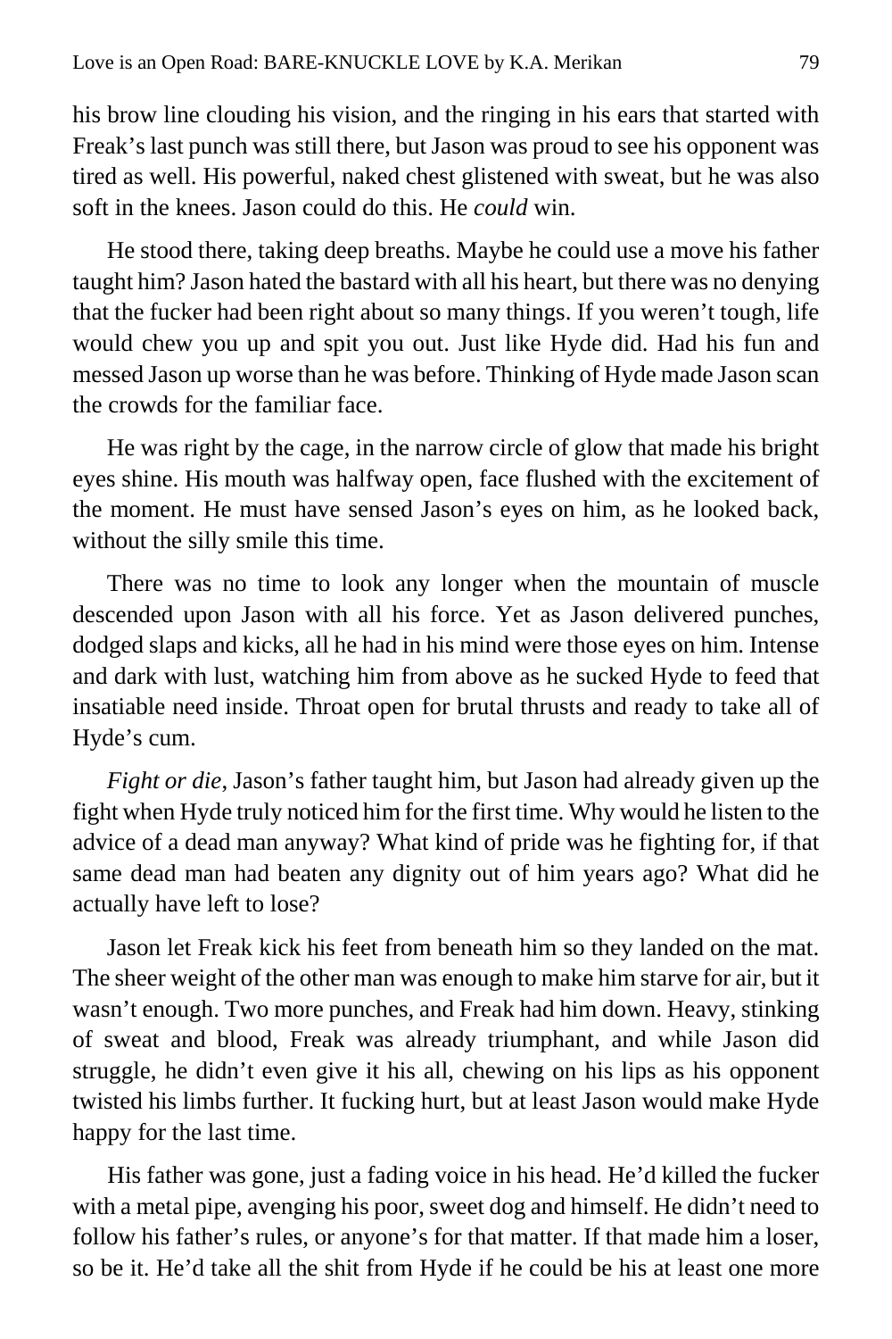his brow line clouding his vision, and the ringing in his ears that started with Freak's last punch was still there, but Jason was proud to see his opponent was tired as well. His powerful, naked chest glistened with sweat, but he was also soft in the knees. Jason could do this. He *could* win.

He stood there, taking deep breaths. Maybe he could use a move his father taught him? Jason hated the bastard with all his heart, but there was no denying that the fucker had been right about so many things. If you weren't tough, life would chew you up and spit you out. Just like Hyde did. Had his fun and messed Jason up worse than he was before. Thinking of Hyde made Jason scan the crowds for the familiar face.

He was right by the cage, in the narrow circle of glow that made his bright eyes shine. His mouth was halfway open, face flushed with the excitement of the moment. He must have sensed Jason's eyes on him, as he looked back, without the silly smile this time.

There was no time to look any longer when the mountain of muscle descended upon Jason with all his force. Yet as Jason delivered punches, dodged slaps and kicks, all he had in his mind were those eyes on him. Intense and dark with lust, watching him from above as he sucked Hyde to feed that insatiable need inside. Throat open for brutal thrusts and ready to take all of Hyde's cum.

*Fight or die*, Jason's father taught him, but Jason had already given up the fight when Hyde truly noticed him for the first time. Why would he listen to the advice of a dead man anyway? What kind of pride was he fighting for, if that same dead man had beaten any dignity out of him years ago? What did he actually have left to lose?

Jason let Freak kick his feet from beneath him so they landed on the mat. The sheer weight of the other man was enough to make him starve for air, but it wasn't enough. Two more punches, and Freak had him down. Heavy, stinking of sweat and blood, Freak was already triumphant, and while Jason did struggle, he didn't even give it his all, chewing on his lips as his opponent twisted his limbs further. It fucking hurt, but at least Jason would make Hyde happy for the last time.

His father was gone, just a fading voice in his head. He'd killed the fucker with a metal pipe, avenging his poor, sweet dog and himself. He didn't need to follow his father's rules, or anyone's for that matter. If that made him a loser, so be it. He'd take all the shit from Hyde if he could be his at least one more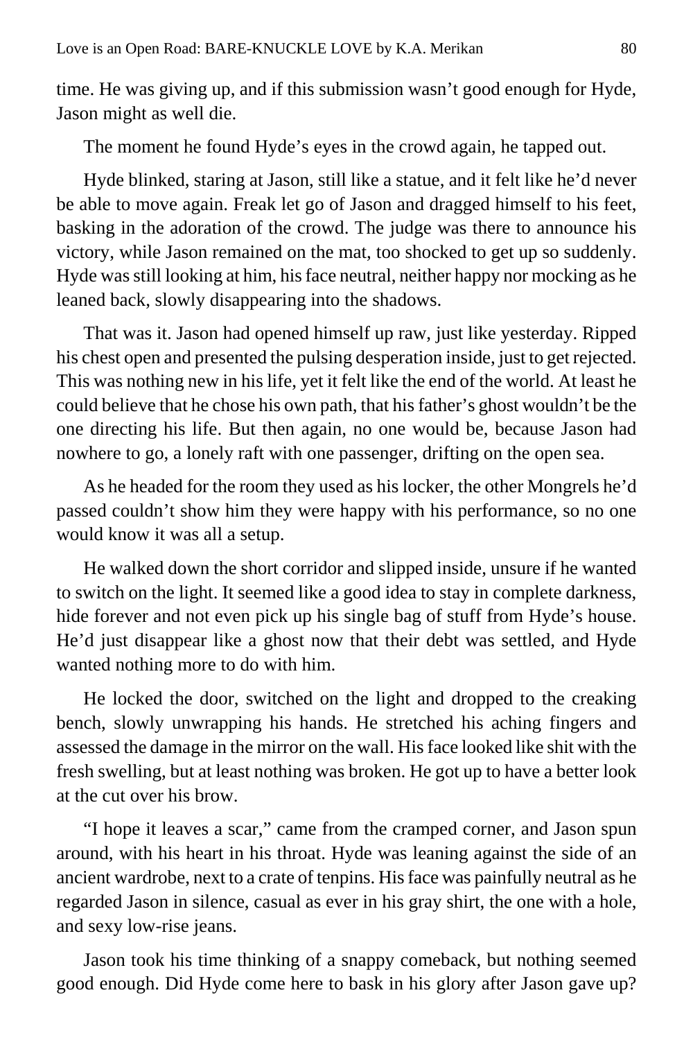time. He was giving up, and if this submission wasn't good enough for Hyde, Jason might as well die.

The moment he found Hyde's eyes in the crowd again, he tapped out.

Hyde blinked, staring at Jason, still like a statue, and it felt like he'd never be able to move again. Freak let go of Jason and dragged himself to his feet, basking in the adoration of the crowd. The judge was there to announce his victory, while Jason remained on the mat, too shocked to get up so suddenly. Hyde was still looking at him, his face neutral, neither happy nor mocking as he leaned back, slowly disappearing into the shadows.

That was it. Jason had opened himself up raw, just like yesterday. Ripped his chest open and presented the pulsing desperation inside, just to get rejected. This was nothing new in his life, yet it felt like the end of the world. At least he could believe that he chose his own path, that his father's ghost wouldn't be the one directing his life. But then again, no one would be, because Jason had nowhere to go, a lonely raft with one passenger, drifting on the open sea.

As he headed for the room they used as his locker, the other Mongrels he'd passed couldn't show him they were happy with his performance, so no one would know it was all a setup.

He walked down the short corridor and slipped inside, unsure if he wanted to switch on the light. It seemed like a good idea to stay in complete darkness, hide forever and not even pick up his single bag of stuff from Hyde's house. He'd just disappear like a ghost now that their debt was settled, and Hyde wanted nothing more to do with him.

He locked the door, switched on the light and dropped to the creaking bench, slowly unwrapping his hands. He stretched his aching fingers and assessed the damage in the mirror on the wall. His face looked like shit with the fresh swelling, but at least nothing was broken. He got up to have a better look at the cut over his brow.

"I hope it leaves a scar," came from the cramped corner, and Jason spun around, with his heart in his throat. Hyde was leaning against the side of an ancient wardrobe, next to a crate of tenpins. His face was painfully neutral as he regarded Jason in silence, casual as ever in his gray shirt, the one with a hole, and sexy low-rise jeans.

Jason took his time thinking of a snappy comeback, but nothing seemed good enough. Did Hyde come here to bask in his glory after Jason gave up?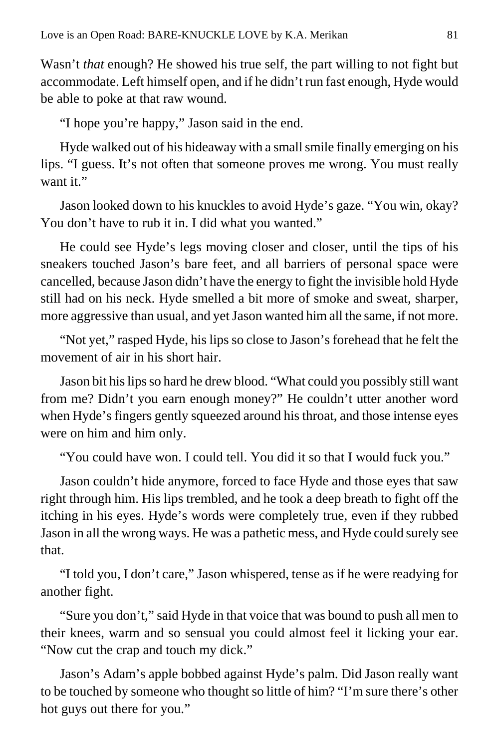Wasn't *that* enough? He showed his true self, the part willing to not fight but accommodate. Left himself open, and if he didn't run fast enough, Hyde would be able to poke at that raw wound.

"I hope you're happy," Jason said in the end.

Hyde walked out of his hideaway with a small smile finally emerging on his lips. "I guess. It's not often that someone proves me wrong. You must really want it."

Jason looked down to his knuckles to avoid Hyde's gaze. "You win, okay? You don't have to rub it in. I did what you wanted."

He could see Hyde's legs moving closer and closer, until the tips of his sneakers touched Jason's bare feet, and all barriers of personal space were cancelled, because Jason didn't have the energy to fight the invisible hold Hyde still had on his neck. Hyde smelled a bit more of smoke and sweat, sharper, more aggressive than usual, and yet Jason wanted him all the same, if not more.

"Not yet," rasped Hyde, his lips so close to Jason's forehead that he felt the movement of air in his short hair.

Jason bit his lips so hard he drew blood. "What could you possibly still want from me? Didn't you earn enough money?" He couldn't utter another word when Hyde's fingers gently squeezed around his throat, and those intense eyes were on him and him only.

"You could have won. I could tell. You did it so that I would fuck you."

Jason couldn't hide anymore, forced to face Hyde and those eyes that saw right through him. His lips trembled, and he took a deep breath to fight off the itching in his eyes. Hyde's words were completely true, even if they rubbed Jason in all the wrong ways. He was a pathetic mess, and Hyde could surely see that.

"I told you, I don't care," Jason whispered, tense as if he were readying for another fight.

"Sure you don't," said Hyde in that voice that was bound to push all men to their knees, warm and so sensual you could almost feel it licking your ear. "Now cut the crap and touch my dick."

Jason's Adam's apple bobbed against Hyde's palm. Did Jason really want to be touched by someone who thought so little of him? "I'm sure there's other hot guys out there for you."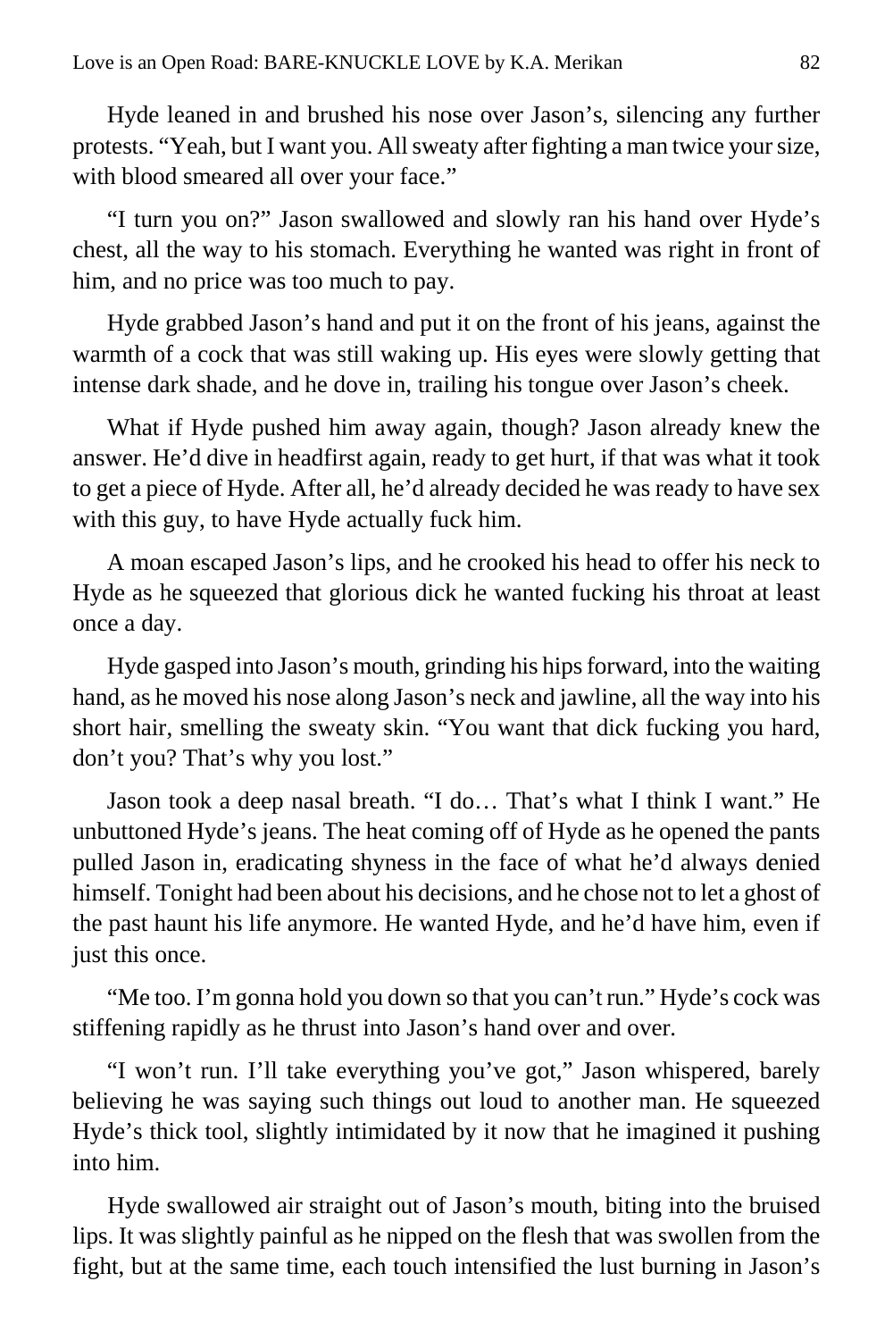Hyde leaned in and brushed his nose over Jason's, silencing any further protests. "Yeah, but I want you. All sweaty after fighting a man twice your size, with blood smeared all over your face."

"I turn you on?" Jason swallowed and slowly ran his hand over Hyde's chest, all the way to his stomach. Everything he wanted was right in front of him, and no price was too much to pay.

Hyde grabbed Jason's hand and put it on the front of his jeans, against the warmth of a cock that was still waking up. His eyes were slowly getting that intense dark shade, and he dove in, trailing his tongue over Jason's cheek.

What if Hyde pushed him away again, though? Jason already knew the answer. He'd dive in headfirst again, ready to get hurt, if that was what it took to get a piece of Hyde. After all, he'd already decided he was ready to have sex with this guy, to have Hyde actually fuck him.

A moan escaped Jason's lips, and he crooked his head to offer his neck to Hyde as he squeezed that glorious dick he wanted fucking his throat at least once a day.

Hyde gasped into Jason's mouth, grinding his hips forward, into the waiting hand, as he moved his nose along Jason's neck and jawline, all the way into his short hair, smelling the sweaty skin. "You want that dick fucking you hard, don't you? That's why you lost."

Jason took a deep nasal breath. "I do… That's what I think I want." He unbuttoned Hyde's jeans. The heat coming off of Hyde as he opened the pants pulled Jason in, eradicating shyness in the face of what he'd always denied himself. Tonight had been about his decisions, and he chose not to let a ghost of the past haunt his life anymore. He wanted Hyde, and he'd have him, even if just this once.

"Me too. I'm gonna hold you down so that you can't run." Hyde's cock was stiffening rapidly as he thrust into Jason's hand over and over.

"I won't run. I'll take everything you've got," Jason whispered, barely believing he was saying such things out loud to another man. He squeezed Hyde's thick tool, slightly intimidated by it now that he imagined it pushing into him.

Hyde swallowed air straight out of Jason's mouth, biting into the bruised lips. It was slightly painful as he nipped on the flesh that was swollen from the fight, but at the same time, each touch intensified the lust burning in Jason's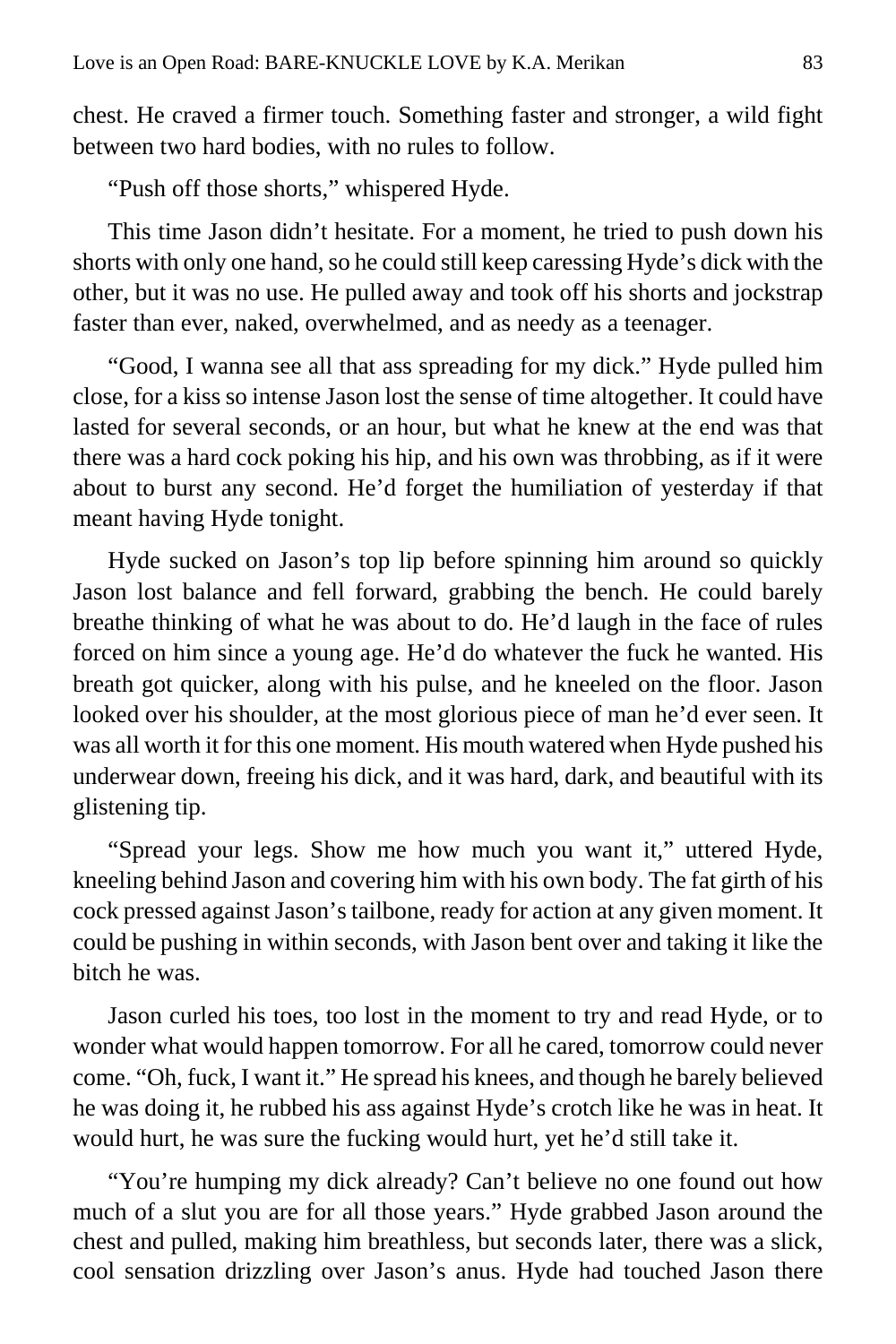chest. He craved a firmer touch. Something faster and stronger, a wild fight between two hard bodies, with no rules to follow.

"Push off those shorts," whispered Hyde.

This time Jason didn't hesitate. For a moment, he tried to push down his shorts with only one hand, so he could still keep caressing Hyde's dick with the other, but it was no use. He pulled away and took off his shorts and jockstrap faster than ever, naked, overwhelmed, and as needy as a teenager.

"Good, I wanna see all that ass spreading for my dick." Hyde pulled him close, for a kiss so intense Jason lost the sense of time altogether. It could have lasted for several seconds, or an hour, but what he knew at the end was that there was a hard cock poking his hip, and his own was throbbing, as if it were about to burst any second. He'd forget the humiliation of yesterday if that meant having Hyde tonight.

Hyde sucked on Jason's top lip before spinning him around so quickly Jason lost balance and fell forward, grabbing the bench. He could barely breathe thinking of what he was about to do. He'd laugh in the face of rules forced on him since a young age. He'd do whatever the fuck he wanted. His breath got quicker, along with his pulse, and he kneeled on the floor. Jason looked over his shoulder, at the most glorious piece of man he'd ever seen. It was all worth it for this one moment. His mouth watered when Hyde pushed his underwear down, freeing his dick, and it was hard, dark, and beautiful with its glistening tip.

"Spread your legs. Show me how much you want it," uttered Hyde, kneeling behind Jason and covering him with his own body. The fat girth of his cock pressed against Jason's tailbone, ready for action at any given moment. It could be pushing in within seconds, with Jason bent over and taking it like the bitch he was.

Jason curled his toes, too lost in the moment to try and read Hyde, or to wonder what would happen tomorrow. For all he cared, tomorrow could never come. "Oh, fuck, I want it." He spread his knees, and though he barely believed he was doing it, he rubbed his ass against Hyde's crotch like he was in heat. It would hurt, he was sure the fucking would hurt, yet he'd still take it.

"You're humping my dick already? Can't believe no one found out how much of a slut you are for all those years." Hyde grabbed Jason around the chest and pulled, making him breathless, but seconds later, there was a slick, cool sensation drizzling over Jason's anus. Hyde had touched Jason there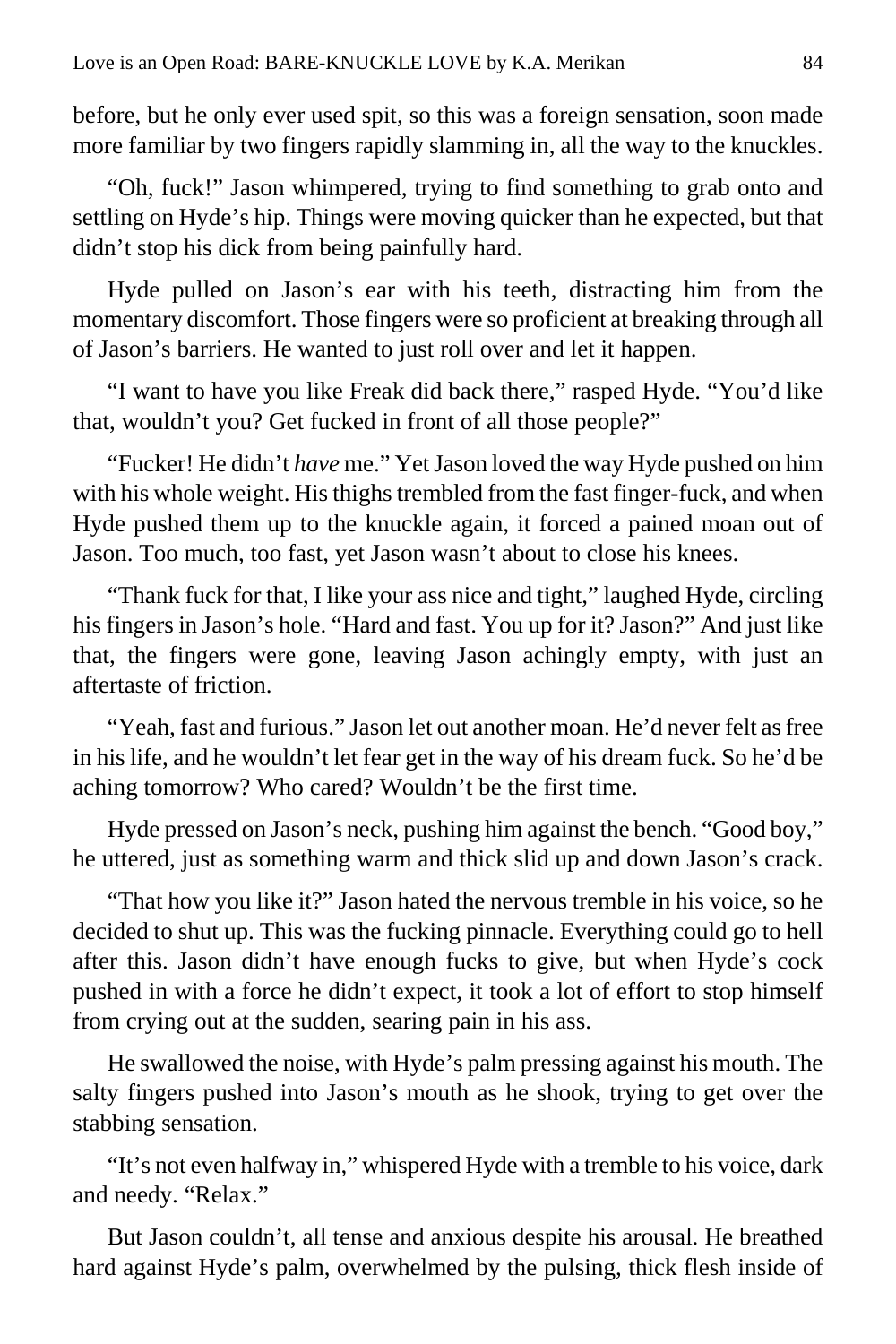before, but he only ever used spit, so this was a foreign sensation, soon made more familiar by two fingers rapidly slamming in, all the way to the knuckles.

"Oh, fuck!" Jason whimpered, trying to find something to grab onto and settling on Hyde's hip. Things were moving quicker than he expected, but that didn't stop his dick from being painfully hard.

Hyde pulled on Jason's ear with his teeth, distracting him from the momentary discomfort. Those fingers were so proficient at breaking through all of Jason's barriers. He wanted to just roll over and let it happen.

"I want to have you like Freak did back there," rasped Hyde. "You'd like that, wouldn't you? Get fucked in front of all those people?"

"Fucker! He didn't *have* me." Yet Jason loved the way Hyde pushed on him with his whole weight. His thighs trembled from the fast finger-fuck, and when Hyde pushed them up to the knuckle again, it forced a pained moan out of Jason. Too much, too fast, yet Jason wasn't about to close his knees.

"Thank fuck for that, I like your ass nice and tight," laughed Hyde, circling his fingers in Jason's hole. "Hard and fast. You up for it? Jason?" And just like that, the fingers were gone, leaving Jason achingly empty, with just an aftertaste of friction.

"Yeah, fast and furious." Jason let out another moan. He'd never felt as free in his life, and he wouldn't let fear get in the way of his dream fuck. So he'd be aching tomorrow? Who cared? Wouldn't be the first time.

Hyde pressed on Jason's neck, pushing him against the bench. "Good boy," he uttered, just as something warm and thick slid up and down Jason's crack.

"That how you like it?" Jason hated the nervous tremble in his voice, so he decided to shut up. This was the fucking pinnacle. Everything could go to hell after this. Jason didn't have enough fucks to give, but when Hyde's cock pushed in with a force he didn't expect, it took a lot of effort to stop himself from crying out at the sudden, searing pain in his ass.

He swallowed the noise, with Hyde's palm pressing against his mouth. The salty fingers pushed into Jason's mouth as he shook, trying to get over the stabbing sensation.

"It's not even halfway in," whispered Hyde with a tremble to his voice, dark and needy. "Relax."

But Jason couldn't, all tense and anxious despite his arousal. He breathed hard against Hyde's palm, overwhelmed by the pulsing, thick flesh inside of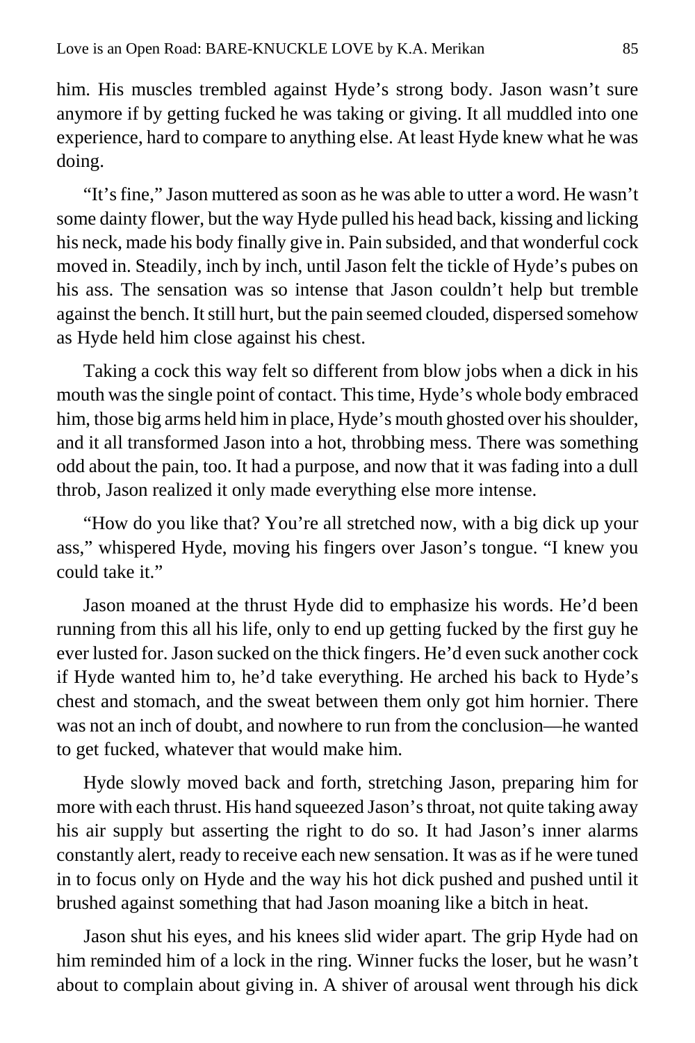him. His muscles trembled against Hyde's strong body. Jason wasn't sure anymore if by getting fucked he was taking or giving. It all muddled into one experience, hard to compare to anything else. At least Hyde knew what he was doing.

"It's fine," Jason muttered as soon as he was able to utter a word. He wasn't some dainty flower, but the way Hyde pulled his head back, kissing and licking his neck, made his body finally give in. Pain subsided, and that wonderful cock moved in. Steadily, inch by inch, until Jason felt the tickle of Hyde's pubes on his ass. The sensation was so intense that Jason couldn't help but tremble against the bench. It still hurt, but the pain seemed clouded, dispersed somehow as Hyde held him close against his chest.

Taking a cock this way felt so different from blow jobs when a dick in his mouth was the single point of contact. This time, Hyde's whole body embraced him, those big arms held him in place, Hyde's mouth ghosted over his shoulder, and it all transformed Jason into a hot, throbbing mess. There was something odd about the pain, too. It had a purpose, and now that it was fading into a dull throb, Jason realized it only made everything else more intense.

"How do you like that? You're all stretched now, with a big dick up your ass," whispered Hyde, moving his fingers over Jason's tongue. "I knew you could take it."

Jason moaned at the thrust Hyde did to emphasize his words. He'd been running from this all his life, only to end up getting fucked by the first guy he ever lusted for. Jason sucked on the thick fingers. He'd even suck another cock if Hyde wanted him to, he'd take everything. He arched his back to Hyde's chest and stomach, and the sweat between them only got him hornier. There was not an inch of doubt, and nowhere to run from the conclusion—he wanted to get fucked, whatever that would make him.

Hyde slowly moved back and forth, stretching Jason, preparing him for more with each thrust. His hand squeezed Jason's throat, not quite taking away his air supply but asserting the right to do so. It had Jason's inner alarms constantly alert, ready to receive each new sensation. It was as if he were tuned in to focus only on Hyde and the way his hot dick pushed and pushed until it brushed against something that had Jason moaning like a bitch in heat.

Jason shut his eyes, and his knees slid wider apart. The grip Hyde had on him reminded him of a lock in the ring. Winner fucks the loser, but he wasn't about to complain about giving in. A shiver of arousal went through his dick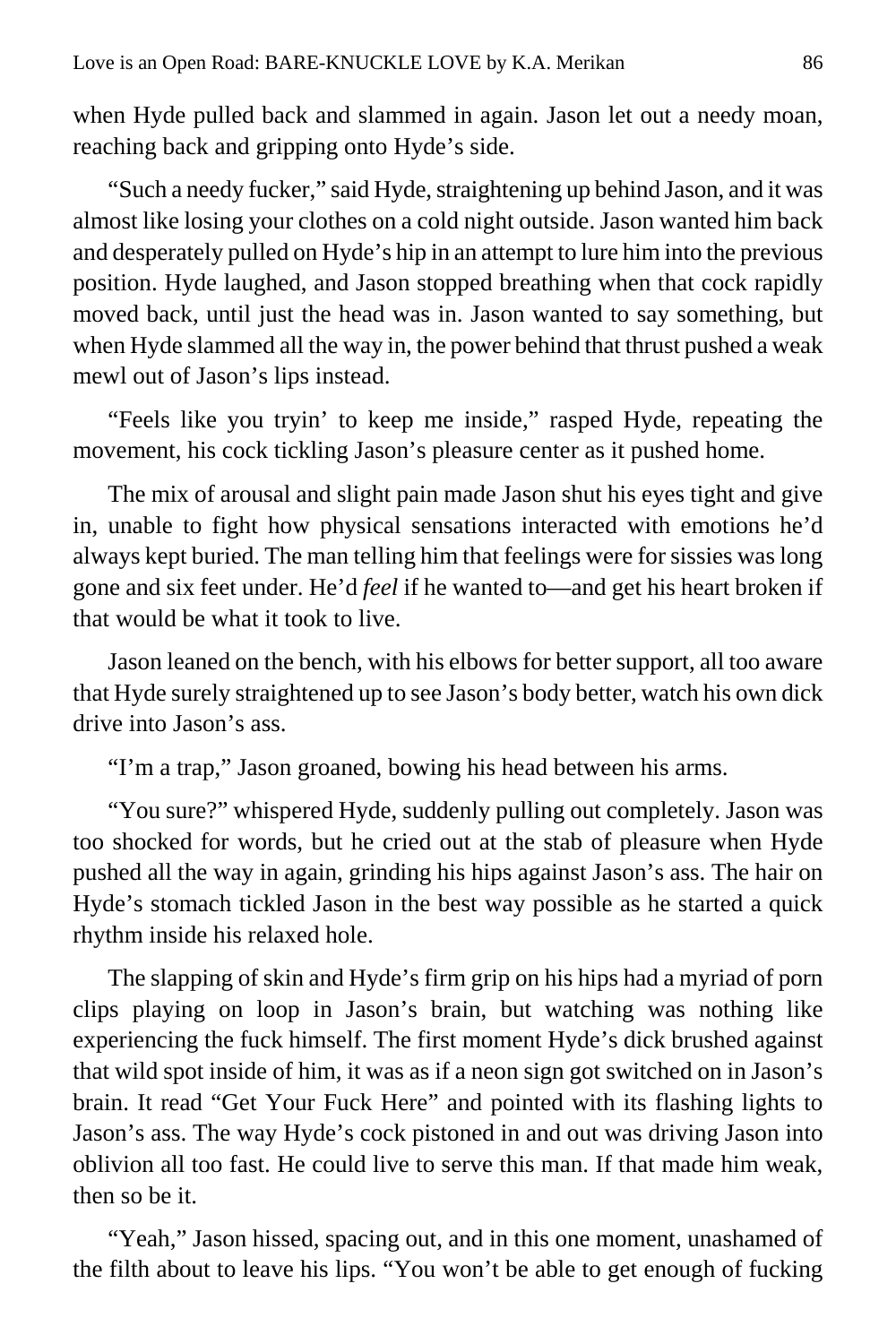when Hyde pulled back and slammed in again. Jason let out a needy moan, reaching back and gripping onto Hyde's side.

"Such a needy fucker," said Hyde, straightening up behind Jason, and it was almost like losing your clothes on a cold night outside. Jason wanted him back and desperately pulled on Hyde's hip in an attempt to lure him into the previous position. Hyde laughed, and Jason stopped breathing when that cock rapidly moved back, until just the head was in. Jason wanted to say something, but when Hyde slammed all the way in, the power behind that thrust pushed a weak mewl out of Jason's lips instead.

"Feels like you tryin' to keep me inside," rasped Hyde, repeating the movement, his cock tickling Jason's pleasure center as it pushed home.

The mix of arousal and slight pain made Jason shut his eyes tight and give in, unable to fight how physical sensations interacted with emotions he'd always kept buried. The man telling him that feelings were for sissies was long gone and six feet under. He'd *feel* if he wanted to—and get his heart broken if that would be what it took to live.

Jason leaned on the bench, with his elbows for better support, all too aware that Hyde surely straightened up to see Jason's body better, watch his own dick drive into Jason's ass.

"I'm a trap," Jason groaned, bowing his head between his arms.

"You sure?" whispered Hyde, suddenly pulling out completely. Jason was too shocked for words, but he cried out at the stab of pleasure when Hyde pushed all the way in again, grinding his hips against Jason's ass. The hair on Hyde's stomach tickled Jason in the best way possible as he started a quick rhythm inside his relaxed hole.

The slapping of skin and Hyde's firm grip on his hips had a myriad of porn clips playing on loop in Jason's brain, but watching was nothing like experiencing the fuck himself. The first moment Hyde's dick brushed against that wild spot inside of him, it was as if a neon sign got switched on in Jason's brain. It read "Get Your Fuck Here" and pointed with its flashing lights to Jason's ass. The way Hyde's cock pistoned in and out was driving Jason into oblivion all too fast. He could live to serve this man. If that made him weak, then so be it.

"Yeah," Jason hissed, spacing out, and in this one moment, unashamed of the filth about to leave his lips. "You won't be able to get enough of fucking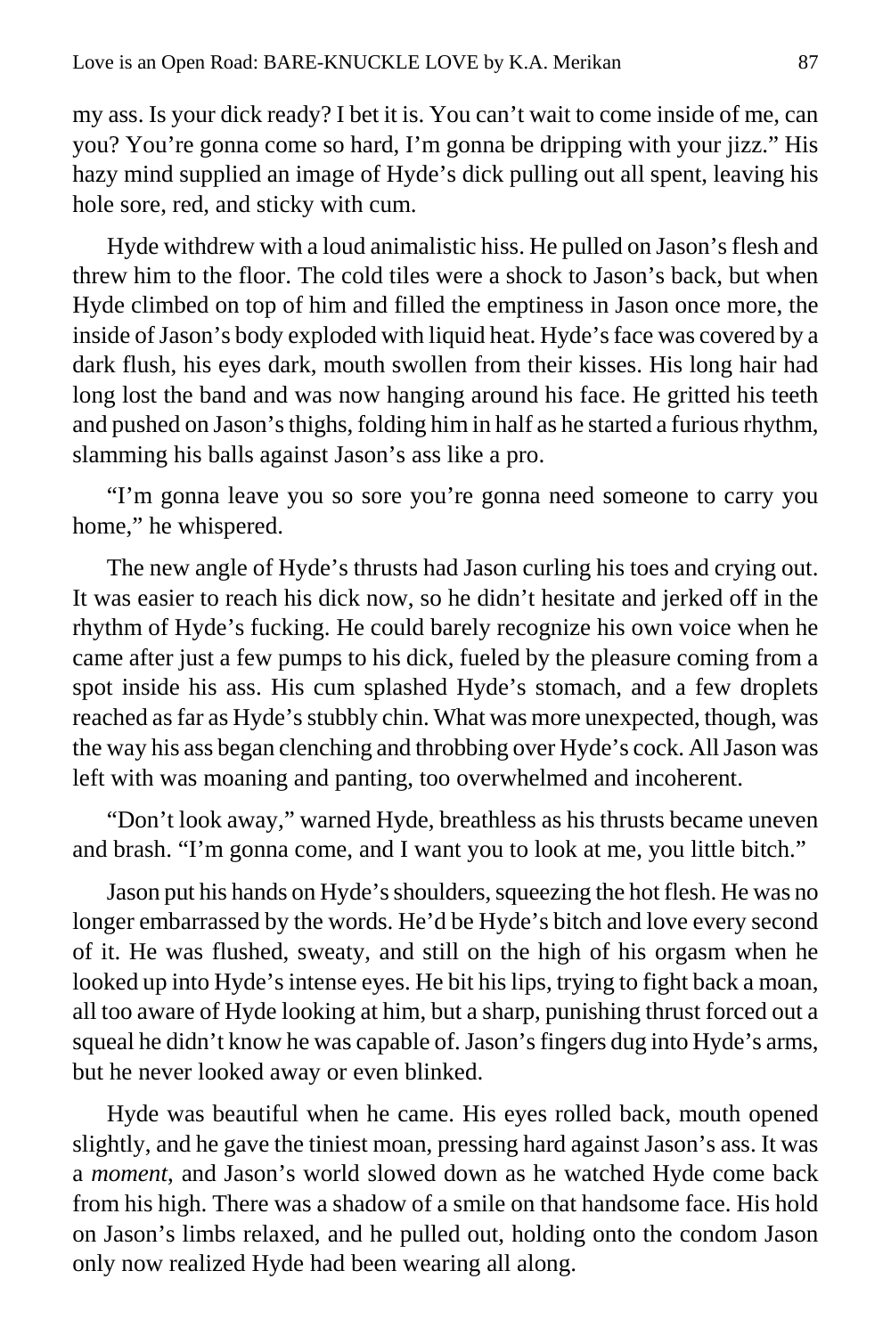my ass. Is your dick ready? I bet it is. You can't wait to come inside of me, can you? You're gonna come so hard, I'm gonna be dripping with your jizz." His hazy mind supplied an image of Hyde's dick pulling out all spent, leaving his hole sore, red, and sticky with cum.

Hyde withdrew with a loud animalistic hiss. He pulled on Jason's flesh and threw him to the floor. The cold tiles were a shock to Jason's back, but when Hyde climbed on top of him and filled the emptiness in Jason once more, the inside of Jason's body exploded with liquid heat. Hyde's face was covered by a dark flush, his eyes dark, mouth swollen from their kisses. His long hair had long lost the band and was now hanging around his face. He gritted his teeth and pushed on Jason's thighs, folding him in half as he started a furious rhythm, slamming his balls against Jason's ass like a pro.

"I'm gonna leave you so sore you're gonna need someone to carry you home," he whispered.

The new angle of Hyde's thrusts had Jason curling his toes and crying out. It was easier to reach his dick now, so he didn't hesitate and jerked off in the rhythm of Hyde's fucking. He could barely recognize his own voice when he came after just a few pumps to his dick, fueled by the pleasure coming from a spot inside his ass. His cum splashed Hyde's stomach, and a few droplets reached as far as Hyde's stubbly chin. What was more unexpected, though, was the way his ass began clenching and throbbing over Hyde's cock. All Jason was left with was moaning and panting, too overwhelmed and incoherent.

"Don't look away," warned Hyde, breathless as his thrusts became uneven and brash. "I'm gonna come, and I want you to look at me, you little bitch."

Jason put his hands on Hyde's shoulders, squeezing the hot flesh. He was no longer embarrassed by the words. He'd be Hyde's bitch and love every second of it. He was flushed, sweaty, and still on the high of his orgasm when he looked up into Hyde's intense eyes. He bit his lips, trying to fight back a moan, all too aware of Hyde looking at him, but a sharp, punishing thrust forced out a squeal he didn't know he was capable of. Jason's fingers dug into Hyde's arms, but he never looked away or even blinked.

Hyde was beautiful when he came. His eyes rolled back, mouth opened slightly, and he gave the tiniest moan, pressing hard against Jason's ass. It was a *moment*, and Jason's world slowed down as he watched Hyde come back from his high. There was a shadow of a smile on that handsome face. His hold on Jason's limbs relaxed, and he pulled out, holding onto the condom Jason only now realized Hyde had been wearing all along.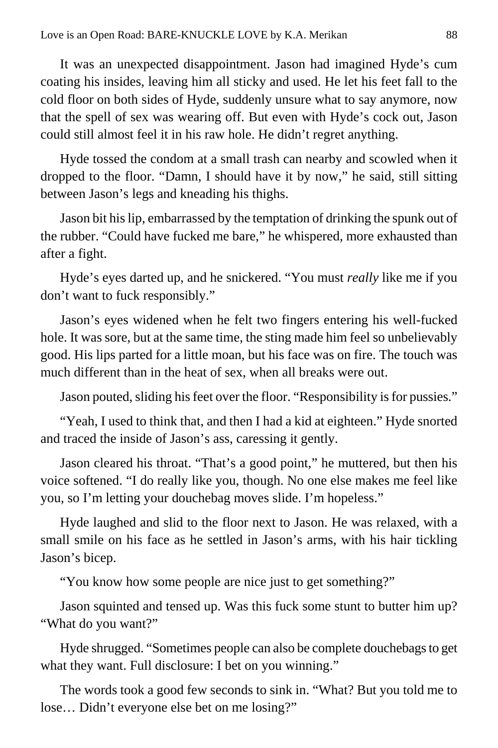It was an unexpected disappointment. Jason had imagined Hyde's cum coating his insides, leaving him all sticky and used. He let his feet fall to the cold floor on both sides of Hyde, suddenly unsure what to say anymore, now that the spell of sex was wearing off. But even with Hyde's cock out, Jason could still almost feel it in his raw hole. He didn't regret anything.

Hyde tossed the condom at a small trash can nearby and scowled when it dropped to the floor. "Damn, I should have it by now," he said, still sitting between Jason's legs and kneading his thighs.

Jason bit his lip, embarrassed by the temptation of drinking the spunk out of the rubber. "Could have fucked me bare," he whispered, more exhausted than after a fight.

Hyde's eyes darted up, and he snickered. "You must *really* like me if you don't want to fuck responsibly."

Jason's eyes widened when he felt two fingers entering his well-fucked hole. It was sore, but at the same time, the sting made him feel so unbelievably good. His lips parted for a little moan, but his face was on fire. The touch was much different than in the heat of sex, when all breaks were out.

Jason pouted, sliding his feet over the floor. "Responsibility is for pussies."

"Yeah, I used to think that, and then I had a kid at eighteen." Hyde snorted and traced the inside of Jason's ass, caressing it gently.

Jason cleared his throat. "That's a good point," he muttered, but then his voice softened. "I do really like you, though. No one else makes me feel like you, so I'm letting your douchebag moves slide. I'm hopeless."

Hyde laughed and slid to the floor next to Jason. He was relaxed, with a small smile on his face as he settled in Jason's arms, with his hair tickling Jason's bicep.

"You know how some people are nice just to get something?"

Jason squinted and tensed up. Was this fuck some stunt to butter him up? "What do you want?"

Hyde shrugged. "Sometimes people can also be complete douchebags to get what they want. Full disclosure: I bet on you winning."

The words took a good few seconds to sink in. "What? But you told me to lose… Didn't everyone else bet on me losing?"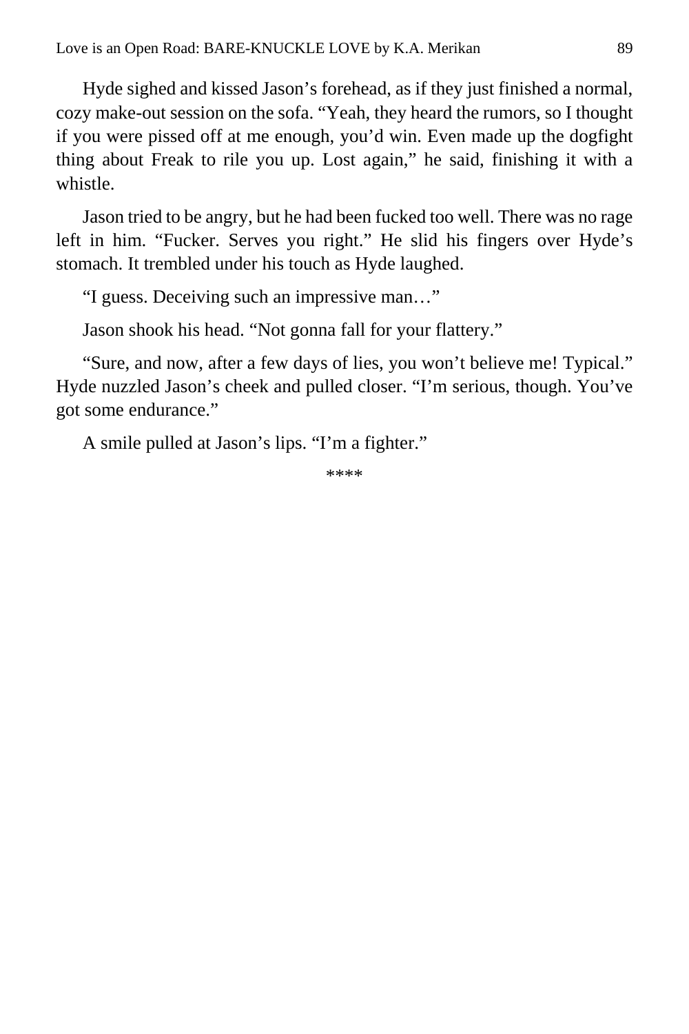Hyde sighed and kissed Jason's forehead, as if they just finished a normal, cozy make-out session on the sofa. "Yeah, they heard the rumors, so I thought if you were pissed off at me enough, you'd win. Even made up the dogfight thing about Freak to rile you up. Lost again," he said, finishing it with a whistle.

Jason tried to be angry, but he had been fucked too well. There was no rage left in him. "Fucker. Serves you right." He slid his fingers over Hyde's stomach. It trembled under his touch as Hyde laughed.

"I guess. Deceiving such an impressive man…"

Jason shook his head. "Not gonna fall for your flattery."

"Sure, and now, after a few days of lies, you won't believe me! Typical." Hyde nuzzled Jason's cheek and pulled closer. "I'm serious, though. You've got some endurance."

A smile pulled at Jason's lips. "I'm a fighter."

****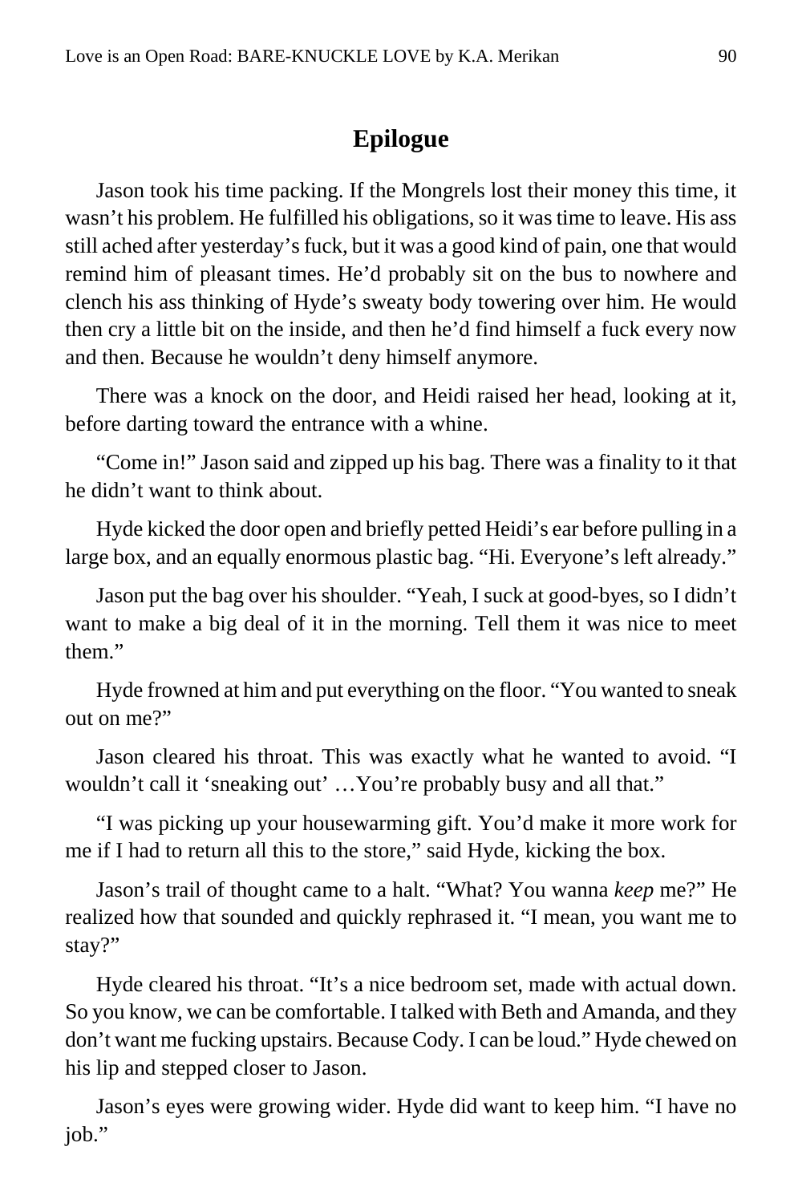## Epilogue

Jason took his time packing. If the Mongrels lost their money this time, it wasn't his problem. He fulfilled his obligations, so it was time to leave. His ass still ached after yesterday's fuck, but it was a good kind of pain, one that would remind him of pleasant times. He'd probably sit on the bus to nowhere and clench his ass thinking of Hyde's sweaty body towering over him. He would then cry a little bit on the inside, and then he'd find himself a fuck every now and then. Because he wouldn't deny himself anymore.

There was a knock on the door, and Heidi raised her head, looking at it, before darting toward the entrance with a whine.

"Come in!" Jason said and zipped up his bag. There was a finality to it that he didn't want to think about.

Hyde kicked the door open and briefly petted Heidi's ear before pulling in a large box, and an equally enormous plastic bag. "Hi. Everyone's left already."

Jason put the bag over his shoulder. "Yeah, I suck at good-byes, so I didn't want to make a big deal of it in the morning. Tell them it was nice to meet them."

Hyde frowned at him and put everything on the floor. "You wanted to sneak out on me?"

Jason cleared his throat. This was exactly what he wanted to avoid. "I wouldn't call it 'sneaking out' …You're probably busy and all that."

"I was picking up your housewarming gift. You'd make it more work for me if I had to return all this to the store," said Hyde, kicking the box.

Jason's trail of thought came to a halt. "What? You wanna *keep* me?" He realized how that sounded and quickly rephrased it. "I mean, you want me to stay?"

Hyde cleared his throat. "It's a nice bedroom set, made with actual down. So you know, we can be comfortable. I talked with Beth and Amanda, and they don't want me fucking upstairs. Because Cody. I can be loud." Hyde chewed on his lip and stepped closer to Jason.

Jason's eyes were growing wider. Hyde did want to keep him. "I have no job."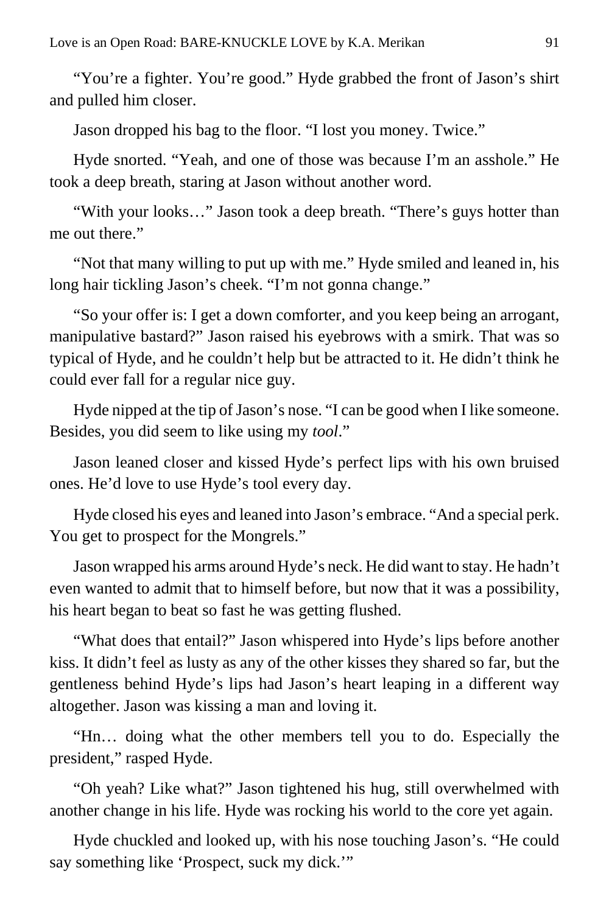"You're a fighter. You're good." Hyde grabbed the front of Jason's shirt and pulled him closer.

Jason dropped his bag to the floor. "I lost you money. Twice."

Hyde snorted. "Yeah, and one of those was because I'm an asshole." He took a deep breath, staring at Jason without another word.

"With your looks…" Jason took a deep breath. "There's guys hotter than me out there."

"Not that many willing to put up with me." Hyde smiled and leaned in, his long hair tickling Jason's cheek. "I'm not gonna change."

"So your offer is: I get a down comforter, and you keep being an arrogant, manipulative bastard?" Jason raised his eyebrows with a smirk. That was so typical of Hyde, and he couldn't help but be attracted to it. He didn't think he could ever fall for a regular nice guy.

Hyde nipped at the tip of Jason's nose. "I can be good when I like someone. Besides, you did seem to like using my *tool*."

Jason leaned closer and kissed Hyde's perfect lips with his own bruised ones. He'd love to use Hyde's tool every day.

Hyde closed his eyes and leaned into Jason's embrace. "And a special perk. You get to prospect for the Mongrels."

Jason wrapped his arms around Hyde's neck. He did want to stay. He hadn't even wanted to admit that to himself before, but now that it was a possibility, his heart began to beat so fast he was getting flushed.

"What does that entail?" Jason whispered into Hyde's lips before another kiss. It didn't feel as lusty as any of the other kisses they shared so far, but the gentleness behind Hyde's lips had Jason's heart leaping in a different way altogether. Jason was kissing a man and loving it.

"Hn… doing what the other members tell you to do. Especially the president," rasped Hyde.

"Oh yeah? Like what?" Jason tightened his hug, still overwhelmed with another change in his life. Hyde was rocking his world to the core yet again.

Hyde chuckled and looked up, with his nose touching Jason's. "He could say something like 'Prospect, suck my dick.'"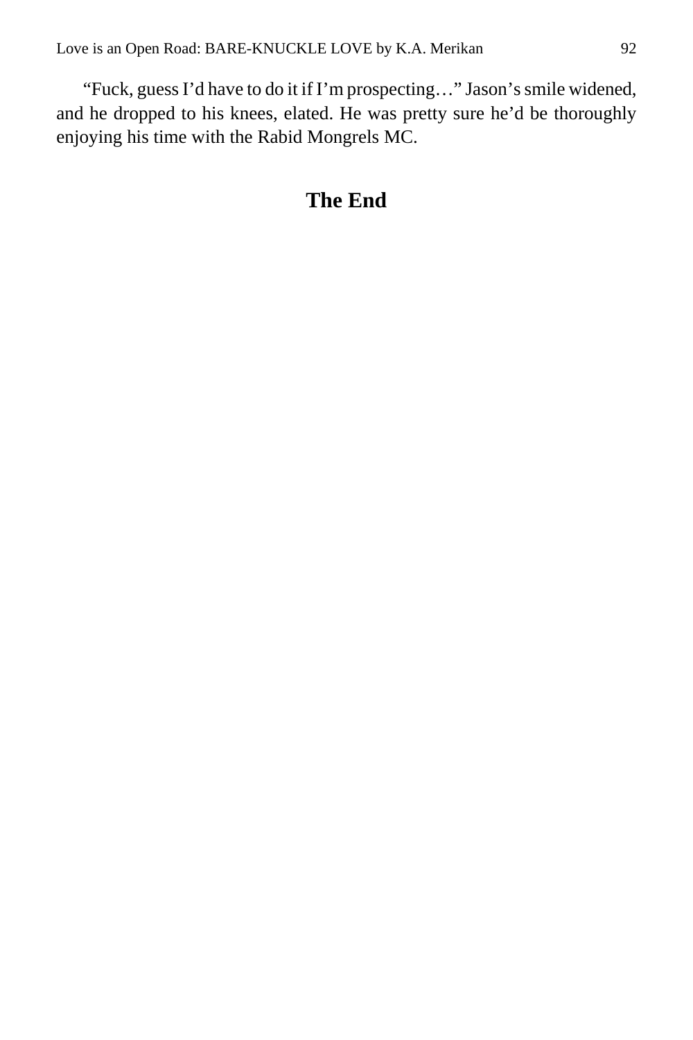"Fuck, guess I'd have to do it if I'm prospecting…" Jason's smile widened, and he dropped to his knees, elated. He was pretty sure he'd be thoroughly enjoying his time with the Rabid Mongrels MC.

## The End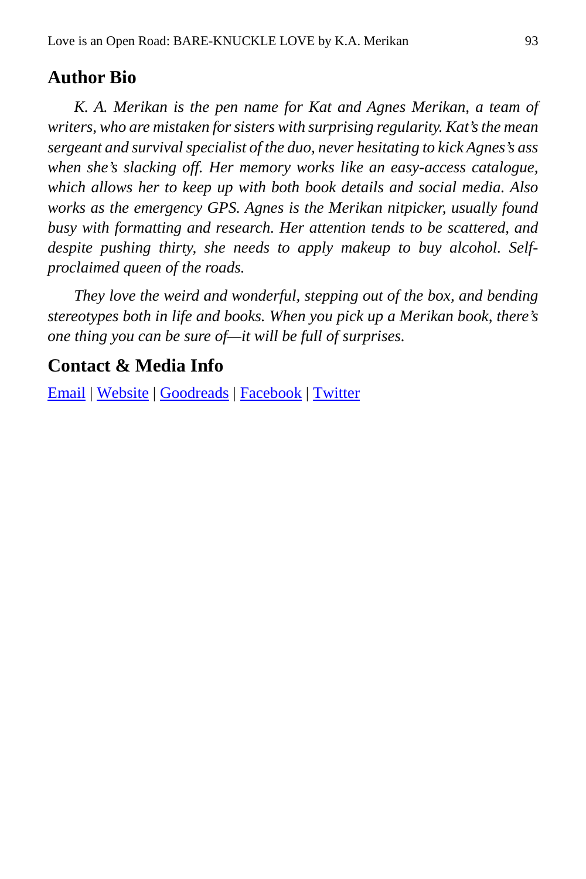## Author Bio

*K. A. Merikan is the pen name for Kat and Agnes Merikan, a team of writers, who are mistaken for sisters with surprising regularity. Kat's the mean sergeant and survival specialist of the duo, never hesitating to kick Agnes's ass when she's slacking off. Her memory works like an easy-access catalogue, which allows her to keep up with both book details and social media. Also works as the emergency GPS. Agnes is the Merikan nitpicker, usually found busy with formatting and research. Her attention tends to be scattered, and despite pushing thirty, she needs to apply makeup to buy alcohol. Self-proclaimed queen of the roads.*

*They love the weird and wonderful, stepping out of the box, and bending stereotypes both in life and books. When you pick up a Merikan book, there's one thing you can be sure of—it will be full of surprises.*

## Contact & Media Info

Email | Website | Goodreads | Facebook | Twitter